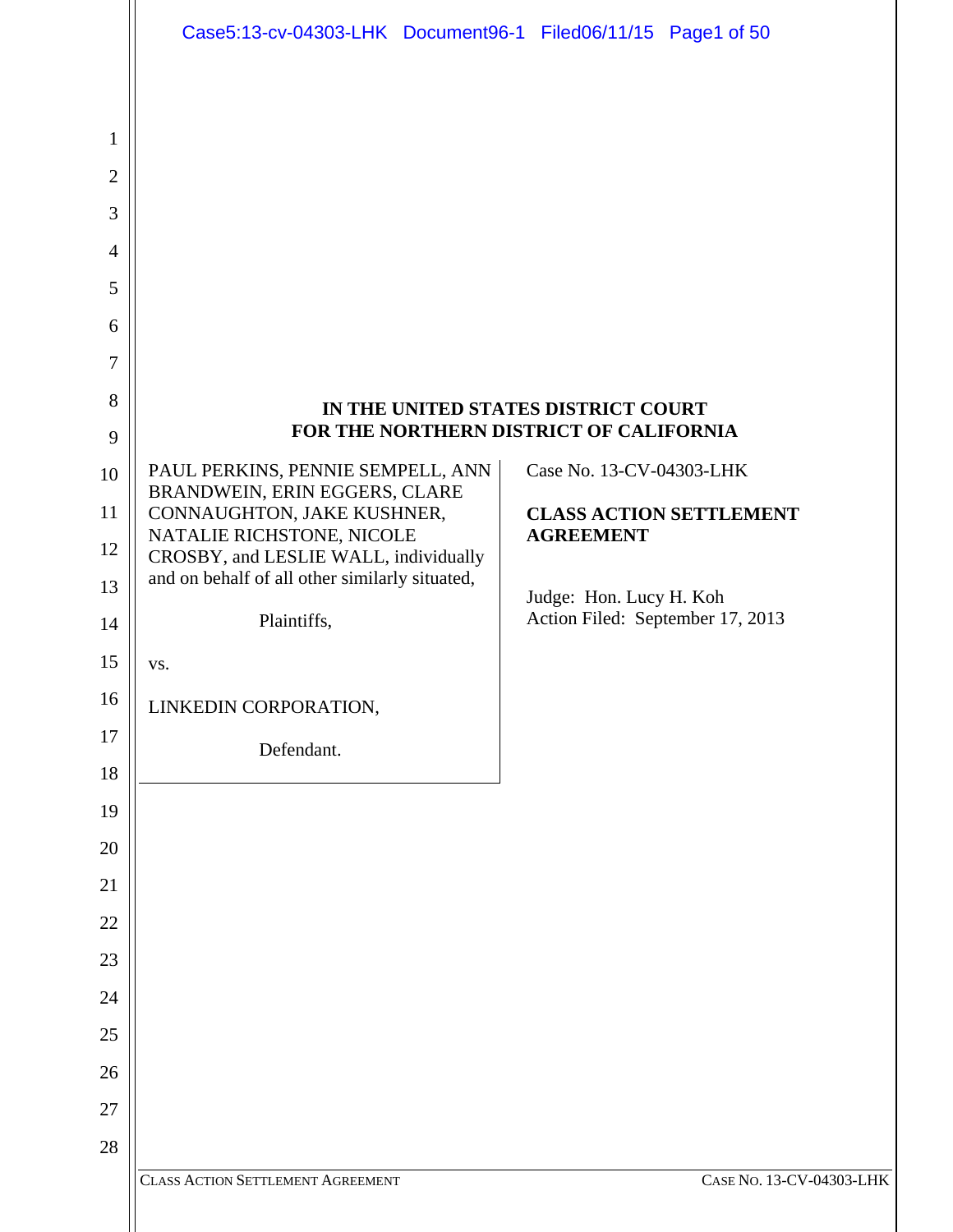**IN THE UNITED STATES DISTRICT COURT**
**FOR THE NORTHERN DISTRICT OF CALIFORNIA**

| | |
|---|---|
| PAUL PERKINS, PENNIE SEMPELL, ANN BRANDWEIN, ERIN EGGERS, CLARE CONNAUGHTON, JAKE KUSHNER, NATALIE RICHSTONE, NICOLE CROSBY, and LESLIE WALL, individually and on behalf of all other similarly situated,<br><br>Plaintiffs,<br><br>vs.<br><br>LINKEDIN CORPORATION,<br><br>Defendant. | Case No. 13-CV-04303-LHK<br><br>**CLASS ACTION SETTLEMENT AGREEMENT**<br><br>Judge: Hon. Lucy H. Koh<br>Action Filed: September 17, 2013 |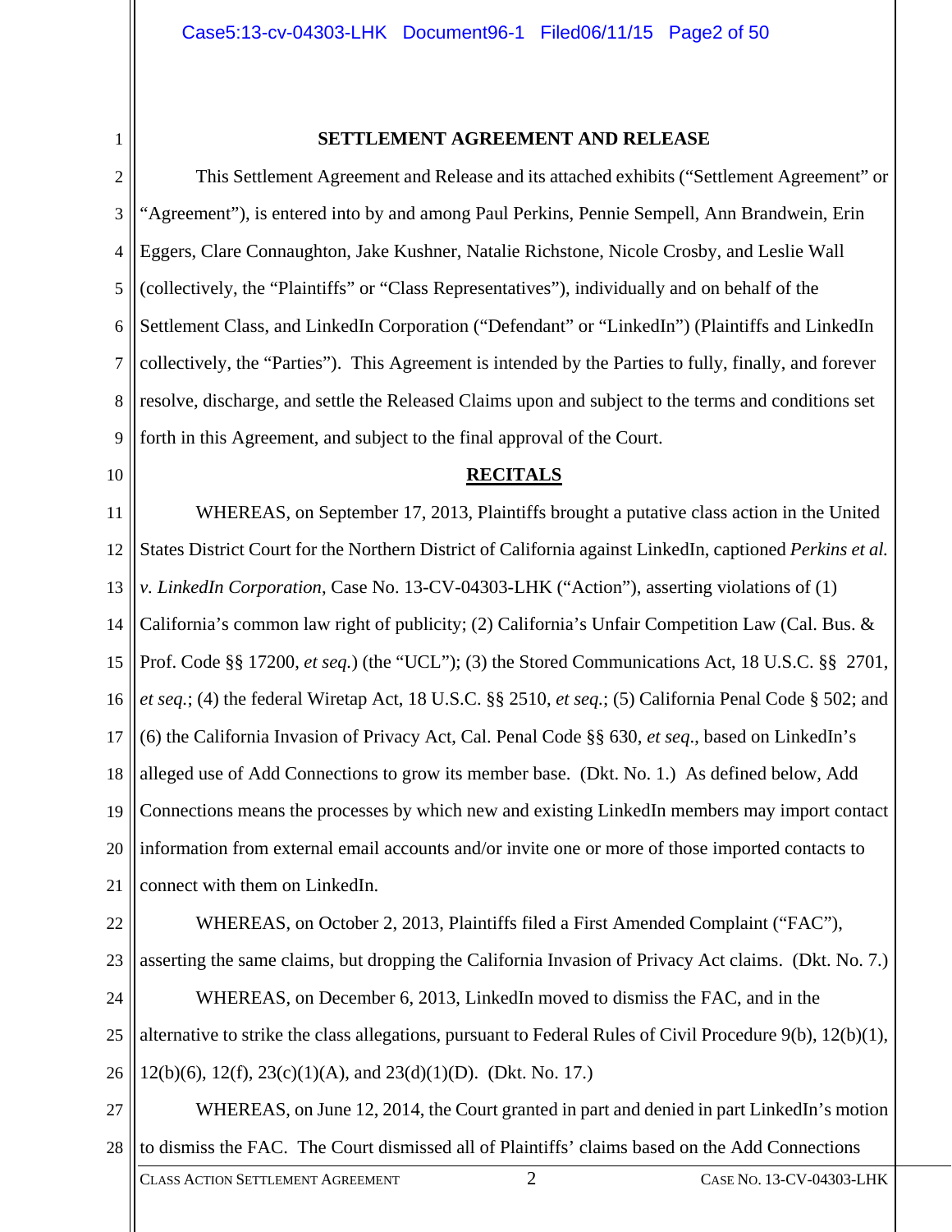**SETTLEMENT AGREEMENT AND RELEASE**

This Settlement Agreement and Release and its attached exhibits ("Settlement Agreement" or "Agreement"), is entered into by and among Paul Perkins, Pennie Sempell, Ann Brandwein, Erin Eggers, Clare Connaughton, Jake Kushner, Natalie Richstone, Nicole Crosby, and Leslie Wall (collectively, the "Plaintiffs" or "Class Representatives"), individually and on behalf of the Settlement Class, and LinkedIn Corporation ("Defendant" or "LinkedIn") (Plaintiffs and LinkedIn collectively, the "Parties"). This Agreement is intended by the Parties to fully, finally, and forever resolve, discharge, and settle the Released Claims upon and subject to the terms and conditions set forth in this Agreement, and subject to the final approval of the Court.

**RECITALS**

WHEREAS, on September 17, 2013, Plaintiffs brought a putative class action in the United States District Court for the Northern District of California against LinkedIn, captioned *Perkins et al. v. LinkedIn Corporation*, Case No. 13-CV-04303-LHK ("Action"), asserting violations of (1) California's common law right of publicity; (2) California's Unfair Competition Law (Cal. Bus. & Prof. Code §§ 17200, *et seq.*) (the "UCL"); (3) the Stored Communications Act, 18 U.S.C. §§ 2701, *et seq.*; (4) the federal Wiretap Act, 18 U.S.C. §§ 2510, *et seq.*; (5) California Penal Code § 502; and (6) the California Invasion of Privacy Act, Cal. Penal Code §§ 630, *et seq.*, based on LinkedIn's alleged use of Add Connections to grow its member base. (Dkt. No. 1.) As defined below, Add Connections means the processes by which new and existing LinkedIn members may import contact information from external email accounts and/or invite one or more of those imported contacts to connect with them on LinkedIn.

WHEREAS, on October 2, 2013, Plaintiffs filed a First Amended Complaint ("FAC"), asserting the same claims, but dropping the California Invasion of Privacy Act claims. (Dkt. No. 7.)

WHEREAS, on December 6, 2013, LinkedIn moved to dismiss the FAC, and in the alternative to strike the class allegations, pursuant to Federal Rules of Civil Procedure 9(b), 12(b)(1), 12(b)(6), 12(f), 23(c)(1)(A), and 23(d)(1)(D). (Dkt. No. 17.)

WHEREAS, on June 12, 2014, the Court granted in part and denied in part LinkedIn's motion to dismiss the FAC. The Court dismissed all of Plaintiffs' claims based on the Add Connections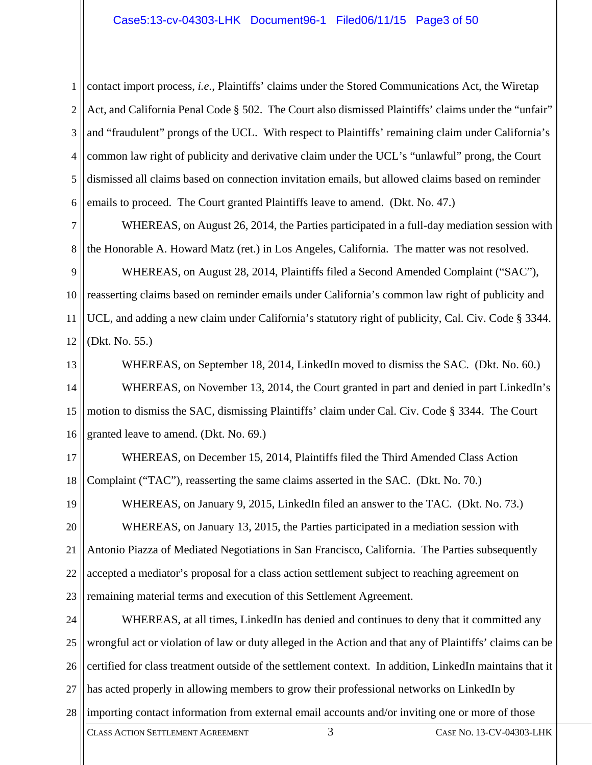contact import process, *i.e.*, Plaintiffs' claims under the Stored Communications Act, the Wiretap Act, and California Penal Code § 502. The Court also dismissed Plaintiffs' claims under the "unfair" and "fraudulent" prongs of the UCL. With respect to Plaintiffs' remaining claim under California's common law right of publicity and derivative claim under the UCL's "unlawful" prong, the Court dismissed all claims based on connection invitation emails, but allowed claims based on reminder emails to proceed. The Court granted Plaintiffs leave to amend. (Dkt. No. 47.)

WHEREAS, on August 26, 2014, the Parties participated in a full-day mediation session with the Honorable A. Howard Matz (ret.) in Los Angeles, California. The matter was not resolved.

WHEREAS, on August 28, 2014, Plaintiffs filed a Second Amended Complaint ("SAC"), reasserting claims based on reminder emails under California's common law right of publicity and UCL, and adding a new claim under California's statutory right of publicity, Cal. Civ. Code § 3344. (Dkt. No. 55.)

WHEREAS, on September 18, 2014, LinkedIn moved to dismiss the SAC. (Dkt. No. 60.)

WHEREAS, on November 13, 2014, the Court granted in part and denied in part LinkedIn's motion to dismiss the SAC, dismissing Plaintiffs' claim under Cal. Civ. Code § 3344. The Court granted leave to amend. (Dkt. No. 69.)

WHEREAS, on December 15, 2014, Plaintiffs filed the Third Amended Class Action Complaint ("TAC"), reasserting the same claims asserted in the SAC. (Dkt. No. 70.)

WHEREAS, on January 9, 2015, LinkedIn filed an answer to the TAC. (Dkt. No. 73.)

WHEREAS, on January 13, 2015, the Parties participated in a mediation session with Antonio Piazza of Mediated Negotiations in San Francisco, California. The Parties subsequently accepted a mediator's proposal for a class action settlement subject to reaching agreement on remaining material terms and execution of this Settlement Agreement.

WHEREAS, at all times, LinkedIn has denied and continues to deny that it committed any wrongful act or violation of law or duty alleged in the Action and that any of Plaintiffs' claims can be certified for class treatment outside of the settlement context. In addition, LinkedIn maintains that it has acted properly in allowing members to grow their professional networks on LinkedIn by importing contact information from external email accounts and/or inviting one or more of those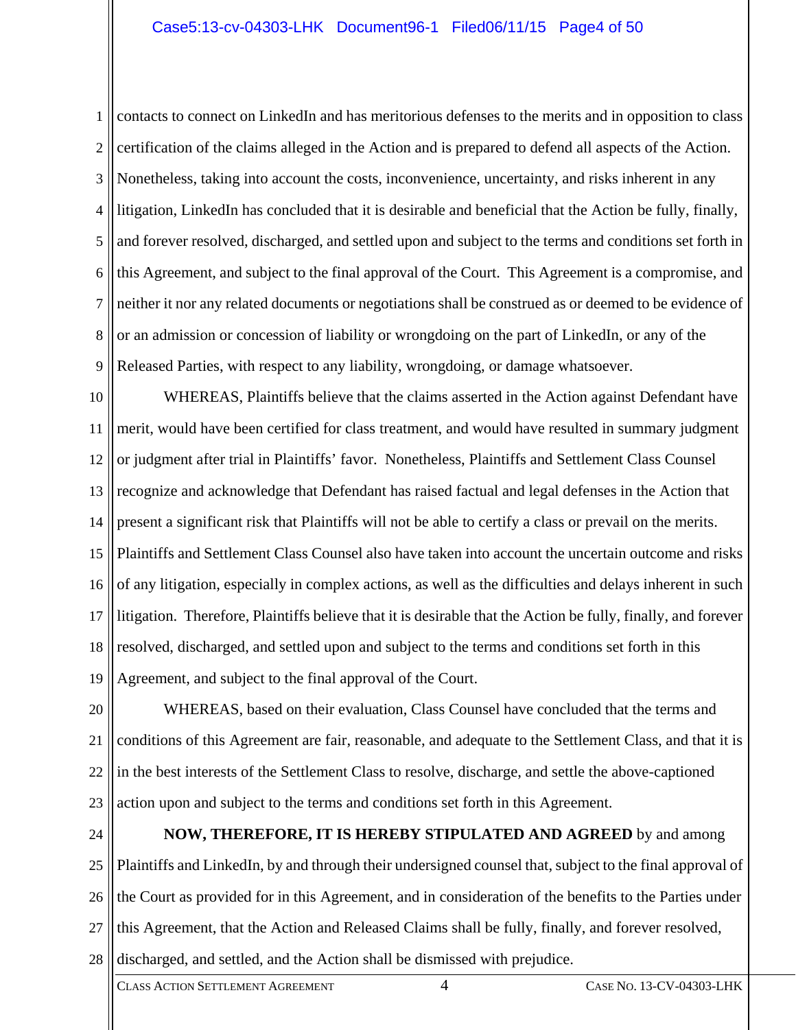contacts to connect on LinkedIn and has meritorious defenses to the merits and in opposition to class certification of the claims alleged in the Action and is prepared to defend all aspects of the Action. Nonetheless, taking into account the costs, inconvenience, uncertainty, and risks inherent in any litigation, LinkedIn has concluded that it is desirable and beneficial that the Action be fully, finally, and forever resolved, discharged, and settled upon and subject to the terms and conditions set forth in this Agreement, and subject to the final approval of the Court. This Agreement is a compromise, and neither it nor any related documents or negotiations shall be construed as or deemed to be evidence of or an admission or concession of liability or wrongdoing on the part of LinkedIn, or any of the Released Parties, with respect to any liability, wrongdoing, or damage whatsoever.

WHEREAS, Plaintiffs believe that the claims asserted in the Action against Defendant have merit, would have been certified for class treatment, and would have resulted in summary judgment or judgment after trial in Plaintiffs' favor. Nonetheless, Plaintiffs and Settlement Class Counsel recognize and acknowledge that Defendant has raised factual and legal defenses in the Action that present a significant risk that Plaintiffs will not be able to certify a class or prevail on the merits. Plaintiffs and Settlement Class Counsel also have taken into account the uncertain outcome and risks of any litigation, especially in complex actions, as well as the difficulties and delays inherent in such litigation. Therefore, Plaintiffs believe that it is desirable that the Action be fully, finally, and forever resolved, discharged, and settled upon and subject to the terms and conditions set forth in this Agreement, and subject to the final approval of the Court.

WHEREAS, based on their evaluation, Class Counsel have concluded that the terms and conditions of this Agreement are fair, reasonable, and adequate to the Settlement Class, and that it is in the best interests of the Settlement Class to resolve, discharge, and settle the above-captioned action upon and subject to the terms and conditions set forth in this Agreement.

**NOW, THEREFORE, IT IS HEREBY STIPULATED AND AGREED** by and among Plaintiffs and LinkedIn, by and through their undersigned counsel that, subject to the final approval of the Court as provided for in this Agreement, and in consideration of the benefits to the Parties under this Agreement, that the Action and Released Claims shall be fully, finally, and forever resolved, discharged, and settled, and the Action shall be dismissed with prejudice.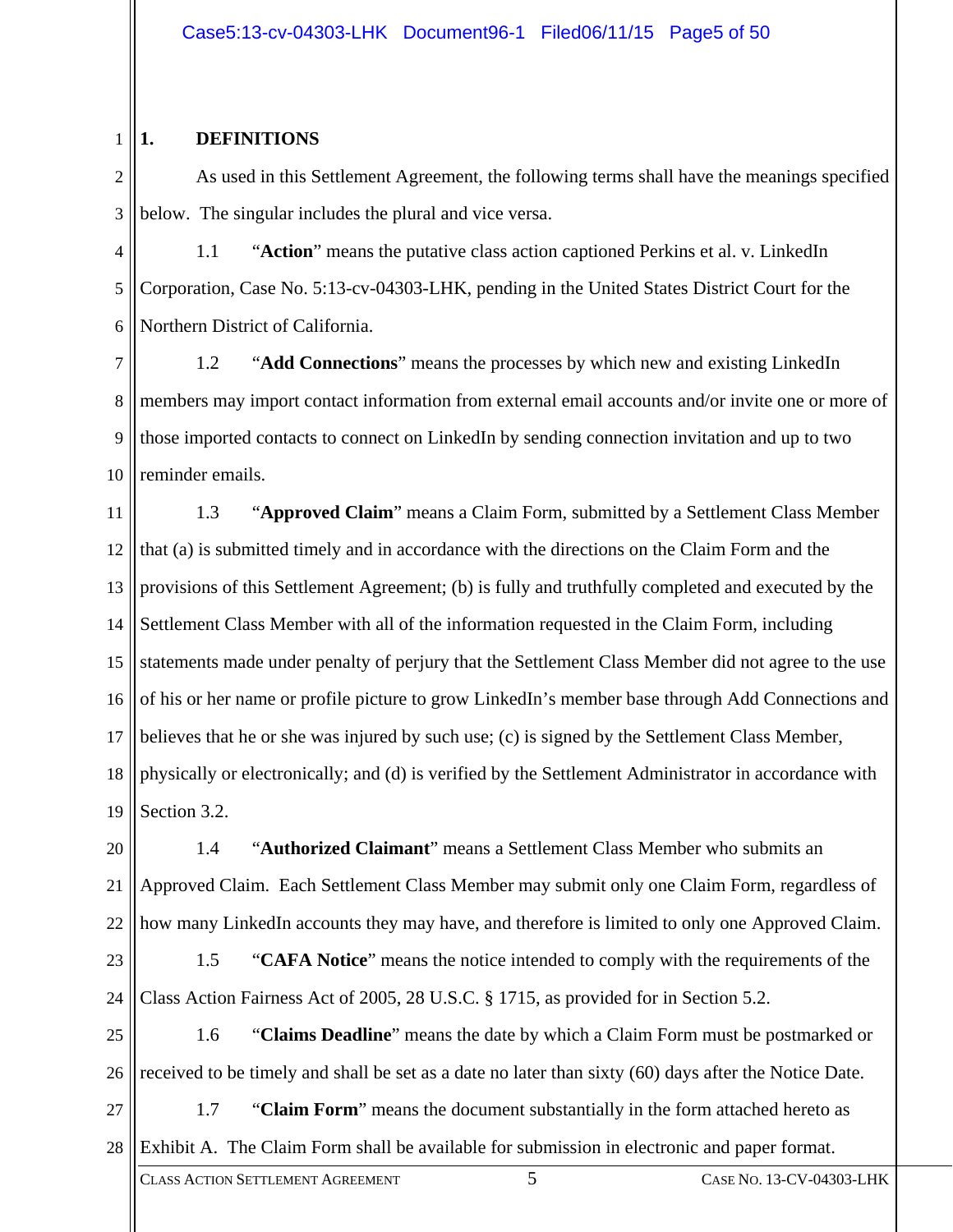## 1. DEFINITIONS

As used in this Settlement Agreement, the following terms shall have the meanings specified below. The singular includes the plural and vice versa.

1.1 "**Action**" means the putative class action captioned Perkins et al. v. LinkedIn Corporation, Case No. 5:13-cv-04303-LHK, pending in the United States District Court for the Northern District of California.

1.2 "**Add Connections**" means the processes by which new and existing LinkedIn members may import contact information from external email accounts and/or invite one or more of those imported contacts to connect on LinkedIn by sending connection invitation and up to two reminder emails.

1.3 "**Approved Claim**" means a Claim Form, submitted by a Settlement Class Member that (a) is submitted timely and in accordance with the directions on the Claim Form and the provisions of this Settlement Agreement; (b) is fully and truthfully completed and executed by the Settlement Class Member with all of the information requested in the Claim Form, including statements made under penalty of perjury that the Settlement Class Member did not agree to the use of his or her name or profile picture to grow LinkedIn's member base through Add Connections and believes that he or she was injured by such use; (c) is signed by the Settlement Class Member, physically or electronically; and (d) is verified by the Settlement Administrator in accordance with Section 3.2.

1.4 "**Authorized Claimant**" means a Settlement Class Member who submits an Approved Claim. Each Settlement Class Member may submit only one Claim Form, regardless of how many LinkedIn accounts they may have, and therefore is limited to only one Approved Claim.

1.5 "**CAFA Notice**" means the notice intended to comply with the requirements of the Class Action Fairness Act of 2005, 28 U.S.C. § 1715, as provided for in Section 5.2.

1.6 "**Claims Deadline**" means the date by which a Claim Form must be postmarked or received to be timely and shall be set as a date no later than sixty (60) days after the Notice Date.

1.7 "**Claim Form**" means the document substantially in the form attached hereto as Exhibit A. The Claim Form shall be available for submission in electronic and paper format.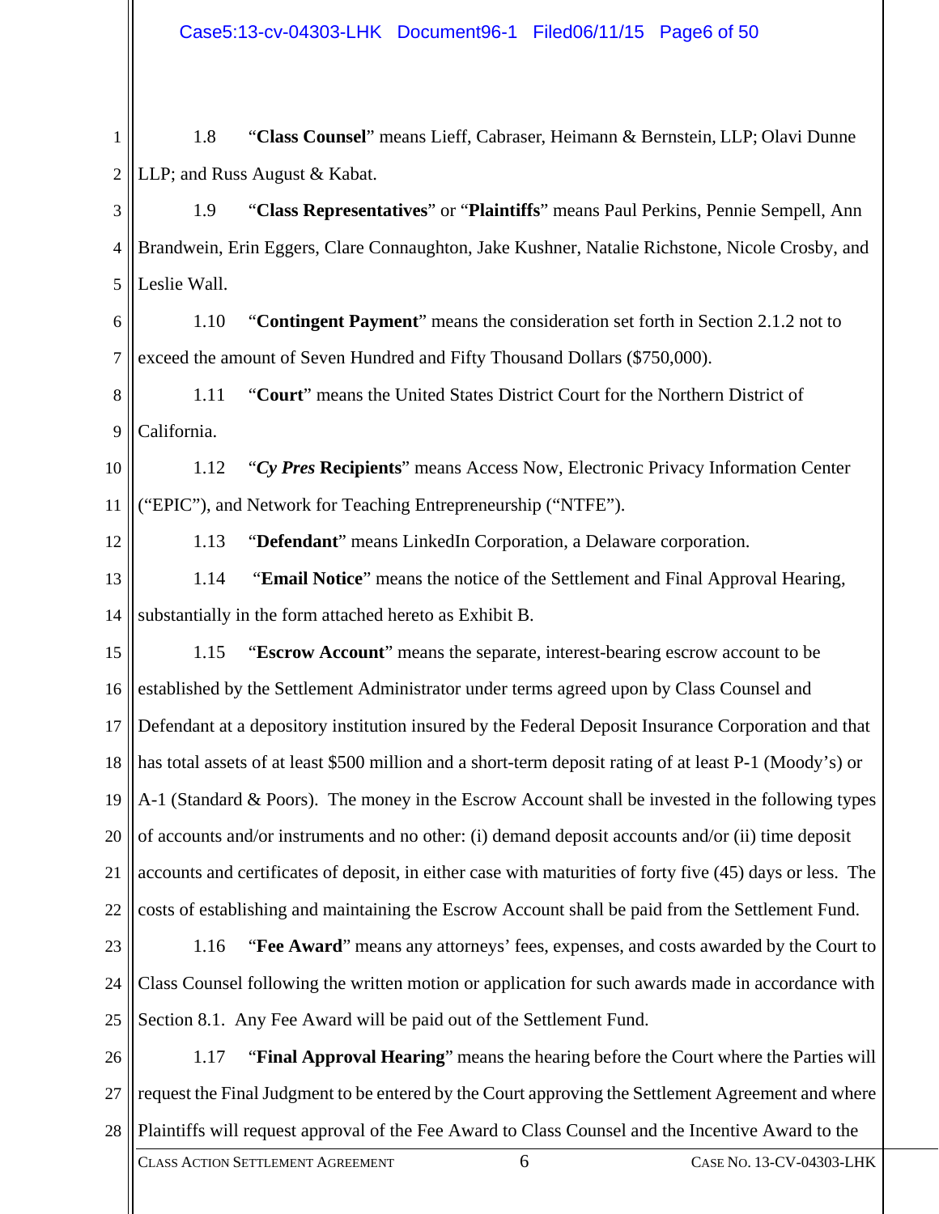1.8 "**Class Counsel**" means Lieff, Cabraser, Heimann & Bernstein, LLP; Olavi Dunne LLP; and Russ August & Kabat.

1.9 "**Class Representatives**" or "**Plaintiffs**" means Paul Perkins, Pennie Sempell, Ann Brandwein, Erin Eggers, Clare Connaughton, Jake Kushner, Natalie Richstone, Nicole Crosby, and Leslie Wall.

1.10 "**Contingent Payment**" means the consideration set forth in Section 2.1.2 not to exceed the amount of Seven Hundred and Fifty Thousand Dollars ($750,000).

1.11 "**Court**" means the United States District Court for the Northern District of California.

1.12 "***Cy Pres* Recipients**" means Access Now, Electronic Privacy Information Center ("EPIC"), and Network for Teaching Entrepreneurship ("NTFE").

1.13 "**Defendant**" means LinkedIn Corporation, a Delaware corporation.

1.14 "**Email Notice**" means the notice of the Settlement and Final Approval Hearing, substantially in the form attached hereto as Exhibit B.

1.15 "**Escrow Account**" means the separate, interest-bearing escrow account to be established by the Settlement Administrator under terms agreed upon by Class Counsel and Defendant at a depository institution insured by the Federal Deposit Insurance Corporation and that has total assets of at least $500 million and a short-term deposit rating of at least P-1 (Moody's) or A-1 (Standard & Poors). The money in the Escrow Account shall be invested in the following types of accounts and/or instruments and no other: (i) demand deposit accounts and/or (ii) time deposit accounts and certificates of deposit, in either case with maturities of forty five (45) days or less. The costs of establishing and maintaining the Escrow Account shall be paid from the Settlement Fund.

1.16 "**Fee Award**" means any attorneys' fees, expenses, and costs awarded by the Court to Class Counsel following the written motion or application for such awards made in accordance with Section 8.1. Any Fee Award will be paid out of the Settlement Fund.

1.17 "**Final Approval Hearing**" means the hearing before the Court where the Parties will request the Final Judgment to be entered by the Court approving the Settlement Agreement and where Plaintiffs will request approval of the Fee Award to Class Counsel and the Incentive Award to the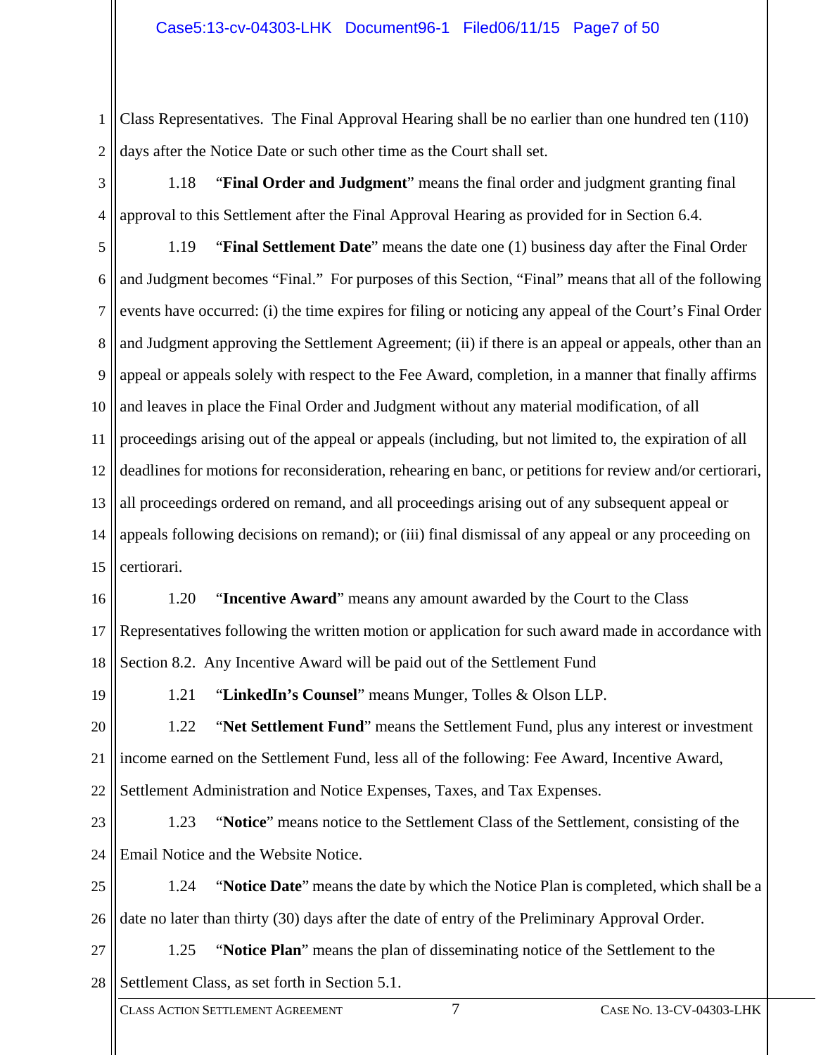Class Representatives. The Final Approval Hearing shall be no earlier than one hundred ten (110) days after the Notice Date or such other time as the Court shall set.

1.18 "**Final Order and Judgment**" means the final order and judgment granting final approval to this Settlement after the Final Approval Hearing as provided for in Section 6.4.

1.19 "**Final Settlement Date**" means the date one (1) business day after the Final Order and Judgment becomes "Final." For purposes of this Section, "Final" means that all of the following events have occurred: (i) the time expires for filing or noticing any appeal of the Court's Final Order and Judgment approving the Settlement Agreement; (ii) if there is an appeal or appeals, other than an appeal or appeals solely with respect to the Fee Award, completion, in a manner that finally affirms and leaves in place the Final Order and Judgment without any material modification, of all proceedings arising out of the appeal or appeals (including, but not limited to, the expiration of all deadlines for motions for reconsideration, rehearing en banc, or petitions for review and/or certiorari, all proceedings ordered on remand, and all proceedings arising out of any subsequent appeal or appeals following decisions on remand); or (iii) final dismissal of any appeal or any proceeding on certiorari.

1.20 "**Incentive Award**" means any amount awarded by the Court to the Class Representatives following the written motion or application for such award made in accordance with Section 8.2. Any Incentive Award will be paid out of the Settlement Fund

1.21 "**LinkedIn's Counsel**" means Munger, Tolles & Olson LLP.

1.22 "**Net Settlement Fund**" means the Settlement Fund, plus any interest or investment income earned on the Settlement Fund, less all of the following: Fee Award, Incentive Award, Settlement Administration and Notice Expenses, Taxes, and Tax Expenses.

1.23 "**Notice**" means notice to the Settlement Class of the Settlement, consisting of the Email Notice and the Website Notice.

1.24 "**Notice Date**" means the date by which the Notice Plan is completed, which shall be a date no later than thirty (30) days after the date of entry of the Preliminary Approval Order.

1.25 "**Notice Plan**" means the plan of disseminating notice of the Settlement to the Settlement Class, as set forth in Section 5.1.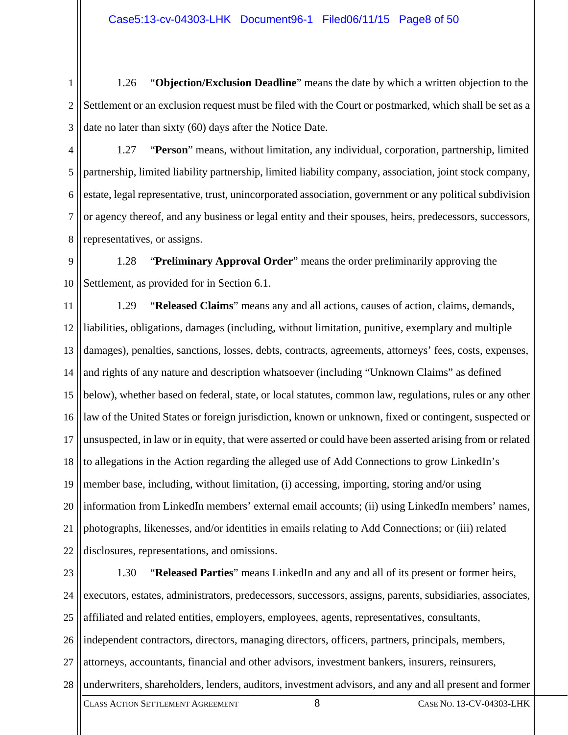1.26 "**Objection/Exclusion Deadline**" means the date by which a written objection to the Settlement or an exclusion request must be filed with the Court or postmarked, which shall be set as a date no later than sixty (60) days after the Notice Date.

1.27 "**Person**" means, without limitation, any individual, corporation, partnership, limited partnership, limited liability partnership, limited liability company, association, joint stock company, estate, legal representative, trust, unincorporated association, government or any political subdivision or agency thereof, and any business or legal entity and their spouses, heirs, predecessors, successors, representatives, or assigns.

1.28 "**Preliminary Approval Order**" means the order preliminarily approving the Settlement, as provided for in Section 6.1.

1.29 "**Released Claims**" means any and all actions, causes of action, claims, demands, liabilities, obligations, damages (including, without limitation, punitive, exemplary and multiple damages), penalties, sanctions, losses, debts, contracts, agreements, attorneys' fees, costs, expenses, and rights of any nature and description whatsoever (including "Unknown Claims" as defined below), whether based on federal, state, or local statutes, common law, regulations, rules or any other law of the United States or foreign jurisdiction, known or unknown, fixed or contingent, suspected or unsuspected, in law or in equity, that were asserted or could have been asserted arising from or related to allegations in the Action regarding the alleged use of Add Connections to grow LinkedIn's member base, including, without limitation, (i) accessing, importing, storing and/or using information from LinkedIn members' external email accounts; (ii) using LinkedIn members' names, photographs, likenesses, and/or identities in emails relating to Add Connections; or (iii) related disclosures, representations, and omissions.

1.30 "**Released Parties**" means LinkedIn and any and all of its present or former heirs, executors, estates, administrators, predecessors, successors, assigns, parents, subsidiaries, associates, affiliated and related entities, employers, employees, agents, representatives, consultants, independent contractors, directors, managing directors, officers, partners, principals, members, attorneys, accountants, financial and other advisors, investment bankers, insurers, reinsurers, underwriters, shareholders, lenders, auditors, investment advisors, and any and all present and former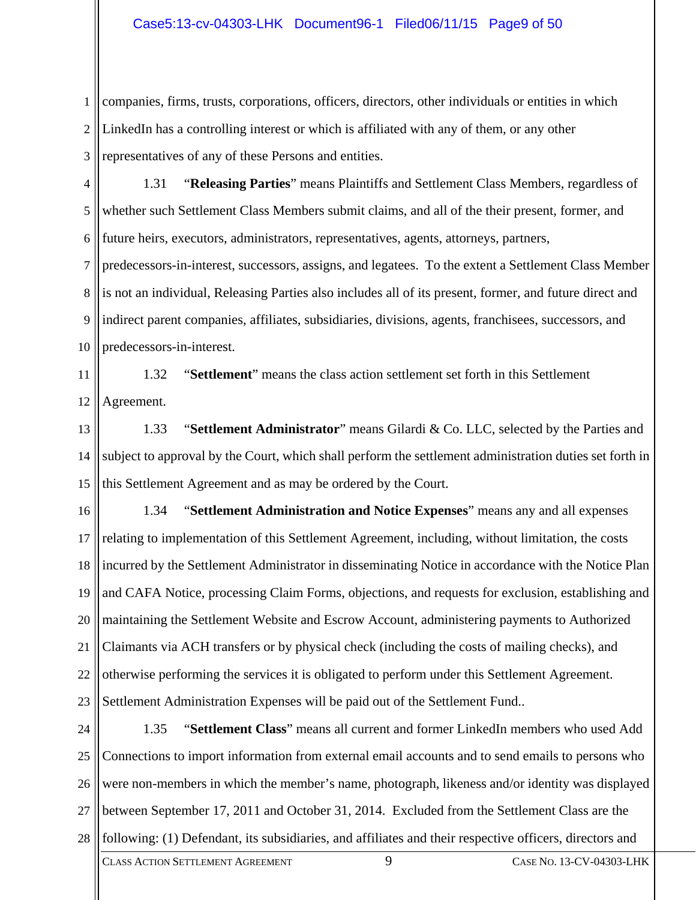companies, firms, trusts, corporations, officers, directors, other individuals or entities in which LinkedIn has a controlling interest or which is affiliated with any of them, or any other representatives of any of these Persons and entities.

1.31 "**Releasing Parties**" means Plaintiffs and Settlement Class Members, regardless of whether such Settlement Class Members submit claims, and all of the their present, former, and future heirs, executors, administrators, representatives, agents, attorneys, partners, predecessors-in-interest, successors, assigns, and legatees. To the extent a Settlement Class Member is not an individual, Releasing Parties also includes all of its present, former, and future direct and indirect parent companies, affiliates, subsidiaries, divisions, agents, franchisees, successors, and predecessors-in-interest.

1.32 "**Settlement**" means the class action settlement set forth in this Settlement Agreement.

1.33 "**Settlement Administrator**" means Gilardi & Co. LLC, selected by the Parties and subject to approval by the Court, which shall perform the settlement administration duties set forth in this Settlement Agreement and as may be ordered by the Court.

1.34 "**Settlement Administration and Notice Expenses**" means any and all expenses relating to implementation of this Settlement Agreement, including, without limitation, the costs incurred by the Settlement Administrator in disseminating Notice in accordance with the Notice Plan and CAFA Notice, processing Claim Forms, objections, and requests for exclusion, establishing and maintaining the Settlement Website and Escrow Account, administering payments to Authorized Claimants via ACH transfers or by physical check (including the costs of mailing checks), and otherwise performing the services it is obligated to perform under this Settlement Agreement. Settlement Administration Expenses will be paid out of the Settlement Fund..

1.35 "**Settlement Class**" means all current and former LinkedIn members who used Add Connections to import information from external email accounts and to send emails to persons who were non-members in which the member's name, photograph, likeness and/or identity was displayed between September 17, 2011 and October 31, 2014. Excluded from the Settlement Class are the following: (1) Defendant, its subsidiaries, and affiliates and their respective officers, directors and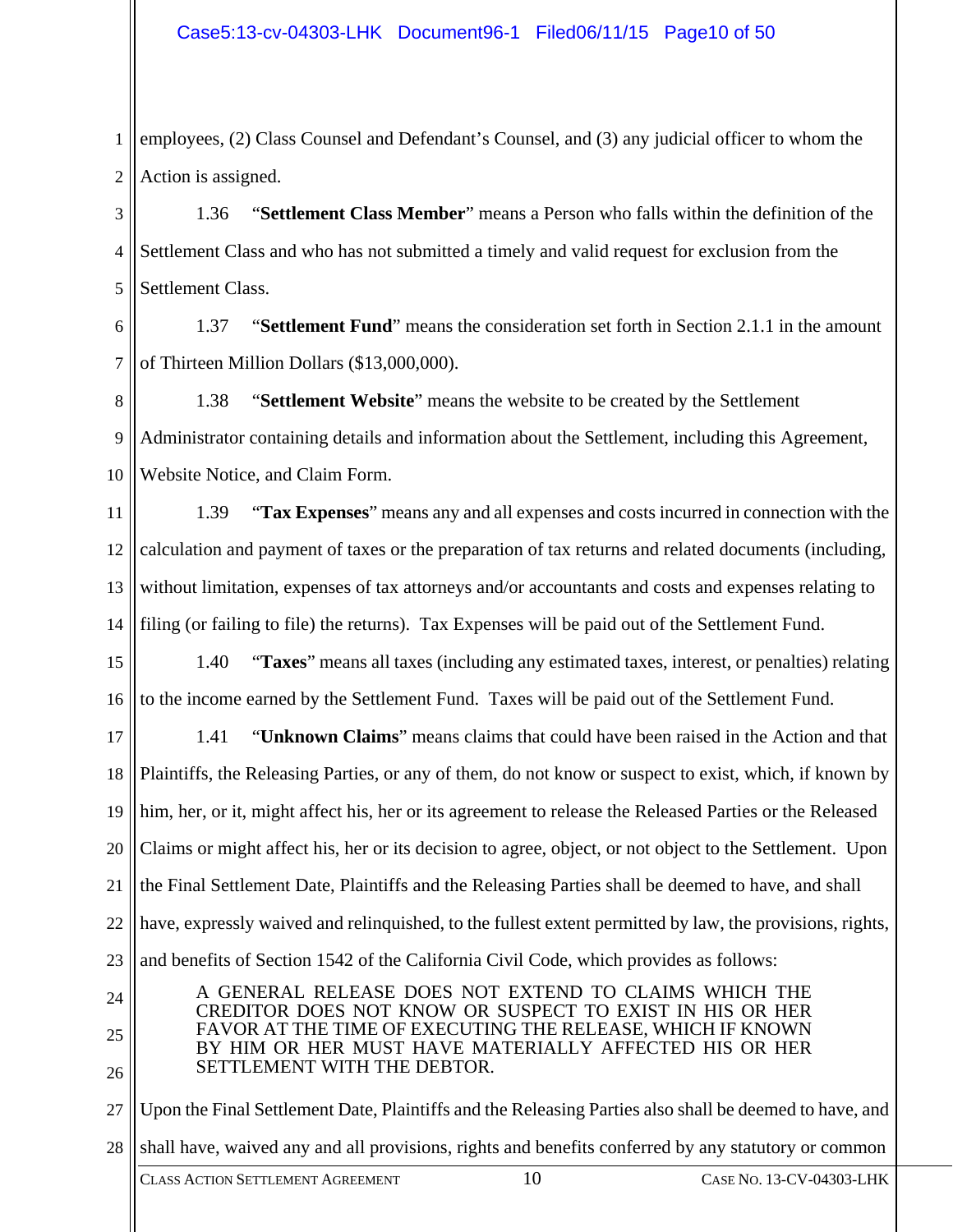employees, (2) Class Counsel and Defendant's Counsel, and (3) any judicial officer to whom the Action is assigned.

1.36 "**Settlement Class Member**" means a Person who falls within the definition of the Settlement Class and who has not submitted a timely and valid request for exclusion from the Settlement Class.

1.37 "**Settlement Fund**" means the consideration set forth in Section 2.1.1 in the amount of Thirteen Million Dollars ($13,000,000).

1.38 "**Settlement Website**" means the website to be created by the Settlement Administrator containing details and information about the Settlement, including this Agreement, Website Notice, and Claim Form.

1.39 "**Tax Expenses**" means any and all expenses and costs incurred in connection with the calculation and payment of taxes or the preparation of tax returns and related documents (including, without limitation, expenses of tax attorneys and/or accountants and costs and expenses relating to filing (or failing to file) the returns). Tax Expenses will be paid out of the Settlement Fund.

1.40 "**Taxes**" means all taxes (including any estimated taxes, interest, or penalties) relating to the income earned by the Settlement Fund. Taxes will be paid out of the Settlement Fund.

1.41 "**Unknown Claims**" means claims that could have been raised in the Action and that Plaintiffs, the Releasing Parties, or any of them, do not know or suspect to exist, which, if known by him, her, or it, might affect his, her or its agreement to release the Released Parties or the Released Claims or might affect his, her or its decision to agree, object, or not object to the Settlement. Upon the Final Settlement Date, Plaintiffs and the Releasing Parties shall be deemed to have, and shall have, expressly waived and relinquished, to the fullest extent permitted by law, the provisions, rights, and benefits of Section 1542 of the California Civil Code, which provides as follows:

> A GENERAL RELEASE DOES NOT EXTEND TO CLAIMS WHICH THE CREDITOR DOES NOT KNOW OR SUSPECT TO EXIST IN HIS OR HER FAVOR AT THE TIME OF EXECUTING THE RELEASE, WHICH IF KNOWN BY HIM OR HER MUST HAVE MATERIALLY AFFECTED HIS OR HER SETTLEMENT WITH THE DEBTOR.

Upon the Final Settlement Date, Plaintiffs and the Releasing Parties also shall be deemed to have, and shall have, waived any and all provisions, rights and benefits conferred by any statutory or common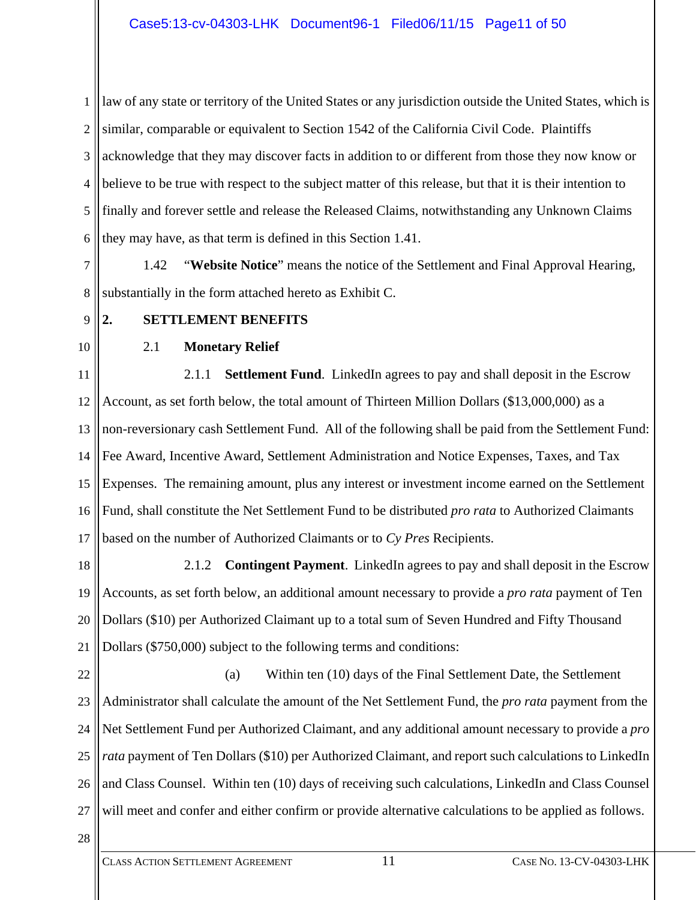law of any state or territory of the United States or any jurisdiction outside the United States, which is similar, comparable or equivalent to Section 1542 of the California Civil Code. Plaintiffs acknowledge that they may discover facts in addition to or different from those they now know or believe to be true with respect to the subject matter of this release, but that it is their intention to finally and forever settle and release the Released Claims, notwithstanding any Unknown Claims they may have, as that term is defined in this Section 1.41.

1.42 "**Website Notice**" means the notice of the Settlement and Final Approval Hearing, substantially in the form attached hereto as Exhibit C.

## 2. SETTLEMENT BENEFITS

### 2.1 Monetary Relief

2.1.1 **Settlement Fund**. LinkedIn agrees to pay and shall deposit in the Escrow Account, as set forth below, the total amount of Thirteen Million Dollars ($13,000,000) as a non-reversionary cash Settlement Fund. All of the following shall be paid from the Settlement Fund: Fee Award, Incentive Award, Settlement Administration and Notice Expenses, Taxes, and Tax Expenses. The remaining amount, plus any interest or investment income earned on the Settlement Fund, shall constitute the Net Settlement Fund to be distributed *pro rata* to Authorized Claimants based on the number of Authorized Claimants or to *Cy Pres* Recipients.

2.1.2 **Contingent Payment**. LinkedIn agrees to pay and shall deposit in the Escrow Accounts, as set forth below, an additional amount necessary to provide a *pro rata* payment of Ten Dollars ($10) per Authorized Claimant up to a total sum of Seven Hundred and Fifty Thousand Dollars ($750,000) subject to the following terms and conditions:

(a) Within ten (10) days of the Final Settlement Date, the Settlement Administrator shall calculate the amount of the Net Settlement Fund, the *pro rata* payment from the Net Settlement Fund per Authorized Claimant, and any additional amount necessary to provide a *pro rata* payment of Ten Dollars ($10) per Authorized Claimant, and report such calculations to LinkedIn and Class Counsel. Within ten (10) days of receiving such calculations, LinkedIn and Class Counsel will meet and confer and either confirm or provide alternative calculations to be applied as follows.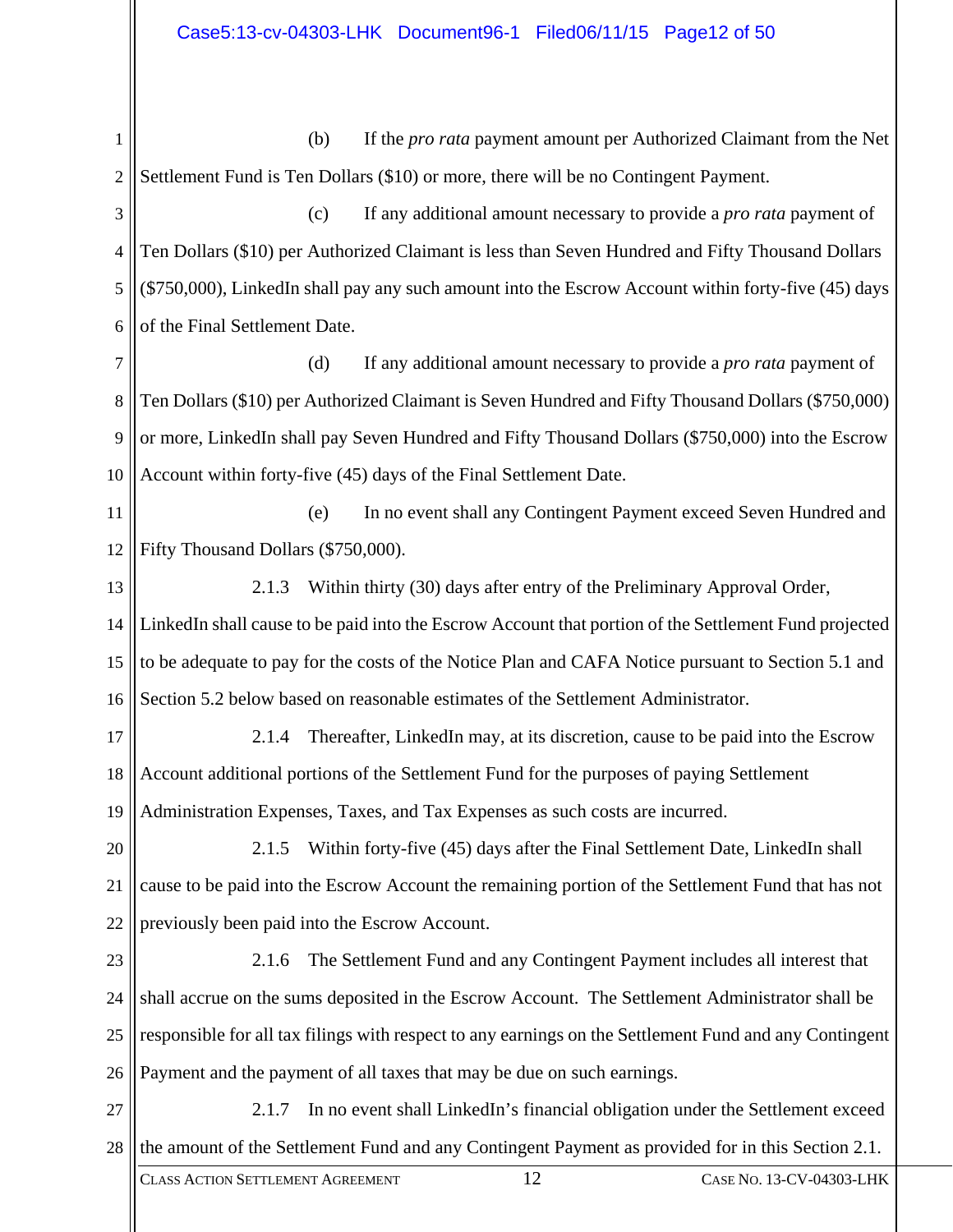(b) If the *pro rata* payment amount per Authorized Claimant from the Net Settlement Fund is Ten Dollars ($10) or more, there will be no Contingent Payment.

(c) If any additional amount necessary to provide a *pro rata* payment of Ten Dollars ($10) per Authorized Claimant is less than Seven Hundred and Fifty Thousand Dollars ($750,000), LinkedIn shall pay any such amount into the Escrow Account within forty-five (45) days of the Final Settlement Date.

(d) If any additional amount necessary to provide a *pro rata* payment of Ten Dollars ($10) per Authorized Claimant is Seven Hundred and Fifty Thousand Dollars ($750,000) or more, LinkedIn shall pay Seven Hundred and Fifty Thousand Dollars ($750,000) into the Escrow Account within forty-five (45) days of the Final Settlement Date.

(e) In no event shall any Contingent Payment exceed Seven Hundred and Fifty Thousand Dollars ($750,000).

2.1.3 Within thirty (30) days after entry of the Preliminary Approval Order, LinkedIn shall cause to be paid into the Escrow Account that portion of the Settlement Fund projected to be adequate to pay for the costs of the Notice Plan and CAFA Notice pursuant to Section 5.1 and Section 5.2 below based on reasonable estimates of the Settlement Administrator.

2.1.4 Thereafter, LinkedIn may, at its discretion, cause to be paid into the Escrow Account additional portions of the Settlement Fund for the purposes of paying Settlement Administration Expenses, Taxes, and Tax Expenses as such costs are incurred.

2.1.5 Within forty-five (45) days after the Final Settlement Date, LinkedIn shall cause to be paid into the Escrow Account the remaining portion of the Settlement Fund that has not previously been paid into the Escrow Account.

2.1.6 The Settlement Fund and any Contingent Payment includes all interest that shall accrue on the sums deposited in the Escrow Account. The Settlement Administrator shall be responsible for all tax filings with respect to any earnings on the Settlement Fund and any Contingent Payment and the payment of all taxes that may be due on such earnings.

2.1.7 In no event shall LinkedIn's financial obligation under the Settlement exceed the amount of the Settlement Fund and any Contingent Payment as provided for in this Section 2.1.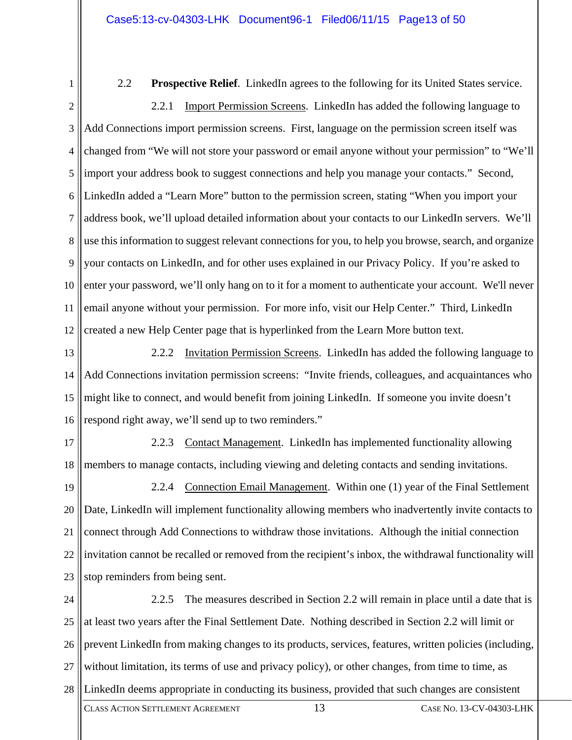2.2 **Prospective Relief**. LinkedIn agrees to the following for its United States service.

2.2.1 Import Permission Screens. LinkedIn has added the following language to Add Connections import permission screens. First, language on the permission screen itself was changed from "We will not store your password or email anyone without your permission" to "We'll import your address book to suggest connections and help you manage your contacts." Second, LinkedIn added a "Learn More" button to the permission screen, stating "When you import your address book, we'll upload detailed information about your contacts to our LinkedIn servers. We'll use this information to suggest relevant connections for you, to help you browse, search, and organize your contacts on LinkedIn, and for other uses explained in our Privacy Policy. If you're asked to enter your password, we'll only hang on to it for a moment to authenticate your account. We'll never email anyone without your permission. For more info, visit our Help Center." Third, LinkedIn created a new Help Center page that is hyperlinked from the Learn More button text.

2.2.2 Invitation Permission Screens. LinkedIn has added the following language to Add Connections invitation permission screens: "Invite friends, colleagues, and acquaintances who might like to connect, and would benefit from joining LinkedIn. If someone you invite doesn't respond right away, we'll send up to two reminders."

2.2.3 Contact Management. LinkedIn has implemented functionality allowing members to manage contacts, including viewing and deleting contacts and sending invitations.

2.2.4 Connection Email Management. Within one (1) year of the Final Settlement Date, LinkedIn will implement functionality allowing members who inadvertently invite contacts to connect through Add Connections to withdraw those invitations. Although the initial connection invitation cannot be recalled or removed from the recipient's inbox, the withdrawal functionality will stop reminders from being sent.

2.2.5 The measures described in Section 2.2 will remain in place until a date that is at least two years after the Final Settlement Date. Nothing described in Section 2.2 will limit or prevent LinkedIn from making changes to its products, services, features, written policies (including, without limitation, its terms of use and privacy policy), or other changes, from time to time, as LinkedIn deems appropriate in conducting its business, provided that such changes are consistent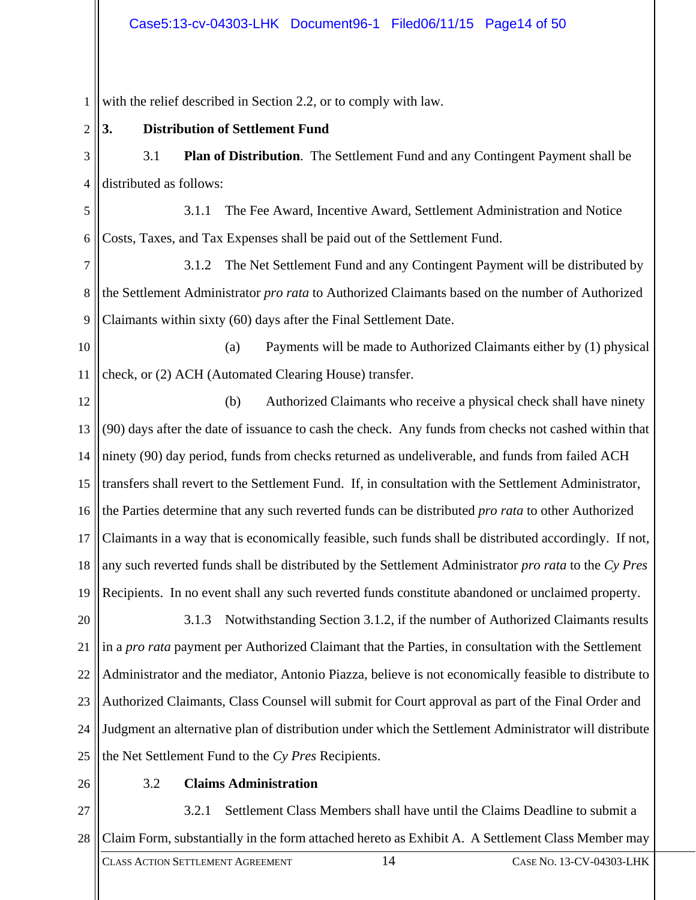with the relief described in Section 2.2, or to comply with law.

## 3. Distribution of Settlement Fund

3.1 **Plan of Distribution**. The Settlement Fund and any Contingent Payment shall be distributed as follows:

3.1.1 The Fee Award, Incentive Award, Settlement Administration and Notice Costs, Taxes, and Tax Expenses shall be paid out of the Settlement Fund.

3.1.2 The Net Settlement Fund and any Contingent Payment will be distributed by the Settlement Administrator *pro rata* to Authorized Claimants based on the number of Authorized Claimants within sixty (60) days after the Final Settlement Date.

(a) Payments will be made to Authorized Claimants either by (1) physical check, or (2) ACH (Automated Clearing House) transfer.

(b) Authorized Claimants who receive a physical check shall have ninety (90) days after the date of issuance to cash the check. Any funds from checks not cashed within that ninety (90) day period, funds from checks returned as undeliverable, and funds from failed ACH transfers shall revert to the Settlement Fund. If, in consultation with the Settlement Administrator, the Parties determine that any such reverted funds can be distributed *pro rata* to other Authorized Claimants in a way that is economically feasible, such funds shall be distributed accordingly. If not, any such reverted funds shall be distributed by the Settlement Administrator *pro rata* to the *Cy Pres* Recipients. In no event shall any such reverted funds constitute abandoned or unclaimed property.

3.1.3 Notwithstanding Section 3.1.2, if the number of Authorized Claimants results in a *pro rata* payment per Authorized Claimant that the Parties, in consultation with the Settlement Administrator and the mediator, Antonio Piazza, believe is not economically feasible to distribute to Authorized Claimants, Class Counsel will submit for Court approval as part of the Final Order and Judgment an alternative plan of distribution under which the Settlement Administrator will distribute the Net Settlement Fund to the *Cy Pres* Recipients.

3.2 **Claims Administration**

3.2.1 Settlement Class Members shall have until the Claims Deadline to submit a Claim Form, substantially in the form attached hereto as Exhibit A. A Settlement Class Member may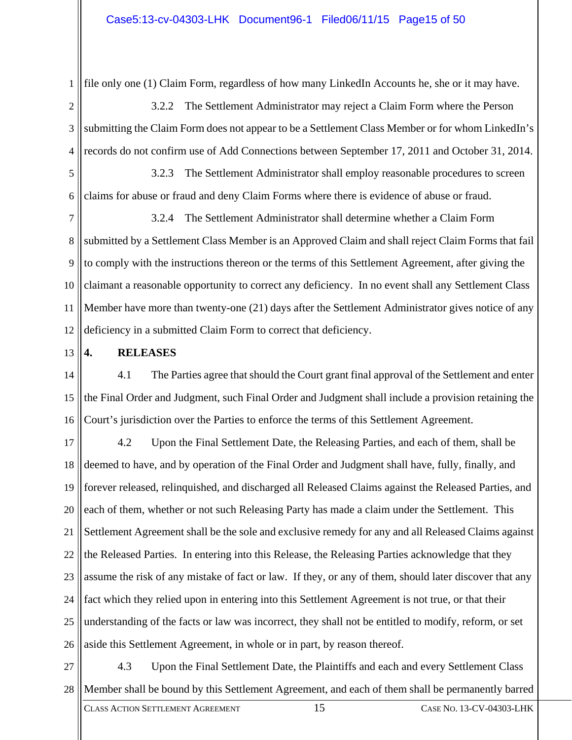file only one (1) Claim Form, regardless of how many LinkedIn Accounts he, she or it may have.

3.2.2 The Settlement Administrator may reject a Claim Form where the Person submitting the Claim Form does not appear to be a Settlement Class Member or for whom LinkedIn's records do not confirm use of Add Connections between September 17, 2011 and October 31, 2014.

3.2.3 The Settlement Administrator shall employ reasonable procedures to screen claims for abuse or fraud and deny Claim Forms where there is evidence of abuse or fraud.

3.2.4 The Settlement Administrator shall determine whether a Claim Form submitted by a Settlement Class Member is an Approved Claim and shall reject Claim Forms that fail to comply with the instructions thereon or the terms of this Settlement Agreement, after giving the claimant a reasonable opportunity to correct any deficiency. In no event shall any Settlement Class Member have more than twenty-one (21) days after the Settlement Administrator gives notice of any deficiency in a submitted Claim Form to correct that deficiency.

## 4. RELEASES

4.1 The Parties agree that should the Court grant final approval of the Settlement and enter the Final Order and Judgment, such Final Order and Judgment shall include a provision retaining the Court's jurisdiction over the Parties to enforce the terms of this Settlement Agreement.

4.2 Upon the Final Settlement Date, the Releasing Parties, and each of them, shall be deemed to have, and by operation of the Final Order and Judgment shall have, fully, finally, and forever released, relinquished, and discharged all Released Claims against the Released Parties, and each of them, whether or not such Releasing Party has made a claim under the Settlement. This Settlement Agreement shall be the sole and exclusive remedy for any and all Released Claims against the Released Parties. In entering into this Release, the Releasing Parties acknowledge that they assume the risk of any mistake of fact or law. If they, or any of them, should later discover that any fact which they relied upon in entering into this Settlement Agreement is not true, or that their understanding of the facts or law was incorrect, they shall not be entitled to modify, reform, or set aside this Settlement Agreement, in whole or in part, by reason thereof.

4.3 Upon the Final Settlement Date, the Plaintiffs and each and every Settlement Class Member shall be bound by this Settlement Agreement, and each of them shall be permanently barred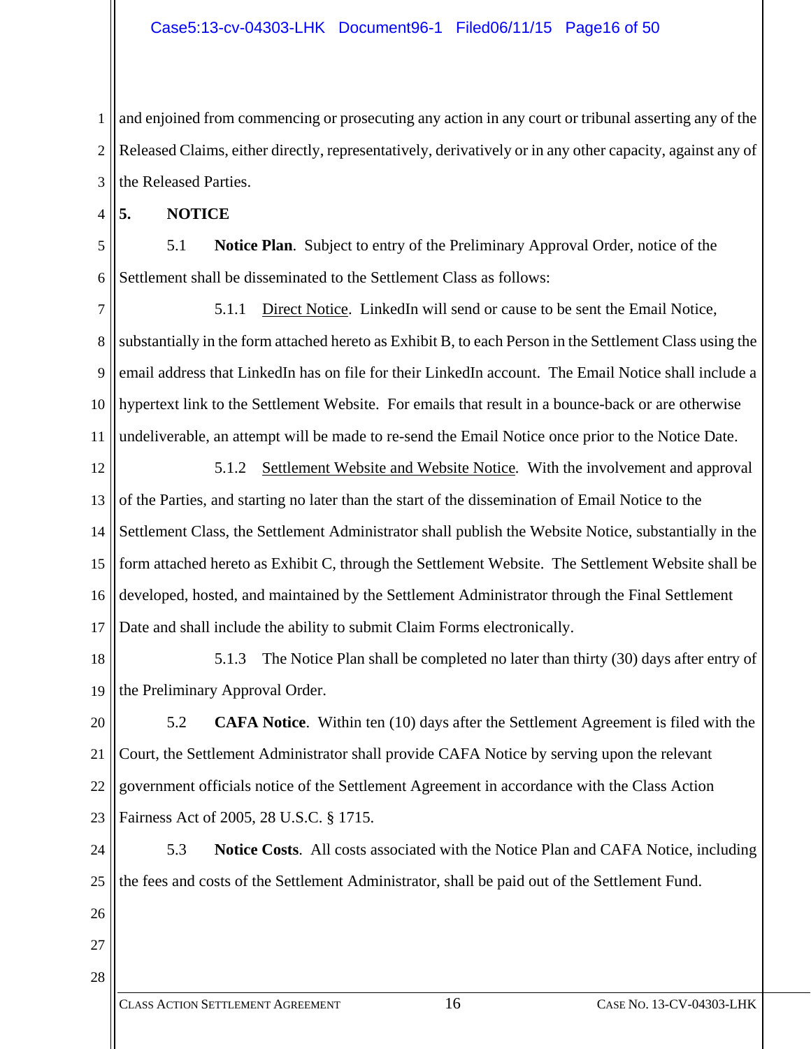and enjoined from commencing or prosecuting any action in any court or tribunal asserting any of the Released Claims, either directly, representatively, derivatively or in any other capacity, against any of the Released Parties.

## 5. NOTICE

5.1 **Notice Plan**. Subject to entry of the Preliminary Approval Order, notice of the Settlement shall be disseminated to the Settlement Class as follows:

5.1.1 Direct Notice. LinkedIn will send or cause to be sent the Email Notice, substantially in the form attached hereto as Exhibit B, to each Person in the Settlement Class using the email address that LinkedIn has on file for their LinkedIn account. The Email Notice shall include a hypertext link to the Settlement Website. For emails that result in a bounce-back or are otherwise undeliverable, an attempt will be made to re-send the Email Notice once prior to the Notice Date.

5.1.2 Settlement Website and Website Notice. With the involvement and approval of the Parties, and starting no later than the start of the dissemination of Email Notice to the Settlement Class, the Settlement Administrator shall publish the Website Notice, substantially in the form attached hereto as Exhibit C, through the Settlement Website. The Settlement Website shall be developed, hosted, and maintained by the Settlement Administrator through the Final Settlement Date and shall include the ability to submit Claim Forms electronically.

5.1.3 The Notice Plan shall be completed no later than thirty (30) days after entry of the Preliminary Approval Order.

5.2 **CAFA Notice**. Within ten (10) days after the Settlement Agreement is filed with the Court, the Settlement Administrator shall provide CAFA Notice by serving upon the relevant government officials notice of the Settlement Agreement in accordance with the Class Action Fairness Act of 2005, 28 U.S.C. § 1715.

5.3 **Notice Costs**. All costs associated with the Notice Plan and CAFA Notice, including the fees and costs of the Settlement Administrator, shall be paid out of the Settlement Fund.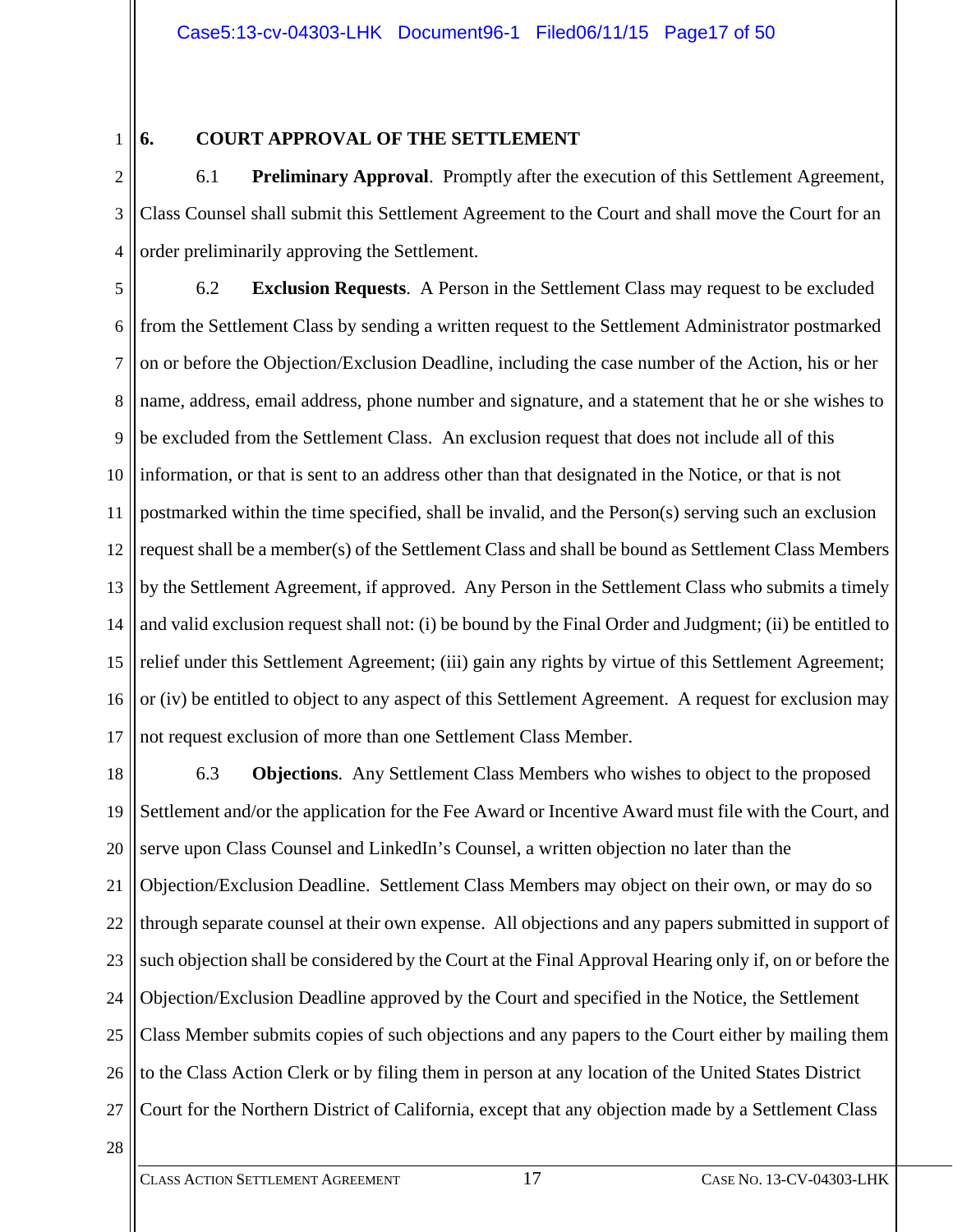## 6. COURT APPROVAL OF THE SETTLEMENT

6.1 **Preliminary Approval**. Promptly after the execution of this Settlement Agreement, Class Counsel shall submit this Settlement Agreement to the Court and shall move the Court for an order preliminarily approving the Settlement.

6.2 **Exclusion Requests**. A Person in the Settlement Class may request to be excluded from the Settlement Class by sending a written request to the Settlement Administrator postmarked on or before the Objection/Exclusion Deadline, including the case number of the Action, his or her name, address, email address, phone number and signature, and a statement that he or she wishes to be excluded from the Settlement Class. An exclusion request that does not include all of this information, or that is sent to an address other than that designated in the Notice, or that is not postmarked within the time specified, shall be invalid, and the Person(s) serving such an exclusion request shall be a member(s) of the Settlement Class and shall be bound as Settlement Class Members by the Settlement Agreement, if approved. Any Person in the Settlement Class who submits a timely and valid exclusion request shall not: (i) be bound by the Final Order and Judgment; (ii) be entitled to relief under this Settlement Agreement; (iii) gain any rights by virtue of this Settlement Agreement; or (iv) be entitled to object to any aspect of this Settlement Agreement. A request for exclusion may not request exclusion of more than one Settlement Class Member.

6.3 **Objections**. Any Settlement Class Members who wishes to object to the proposed Settlement and/or the application for the Fee Award or Incentive Award must file with the Court, and serve upon Class Counsel and LinkedIn's Counsel, a written objection no later than the Objection/Exclusion Deadline. Settlement Class Members may object on their own, or may do so through separate counsel at their own expense. All objections and any papers submitted in support of such objection shall be considered by the Court at the Final Approval Hearing only if, on or before the Objection/Exclusion Deadline approved by the Court and specified in the Notice, the Settlement Class Member submits copies of such objections and any papers to the Court either by mailing them to the Class Action Clerk or by filing them in person at any location of the United States District Court for the Northern District of California, except that any objection made by a Settlement Class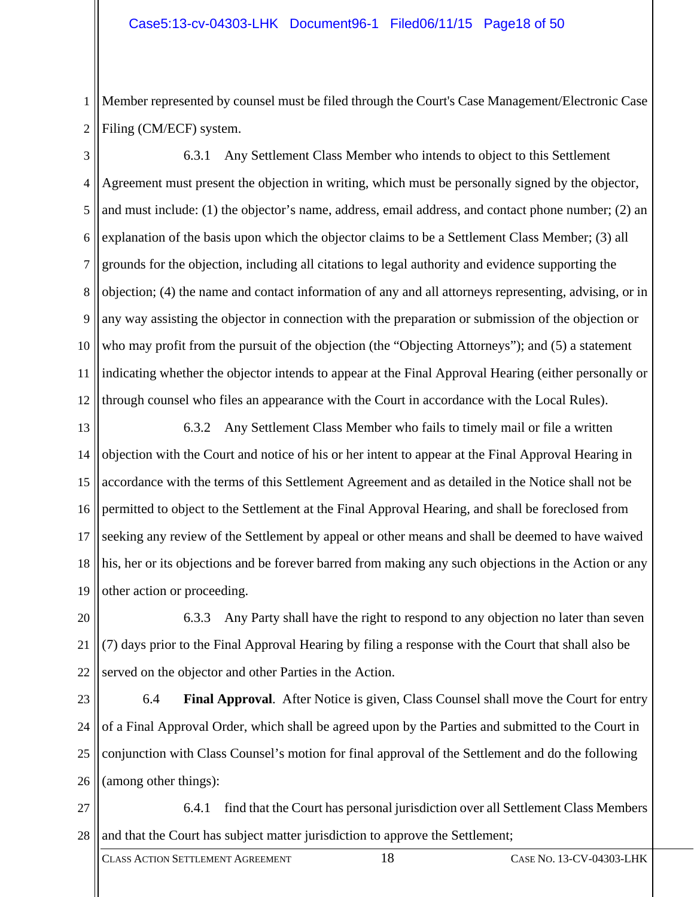Member represented by counsel must be filed through the Court's Case Management/Electronic Case Filing (CM/ECF) system.

6.3.1 Any Settlement Class Member who intends to object to this Settlement Agreement must present the objection in writing, which must be personally signed by the objector, and must include: (1) the objector's name, address, email address, and contact phone number; (2) an explanation of the basis upon which the objector claims to be a Settlement Class Member; (3) all grounds for the objection, including all citations to legal authority and evidence supporting the objection; (4) the name and contact information of any and all attorneys representing, advising, or in any way assisting the objector in connection with the preparation or submission of the objection or who may profit from the pursuit of the objection (the "Objecting Attorneys"); and (5) a statement indicating whether the objector intends to appear at the Final Approval Hearing (either personally or through counsel who files an appearance with the Court in accordance with the Local Rules).

6.3.2 Any Settlement Class Member who fails to timely mail or file a written objection with the Court and notice of his or her intent to appear at the Final Approval Hearing in accordance with the terms of this Settlement Agreement and as detailed in the Notice shall not be permitted to object to the Settlement at the Final Approval Hearing, and shall be foreclosed from seeking any review of the Settlement by appeal or other means and shall be deemed to have waived his, her or its objections and be forever barred from making any such objections in the Action or any other action or proceeding.

6.3.3 Any Party shall have the right to respond to any objection no later than seven (7) days prior to the Final Approval Hearing by filing a response with the Court that shall also be served on the objector and other Parties in the Action.

6.4 **Final Approval**. After Notice is given, Class Counsel shall move the Court for entry of a Final Approval Order, which shall be agreed upon by the Parties and submitted to the Court in conjunction with Class Counsel's motion for final approval of the Settlement and do the following (among other things):

6.4.1 find that the Court has personal jurisdiction over all Settlement Class Members and that the Court has subject matter jurisdiction to approve the Settlement;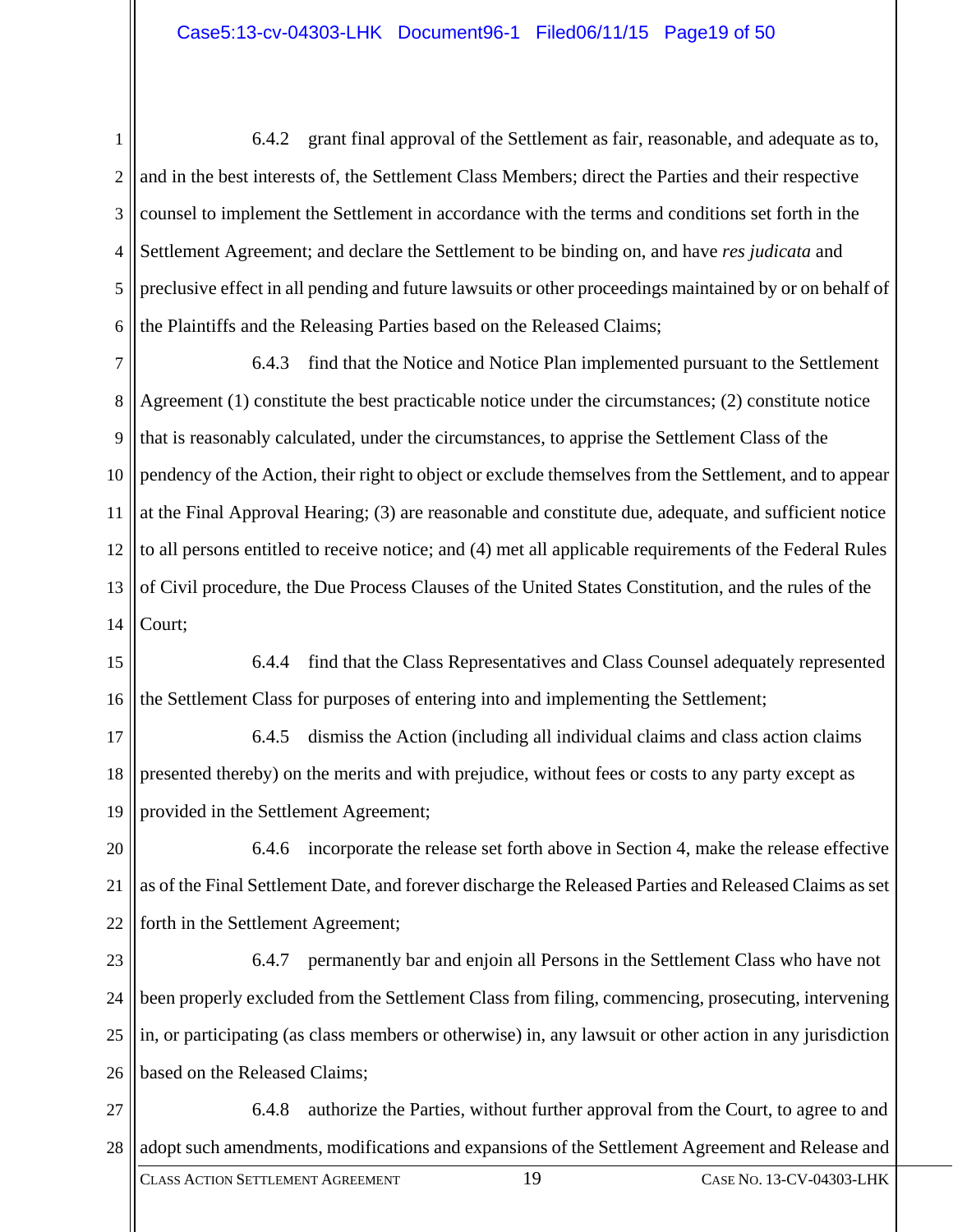6.4.2 grant final approval of the Settlement as fair, reasonable, and adequate as to, and in the best interests of, the Settlement Class Members; direct the Parties and their respective counsel to implement the Settlement in accordance with the terms and conditions set forth in the Settlement Agreement; and declare the Settlement to be binding on, and have *res judicata* and preclusive effect in all pending and future lawsuits or other proceedings maintained by or on behalf of the Plaintiffs and the Releasing Parties based on the Released Claims;

6.4.3 find that the Notice and Notice Plan implemented pursuant to the Settlement Agreement (1) constitute the best practicable notice under the circumstances; (2) constitute notice that is reasonably calculated, under the circumstances, to apprise the Settlement Class of the pendency of the Action, their right to object or exclude themselves from the Settlement, and to appear at the Final Approval Hearing; (3) are reasonable and constitute due, adequate, and sufficient notice to all persons entitled to receive notice; and (4) met all applicable requirements of the Federal Rules of Civil procedure, the Due Process Clauses of the United States Constitution, and the rules of the Court;

6.4.4 find that the Class Representatives and Class Counsel adequately represented the Settlement Class for purposes of entering into and implementing the Settlement;

6.4.5 dismiss the Action (including all individual claims and class action claims presented thereby) on the merits and with prejudice, without fees or costs to any party except as provided in the Settlement Agreement;

6.4.6 incorporate the release set forth above in Section 4, make the release effective as of the Final Settlement Date, and forever discharge the Released Parties and Released Claims as set forth in the Settlement Agreement;

6.4.7 permanently bar and enjoin all Persons in the Settlement Class who have not been properly excluded from the Settlement Class from filing, commencing, prosecuting, intervening in, or participating (as class members or otherwise) in, any lawsuit or other action in any jurisdiction based on the Released Claims;

6.4.8 authorize the Parties, without further approval from the Court, to agree to and adopt such amendments, modifications and expansions of the Settlement Agreement and Release and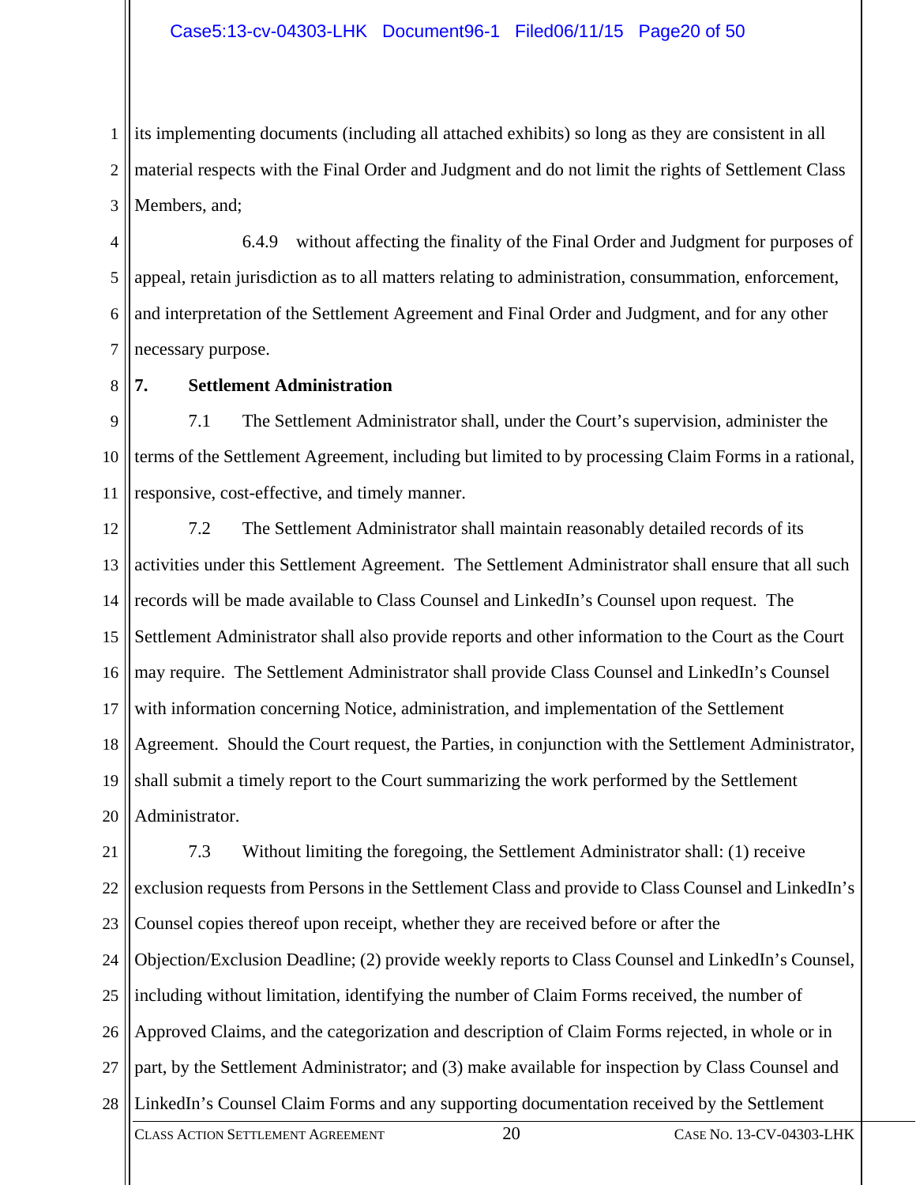its implementing documents (including all attached exhibits) so long as they are consistent in all material respects with the Final Order and Judgment and do not limit the rights of Settlement Class Members, and;

6.4.9 without affecting the finality of the Final Order and Judgment for purposes of appeal, retain jurisdiction as to all matters relating to administration, consummation, enforcement, and interpretation of the Settlement Agreement and Final Order and Judgment, and for any other necessary purpose.

**7. Settlement Administration**

7.1 The Settlement Administrator shall, under the Court's supervision, administer the terms of the Settlement Agreement, including but limited to by processing Claim Forms in a rational, responsive, cost-effective, and timely manner.

7.2 The Settlement Administrator shall maintain reasonably detailed records of its activities under this Settlement Agreement. The Settlement Administrator shall ensure that all such records will be made available to Class Counsel and LinkedIn's Counsel upon request. The Settlement Administrator shall also provide reports and other information to the Court as the Court may require. The Settlement Administrator shall provide Class Counsel and LinkedIn's Counsel with information concerning Notice, administration, and implementation of the Settlement Agreement. Should the Court request, the Parties, in conjunction with the Settlement Administrator, shall submit a timely report to the Court summarizing the work performed by the Settlement Administrator.

7.3 Without limiting the foregoing, the Settlement Administrator shall: (1) receive exclusion requests from Persons in the Settlement Class and provide to Class Counsel and LinkedIn's Counsel copies thereof upon receipt, whether they are received before or after the Objection/Exclusion Deadline; (2) provide weekly reports to Class Counsel and LinkedIn's Counsel, including without limitation, identifying the number of Claim Forms received, the number of Approved Claims, and the categorization and description of Claim Forms rejected, in whole or in part, by the Settlement Administrator; and (3) make available for inspection by Class Counsel and LinkedIn's Counsel Claim Forms and any supporting documentation received by the Settlement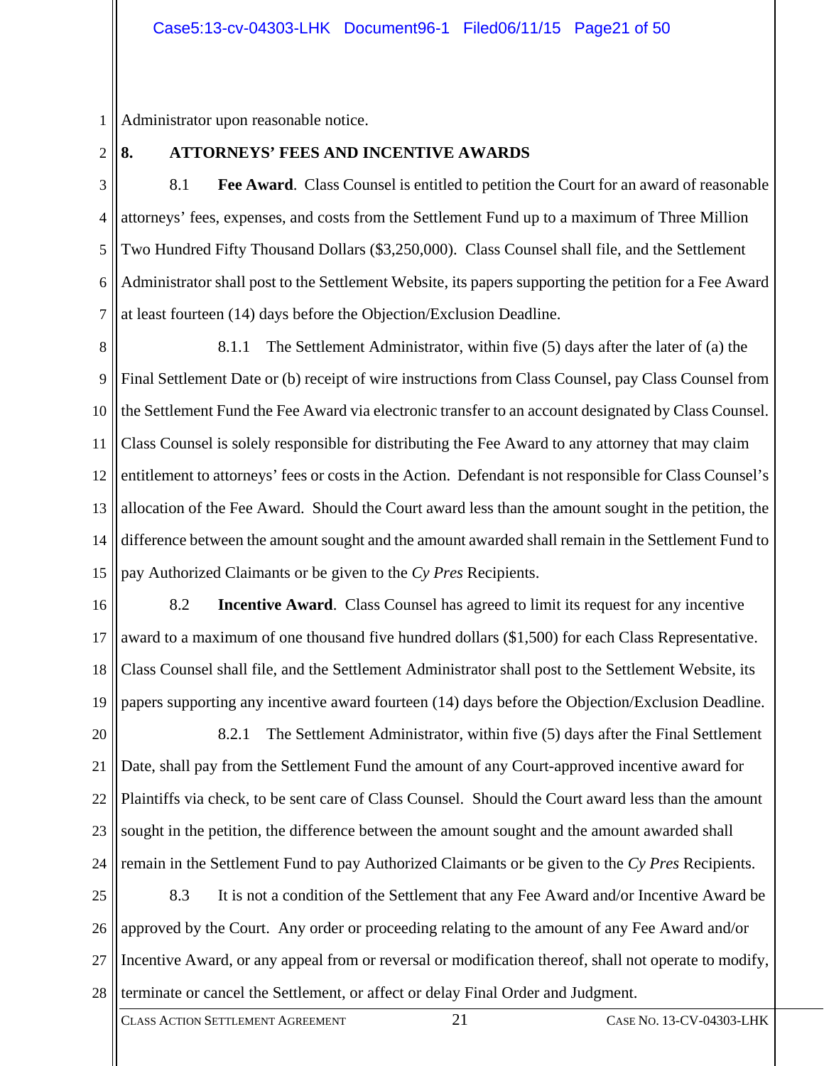Administrator upon reasonable notice.

## 8. ATTORNEYS' FEES AND INCENTIVE AWARDS

8.1 **Fee Award**. Class Counsel is entitled to petition the Court for an award of reasonable attorneys' fees, expenses, and costs from the Settlement Fund up to a maximum of Three Million Two Hundred Fifty Thousand Dollars ($3,250,000). Class Counsel shall file, and the Settlement Administrator shall post to the Settlement Website, its papers supporting the petition for a Fee Award at least fourteen (14) days before the Objection/Exclusion Deadline.

8.1.1 The Settlement Administrator, within five (5) days after the later of (a) the Final Settlement Date or (b) receipt of wire instructions from Class Counsel, pay Class Counsel from the Settlement Fund the Fee Award via electronic transfer to an account designated by Class Counsel. Class Counsel is solely responsible for distributing the Fee Award to any attorney that may claim entitlement to attorneys' fees or costs in the Action. Defendant is not responsible for Class Counsel's allocation of the Fee Award. Should the Court award less than the amount sought in the petition, the difference between the amount sought and the amount awarded shall remain in the Settlement Fund to pay Authorized Claimants or be given to the *Cy Pres* Recipients.

8.2 **Incentive Award**. Class Counsel has agreed to limit its request for any incentive award to a maximum of one thousand five hundred dollars ($1,500) for each Class Representative. Class Counsel shall file, and the Settlement Administrator shall post to the Settlement Website, its papers supporting any incentive award fourteen (14) days before the Objection/Exclusion Deadline.

8.2.1 The Settlement Administrator, within five (5) days after the Final Settlement Date, shall pay from the Settlement Fund the amount of any Court-approved incentive award for Plaintiffs via check, to be sent care of Class Counsel. Should the Court award less than the amount sought in the petition, the difference between the amount sought and the amount awarded shall remain in the Settlement Fund to pay Authorized Claimants or be given to the *Cy Pres* Recipients.

8.3 It is not a condition of the Settlement that any Fee Award and/or Incentive Award be approved by the Court. Any order or proceeding relating to the amount of any Fee Award and/or Incentive Award, or any appeal from or reversal or modification thereof, shall not operate to modify, terminate or cancel the Settlement, or affect or delay Final Order and Judgment.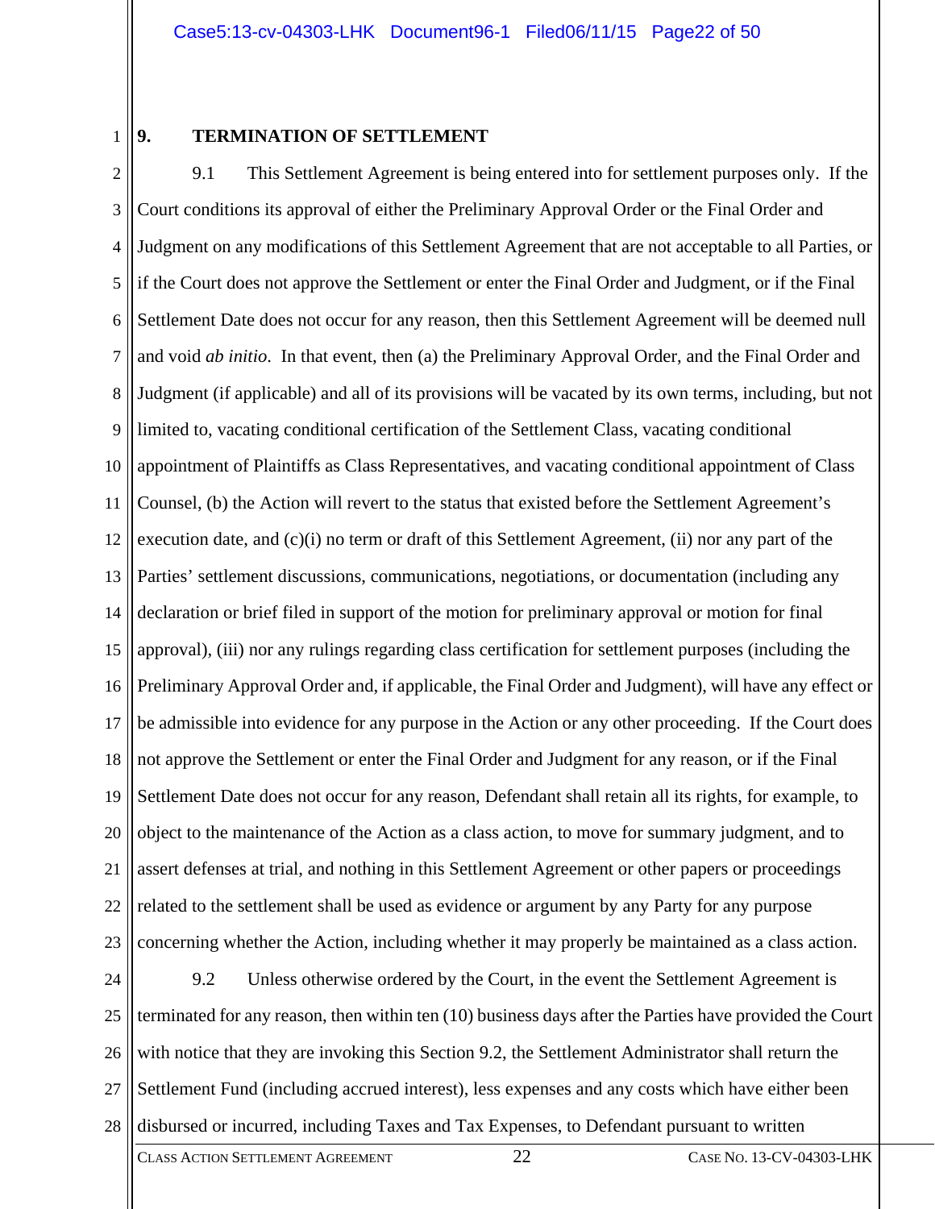## 9. TERMINATION OF SETTLEMENT

9.1 This Settlement Agreement is being entered into for settlement purposes only. If the Court conditions its approval of either the Preliminary Approval Order or the Final Order and Judgment on any modifications of this Settlement Agreement that are not acceptable to all Parties, or if the Court does not approve the Settlement or enter the Final Order and Judgment, or if the Final Settlement Date does not occur for any reason, then this Settlement Agreement will be deemed null and void *ab initio*. In that event, then (a) the Preliminary Approval Order, and the Final Order and Judgment (if applicable) and all of its provisions will be vacated by its own terms, including, but not limited to, vacating conditional certification of the Settlement Class, vacating conditional appointment of Plaintiffs as Class Representatives, and vacating conditional appointment of Class Counsel, (b) the Action will revert to the status that existed before the Settlement Agreement's execution date, and (c)(i) no term or draft of this Settlement Agreement, (ii) nor any part of the Parties' settlement discussions, communications, negotiations, or documentation (including any declaration or brief filed in support of the motion for preliminary approval or motion for final approval), (iii) nor any rulings regarding class certification for settlement purposes (including the Preliminary Approval Order and, if applicable, the Final Order and Judgment), will have any effect or be admissible into evidence for any purpose in the Action or any other proceeding. If the Court does not approve the Settlement or enter the Final Order and Judgment for any reason, or if the Final Settlement Date does not occur for any reason, Defendant shall retain all its rights, for example, to object to the maintenance of the Action as a class action, to move for summary judgment, and to assert defenses at trial, and nothing in this Settlement Agreement or other papers or proceedings related to the settlement shall be used as evidence or argument by any Party for any purpose concerning whether the Action, including whether it may properly be maintained as a class action.

9.2 Unless otherwise ordered by the Court, in the event the Settlement Agreement is terminated for any reason, then within ten (10) business days after the Parties have provided the Court with notice that they are invoking this Section 9.2, the Settlement Administrator shall return the Settlement Fund (including accrued interest), less expenses and any costs which have either been disbursed or incurred, including Taxes and Tax Expenses, to Defendant pursuant to written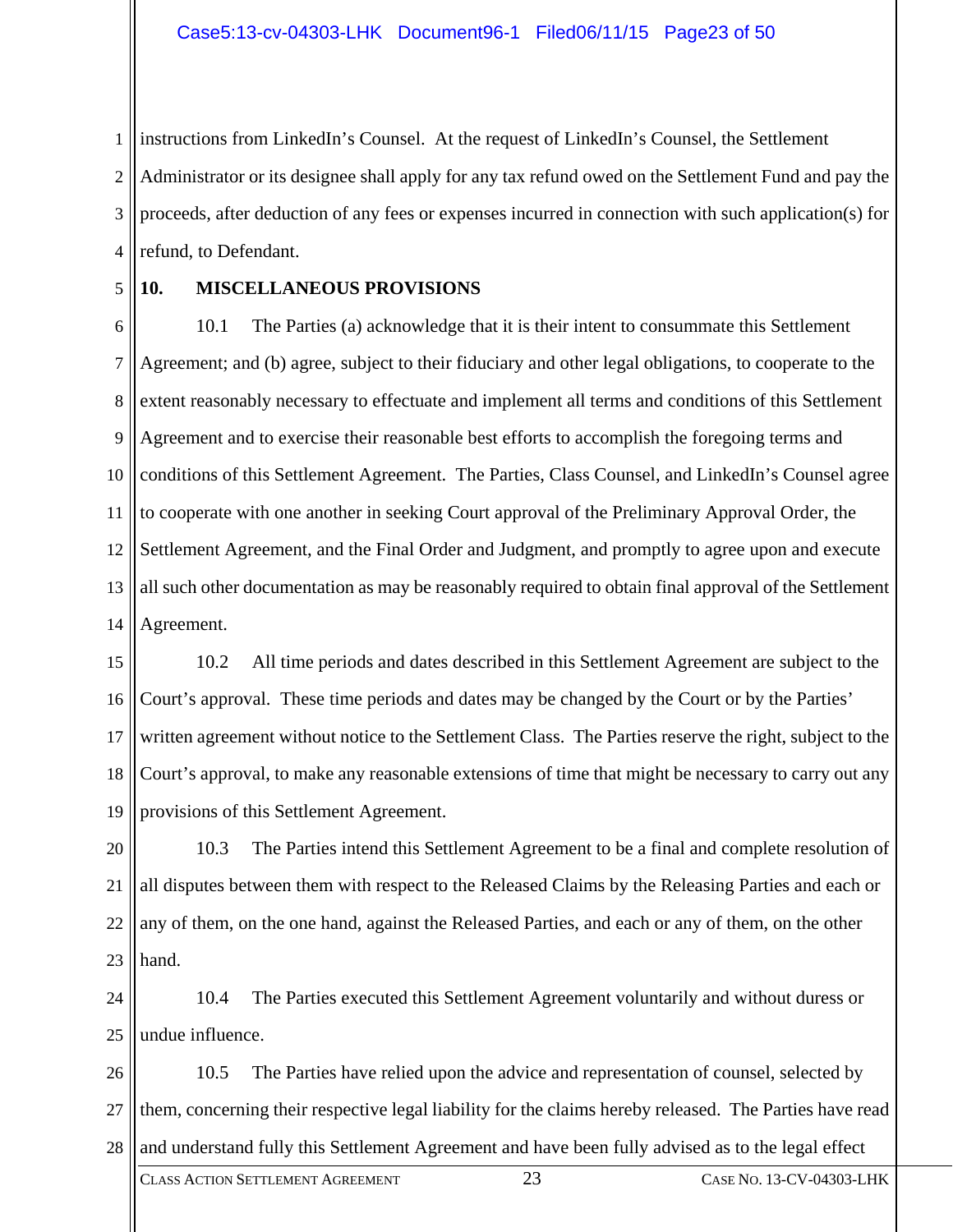instructions from LinkedIn's Counsel. At the request of LinkedIn's Counsel, the Settlement Administrator or its designee shall apply for any tax refund owed on the Settlement Fund and pay the proceeds, after deduction of any fees or expenses incurred in connection with such application(s) for refund, to Defendant.

## 10. MISCELLANEOUS PROVISIONS

10.1 The Parties (a) acknowledge that it is their intent to consummate this Settlement Agreement; and (b) agree, subject to their fiduciary and other legal obligations, to cooperate to the extent reasonably necessary to effectuate and implement all terms and conditions of this Settlement Agreement and to exercise their reasonable best efforts to accomplish the foregoing terms and conditions of this Settlement Agreement. The Parties, Class Counsel, and LinkedIn's Counsel agree to cooperate with one another in seeking Court approval of the Preliminary Approval Order, the Settlement Agreement, and the Final Order and Judgment, and promptly to agree upon and execute all such other documentation as may be reasonably required to obtain final approval of the Settlement Agreement.

10.2 All time periods and dates described in this Settlement Agreement are subject to the Court's approval. These time periods and dates may be changed by the Court or by the Parties' written agreement without notice to the Settlement Class. The Parties reserve the right, subject to the Court's approval, to make any reasonable extensions of time that might be necessary to carry out any provisions of this Settlement Agreement.

10.3 The Parties intend this Settlement Agreement to be a final and complete resolution of all disputes between them with respect to the Released Claims by the Releasing Parties and each or any of them, on the one hand, against the Released Parties, and each or any of them, on the other hand.

10.4 The Parties executed this Settlement Agreement voluntarily and without duress or undue influence.

10.5 The Parties have relied upon the advice and representation of counsel, selected by them, concerning their respective legal liability for the claims hereby released. The Parties have read and understand fully this Settlement Agreement and have been fully advised as to the legal effect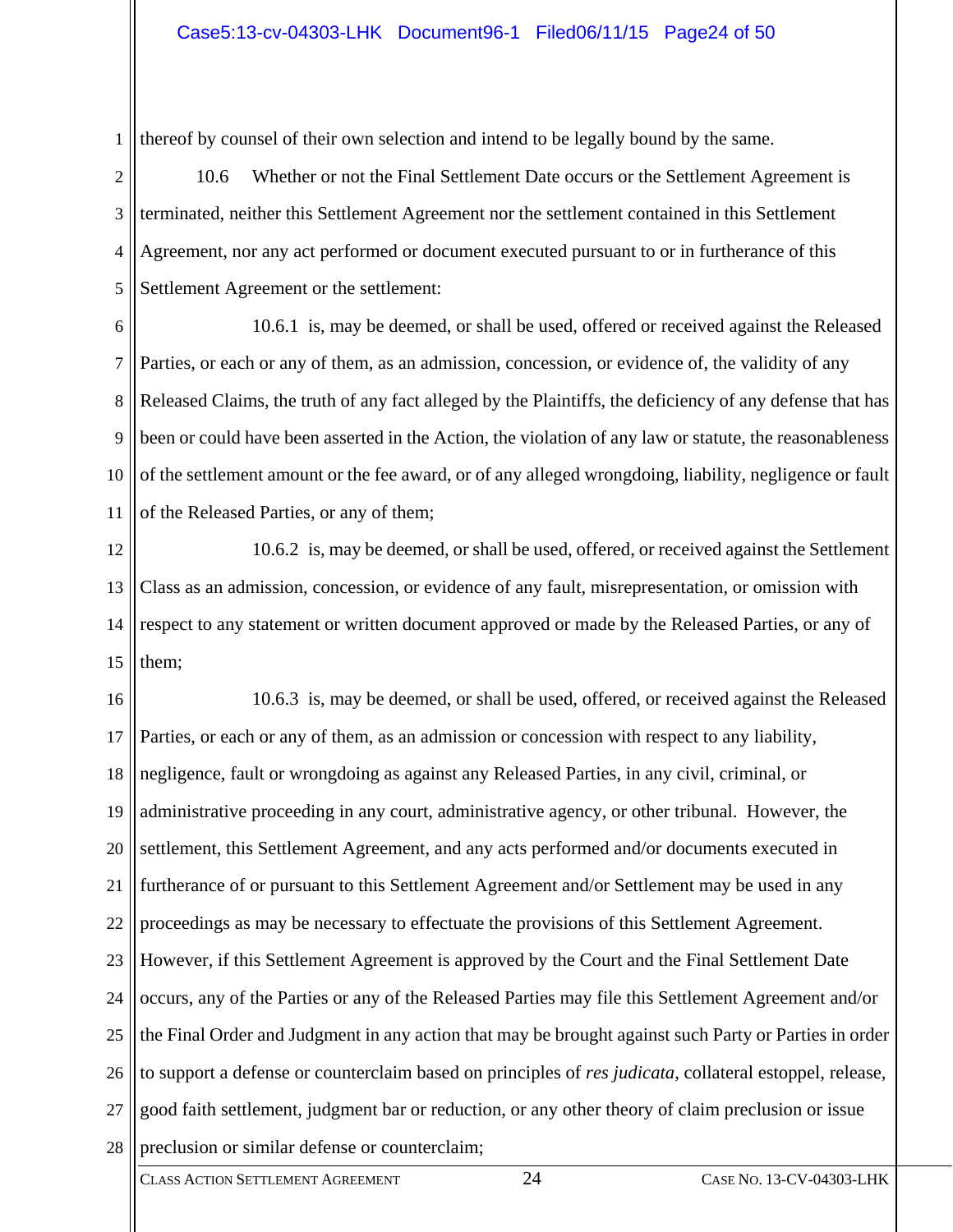thereof by counsel of their own selection and intend to be legally bound by the same.

10.6 Whether or not the Final Settlement Date occurs or the Settlement Agreement is terminated, neither this Settlement Agreement nor the settlement contained in this Settlement Agreement, nor any act performed or document executed pursuant to or in furtherance of this Settlement Agreement or the settlement:

10.6.1 is, may be deemed, or shall be used, offered or received against the Released Parties, or each or any of them, as an admission, concession, or evidence of, the validity of any Released Claims, the truth of any fact alleged by the Plaintiffs, the deficiency of any defense that has been or could have been asserted in the Action, the violation of any law or statute, the reasonableness of the settlement amount or the fee award, or of any alleged wrongdoing, liability, negligence or fault of the Released Parties, or any of them;

10.6.2 is, may be deemed, or shall be used, offered, or received against the Settlement Class as an admission, concession, or evidence of any fault, misrepresentation, or omission with respect to any statement or written document approved or made by the Released Parties, or any of them;

10.6.3 is, may be deemed, or shall be used, offered, or received against the Released Parties, or each or any of them, as an admission or concession with respect to any liability, negligence, fault or wrongdoing as against any Released Parties, in any civil, criminal, or administrative proceeding in any court, administrative agency, or other tribunal. However, the settlement, this Settlement Agreement, and any acts performed and/or documents executed in furtherance of or pursuant to this Settlement Agreement and/or Settlement may be used in any proceedings as may be necessary to effectuate the provisions of this Settlement Agreement. However, if this Settlement Agreement is approved by the Court and the Final Settlement Date occurs, any of the Parties or any of the Released Parties may file this Settlement Agreement and/or the Final Order and Judgment in any action that may be brought against such Party or Parties in order to support a defense or counterclaim based on principles of *res judicata*, collateral estoppel, release, good faith settlement, judgment bar or reduction, or any other theory of claim preclusion or issue preclusion or similar defense or counterclaim;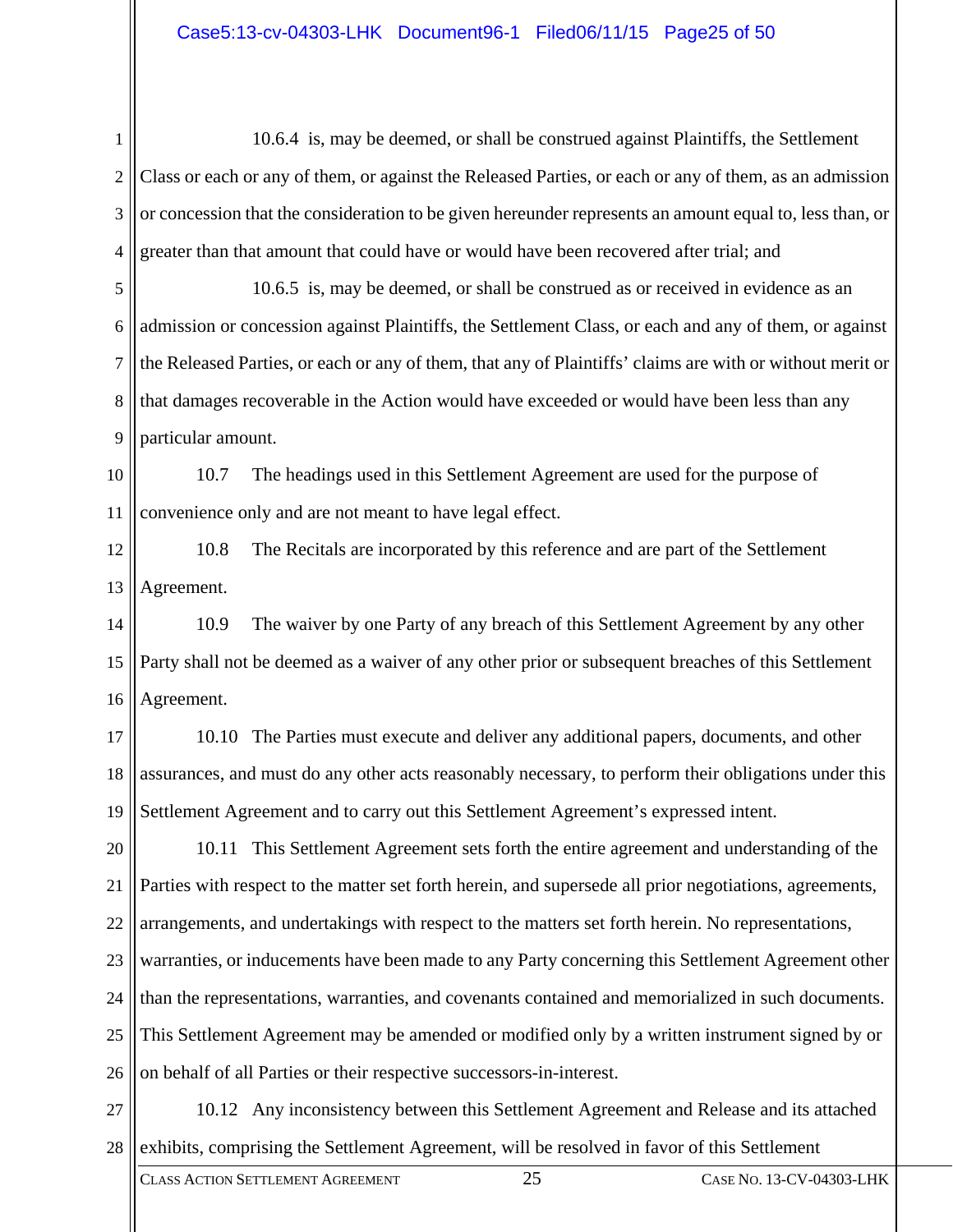10.6.4 is, may be deemed, or shall be construed against Plaintiffs, the Settlement Class or each or any of them, or against the Released Parties, or each or any of them, as an admission or concession that the consideration to be given hereunder represents an amount equal to, less than, or greater than that amount that could have or would have been recovered after trial; and

10.6.5 is, may be deemed, or shall be construed as or received in evidence as an admission or concession against Plaintiffs, the Settlement Class, or each and any of them, or against the Released Parties, or each or any of them, that any of Plaintiffs' claims are with or without merit or that damages recoverable in the Action would have exceeded or would have been less than any particular amount.

10.7 The headings used in this Settlement Agreement are used for the purpose of convenience only and are not meant to have legal effect.

10.8 The Recitals are incorporated by this reference and are part of the Settlement Agreement.

10.9 The waiver by one Party of any breach of this Settlement Agreement by any other Party shall not be deemed as a waiver of any other prior or subsequent breaches of this Settlement Agreement.

10.10 The Parties must execute and deliver any additional papers, documents, and other assurances, and must do any other acts reasonably necessary, to perform their obligations under this Settlement Agreement and to carry out this Settlement Agreement's expressed intent.

10.11 This Settlement Agreement sets forth the entire agreement and understanding of the Parties with respect to the matter set forth herein, and supersede all prior negotiations, agreements, arrangements, and undertakings with respect to the matters set forth herein. No representations, warranties, or inducements have been made to any Party concerning this Settlement Agreement other than the representations, warranties, and covenants contained and memorialized in such documents. This Settlement Agreement may be amended or modified only by a written instrument signed by or on behalf of all Parties or their respective successors-in-interest.

10.12 Any inconsistency between this Settlement Agreement and Release and its attached exhibits, comprising the Settlement Agreement, will be resolved in favor of this Settlement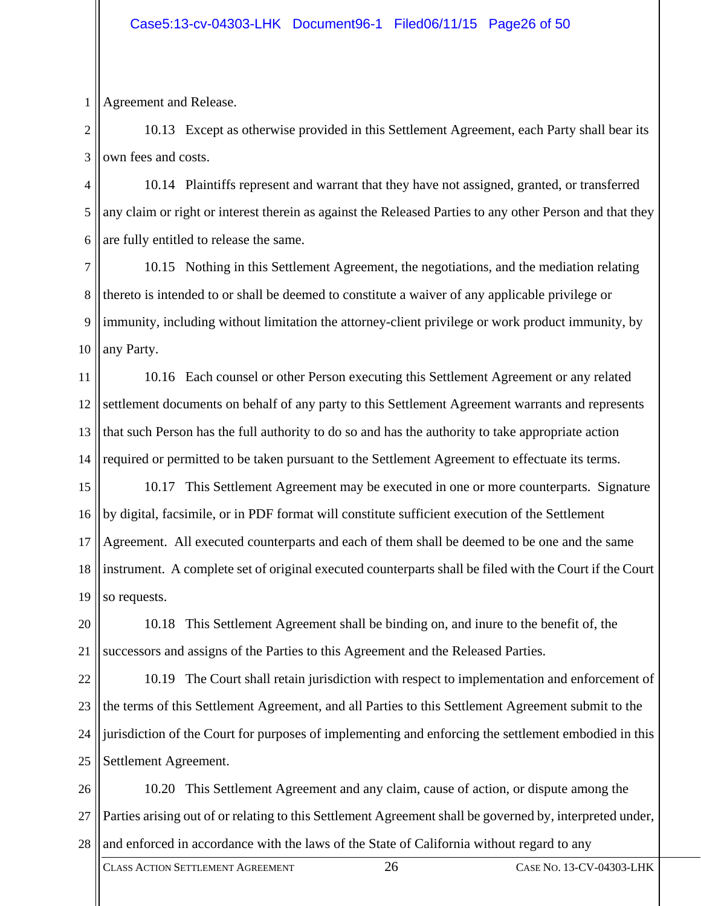Agreement and Release.

10.13 Except as otherwise provided in this Settlement Agreement, each Party shall bear its own fees and costs.

10.14 Plaintiffs represent and warrant that they have not assigned, granted, or transferred any claim or right or interest therein as against the Released Parties to any other Person and that they are fully entitled to release the same.

10.15 Nothing in this Settlement Agreement, the negotiations, and the mediation relating thereto is intended to or shall be deemed to constitute a waiver of any applicable privilege or immunity, including without limitation the attorney-client privilege or work product immunity, by any Party.

10.16 Each counsel or other Person executing this Settlement Agreement or any related settlement documents on behalf of any party to this Settlement Agreement warrants and represents that such Person has the full authority to do so and has the authority to take appropriate action required or permitted to be taken pursuant to the Settlement Agreement to effectuate its terms.

10.17 This Settlement Agreement may be executed in one or more counterparts. Signature by digital, facsimile, or in PDF format will constitute sufficient execution of the Settlement Agreement. All executed counterparts and each of them shall be deemed to be one and the same instrument. A complete set of original executed counterparts shall be filed with the Court if the Court so requests.

10.18 This Settlement Agreement shall be binding on, and inure to the benefit of, the successors and assigns of the Parties to this Agreement and the Released Parties.

10.19 The Court shall retain jurisdiction with respect to implementation and enforcement of the terms of this Settlement Agreement, and all Parties to this Settlement Agreement submit to the jurisdiction of the Court for purposes of implementing and enforcing the settlement embodied in this Settlement Agreement.

10.20 This Settlement Agreement and any claim, cause of action, or dispute among the Parties arising out of or relating to this Settlement Agreement shall be governed by, interpreted under, and enforced in accordance with the laws of the State of California without regard to any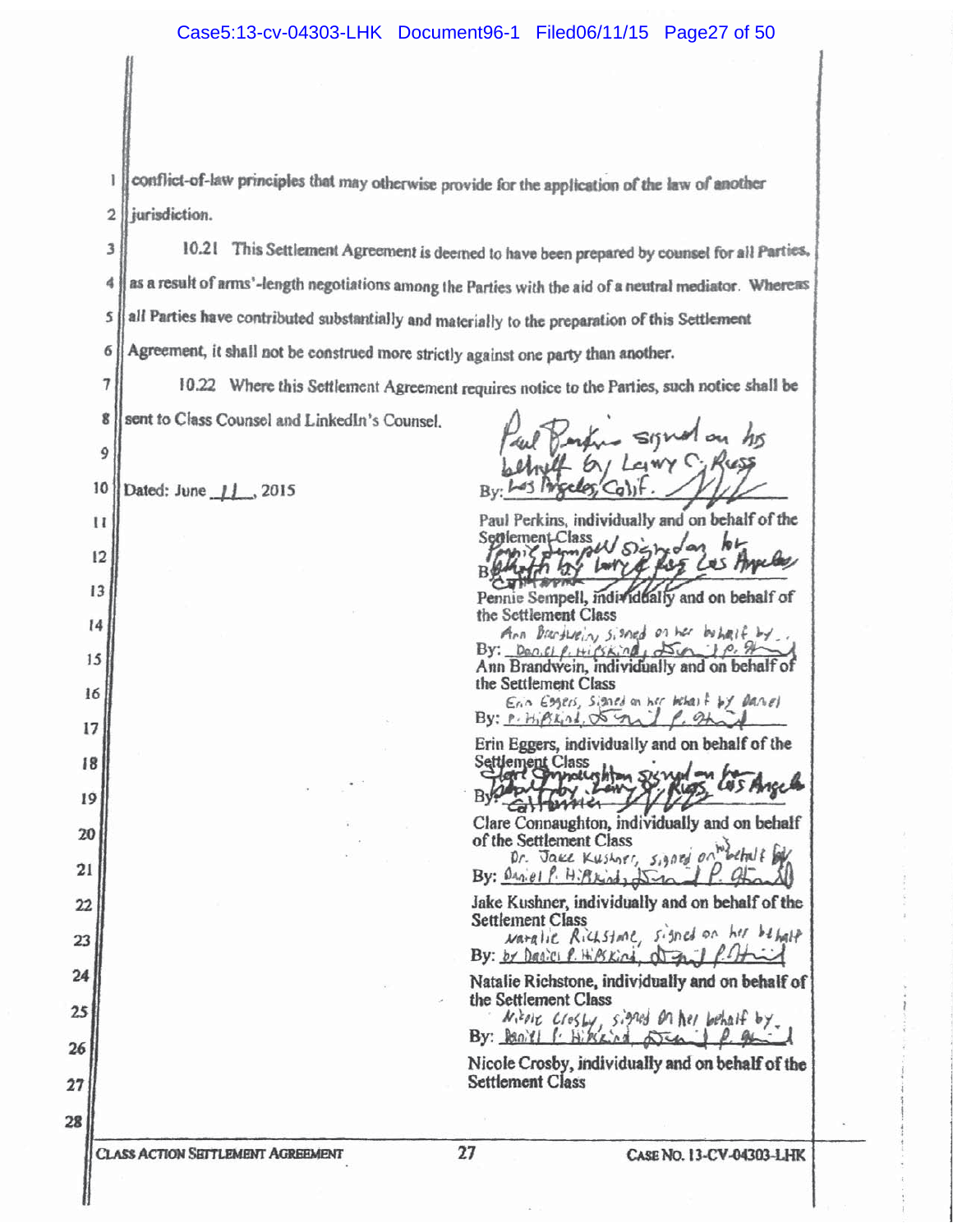conflict-of-law principles that may otherwise provide for the application of the law of another jurisdiction.

10.21 This Settlement Agreement is deemed to have been prepared by counsel for all Parties, as a result of arms'-length negotiations among the Parties with the aid of a neutral mediator. Whereas all Parties have contributed substantially and materially to the preparation of this Settlement Agreement, it shall not be construed more strictly against one party than another.

10.22 Where this Settlement Agreement requires notice to the Parties, such notice shall be sent to Class Counsel and LinkedIn's Counsel.

Dated: June 11, 2015

Paul Perkins signed on his behalf by Larry C. Russ Los Angeles, Calif.

By: ______________________

Paul Perkins, individually and on behalf of the Settlement Class

Pennie Sempell signed on her behalf by Larry C. Russ Los Angeles California

By: ______________________

Pennie Sempell, individually and on behalf of the Settlement Class

Ann Brandwein, signed on her behalf by

By: Daniel P. Hipskind, Daniel P. Hipskind

Ann Brandwein, individually and on behalf of the Settlement Class

Erin Eggers, signed on her behalf by Daniel

By: P. Hipskind, Daniel P. Hipskind

Erin Eggers, individually and on behalf of the Settlement Class

Clare Connaughton signed on her behalf by Larry C. Russ Los Angeles California

By: ______________________

Clare Connaughton, individually and on behalf of the Settlement Class

Dr. Jake Kushner, signed on his behalf by

By: Daniel P. Hipskind, Daniel P. Hipskind

Jake Kushner, individually and on behalf of the Settlement Class

Natalie Richstone, signed on her behalf

By: by Daniel P. Hipskind, Daniel P. Hipskind

Natalie Richstone, individually and on behalf of the Settlement Class

Nicole Crosby, signed on her behalf by

By: Daniel P. Hipskind, Daniel P. Hipskind

Nicole Crosby, individually and on behalf of the Settlement Class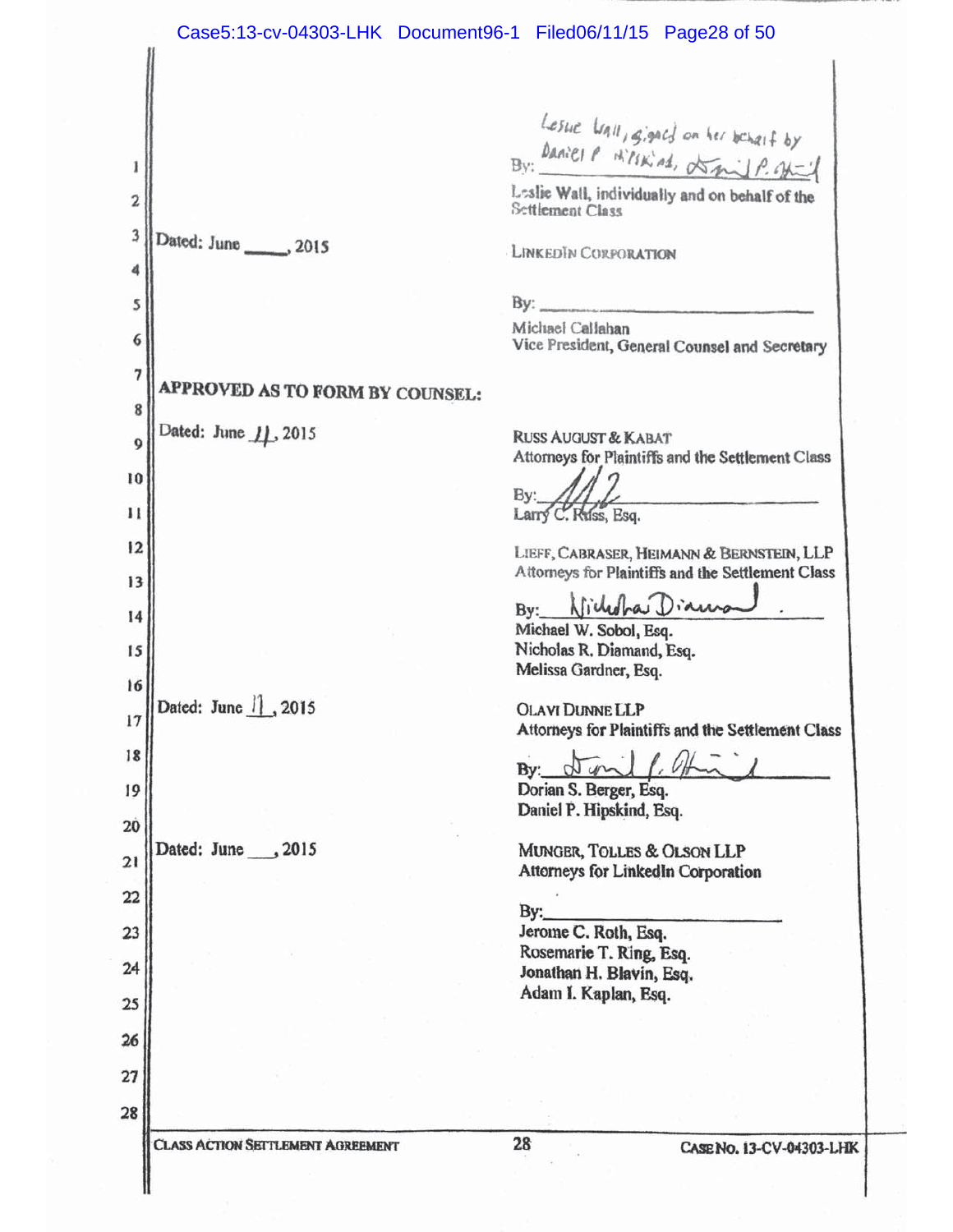Leslie Wall, signed on her behalf by Daniel P. Hipskind,

By: ______________________

Leslie Wall, individually and on behalf of the Settlement Class

Dated: June ____, 2015

LINKEDIN CORPORATION

By: ______________________

Michael Callahan
Vice President, General Counsel and Secretary

**APPROVED AS TO FORM BY COUNSEL:**

Dated: June 11, 2015

RUSS AUGUST & KABAT
Attorneys for Plaintiffs and the Settlement Class

By: ______________________

Larry C. Russ, Esq.

LIEFF, CABRASER, HEIMANN & BERNSTEIN, LLP
Attorneys for Plaintiffs and the Settlement Class

By: ______________________

Michael W. Sobol, Esq.
Nicholas R. Diamand, Esq.
Melissa Gardner, Esq.

Dated: June 11, 2015

OLAVI DUNNE LLP
Attorneys for Plaintiffs and the Settlement Class

By: ______________________

Dorian S. Berger, Esq.
Daniel P. Hipskind, Esq.

Dated: June ___, 2015

MUNGER, TOLLES & OLSON LLP
Attorneys for LinkedIn Corporation

By: ______________________

Jerome C. Roth, Esq.
Rosemarie T. Ring, Esq.
Jonathan H. Blavin, Esq.
Adam I. Kaplan, Esq.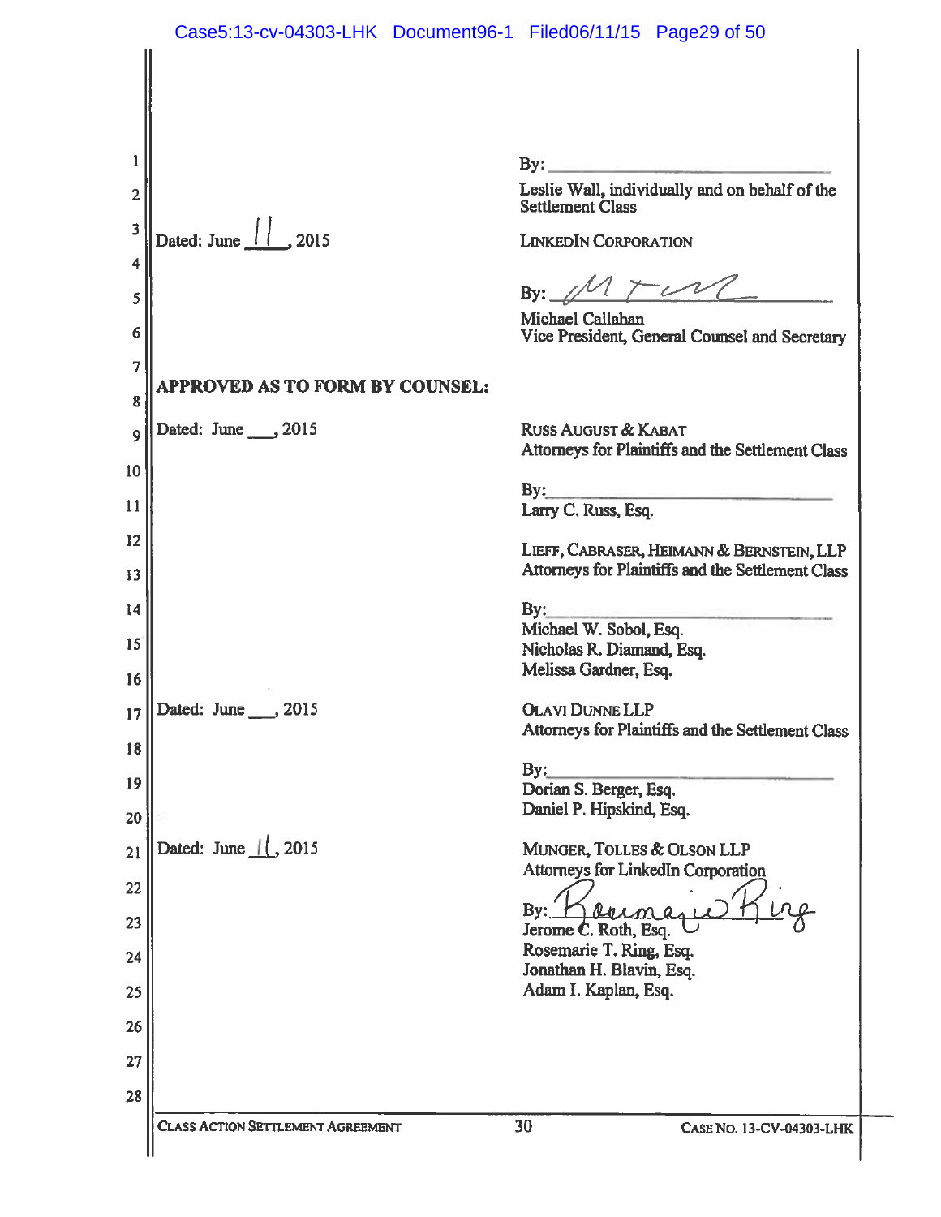By: \_\_\_\_\_\_\_\_\_\_\_\_\_\_\_\_\_\_\_\_\_\_\_\_

Leslie Wall, individually and on behalf of the Settlement Class

Dated: June 11, 2015

LINKEDIN CORPORATION

By: [signature]

Michael Callahan
Vice President, General Counsel and Secretary

**APPROVED AS TO FORM BY COUNSEL:**

Dated: June \_\_\_, 2015

RUSS AUGUST & KABAT
Attorneys for Plaintiffs and the Settlement Class

By: \_\_\_\_\_\_\_\_\_\_\_\_\_\_\_\_\_\_\_\_\_\_\_\_
Larry C. Russ, Esq.

LIEFF, CABRASER, HEIMANN & BERNSTEIN, LLP
Attorneys for Plaintiffs and the Settlement Class

By: \_\_\_\_\_\_\_\_\_\_\_\_\_\_\_\_\_\_\_\_\_\_\_\_
Michael W. Sobol, Esq.
Nicholas R. Diamand, Esq.
Melissa Gardner, Esq.

Dated: June \_\_\_, 2015

OLAVI DUNNE LLP
Attorneys for Plaintiffs and the Settlement Class

By: \_\_\_\_\_\_\_\_\_\_\_\_\_\_\_\_\_\_\_\_\_\_\_\_
Dorian S. Berger, Esq.
Daniel P. Hipskind, Esq.

Dated: June 11, 2015

MUNGER, TOLLES & OLSON LLP
Attorneys for LinkedIn Corporation

By: [signature: Rosemarie Ring]
Jerome C. Roth, Esq.
Rosemarie T. Ring, Esq.
Jonathan H. Blavin, Esq.
Adam I. Kaplan, Esq.

CLASS ACTION SETTLEMENT AGREEMENT — CASE NO. 13-CV-04303-LHK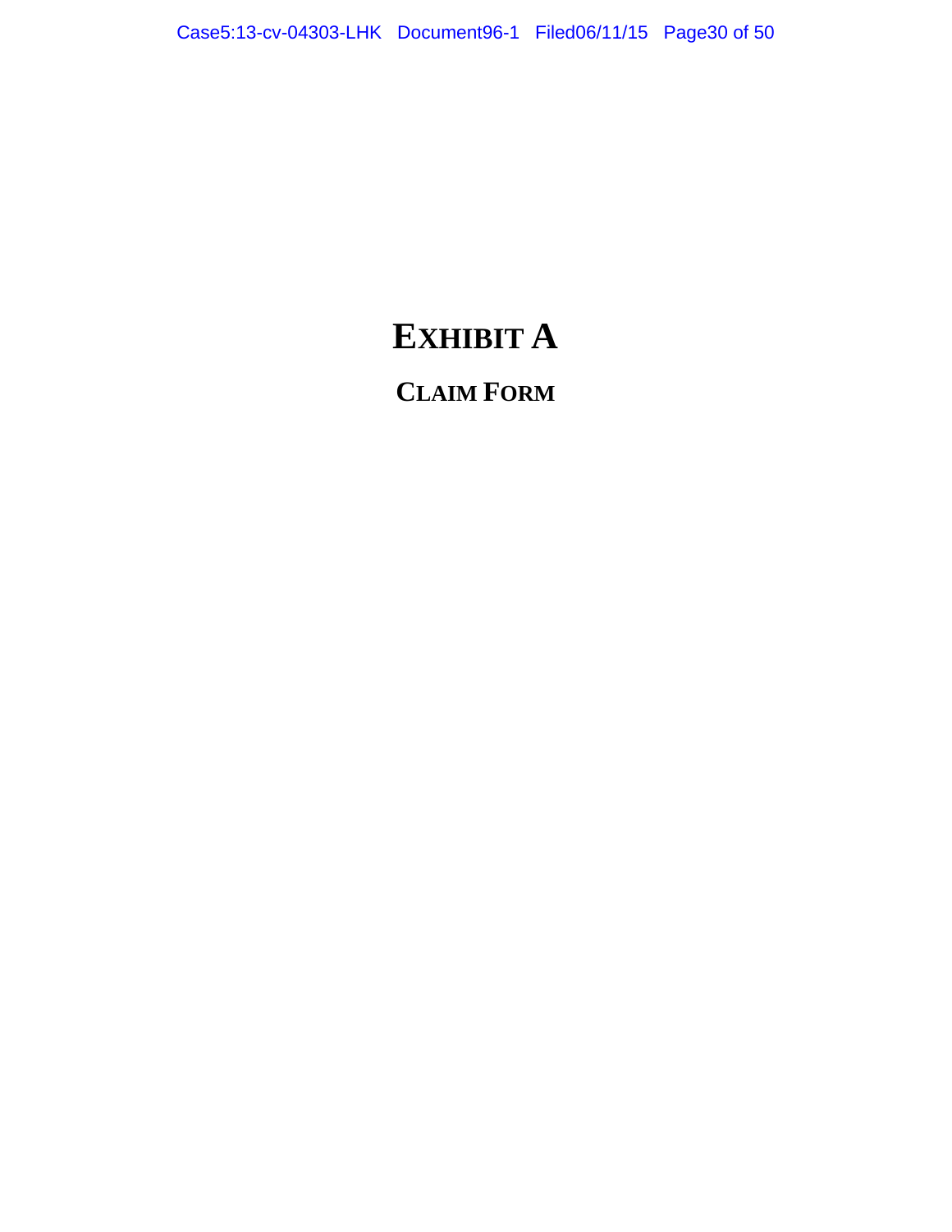# EXHIBIT A

## CLAIM FORM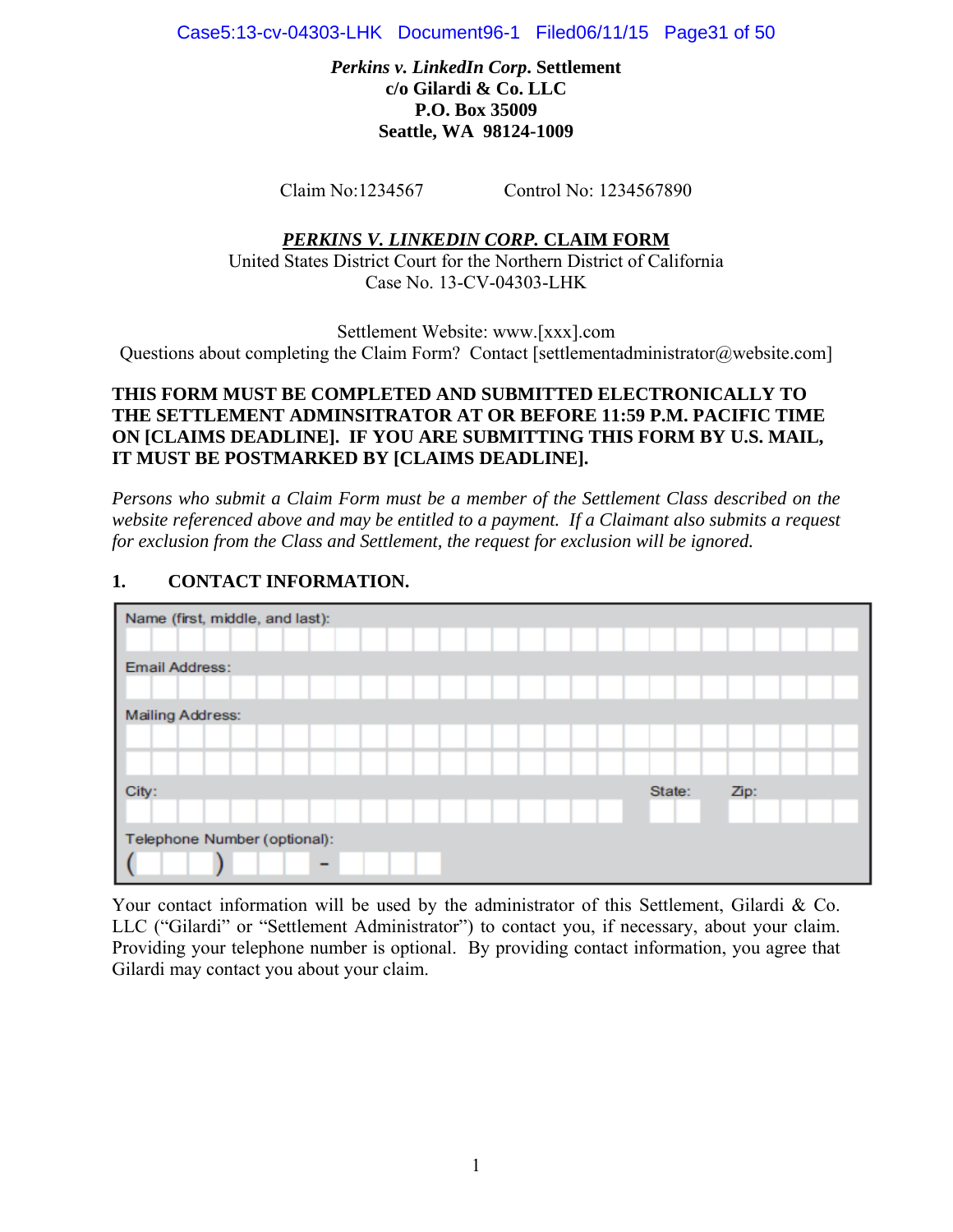**_Perkins v. LinkedIn Corp._ Settlement**
**c/o Gilardi & Co. LLC**
**P.O. Box 35009**
**Seattle, WA 98124-1009**

Claim No:1234567 Control No: 1234567890

# _PERKINS V. LINKEDIN CORP._ CLAIM FORM

United States District Court for the Northern District of California
Case No. 13-CV-04303-LHK

Settlement Website: www.[xxx].com
Questions about completing the Claim Form? Contact [settlementadministrator@website.com]

**THIS FORM MUST BE COMPLETED AND SUBMITTED ELECTRONICALLY TO THE SETTLEMENT ADMINSITRATOR AT OR BEFORE 11:59 P.M. PACIFIC TIME ON [CLAIMS DEADLINE]. IF YOU ARE SUBMITTING THIS FORM BY U.S. MAIL, IT MUST BE POSTMARKED BY [CLAIMS DEADLINE].**

*Persons who submit a Claim Form must be a member of the Settlement Class described on the website referenced above and may be entitled to a payment. If a Claimant also submits a request for exclusion from the Class and Settlement, the request for exclusion will be ignored.*

## 1. CONTACT INFORMATION.

Name (first, middle, and last):

Email Address:

Mailing Address:

City: State: Zip:

Telephone Number (optional):
( ) -

Your contact information will be used by the administrator of this Settlement, Gilardi & Co. LLC ("Gilardi" or "Settlement Administrator") to contact you, if necessary, about your claim. Providing your telephone number is optional. By providing contact information, you agree that Gilardi may contact you about your claim.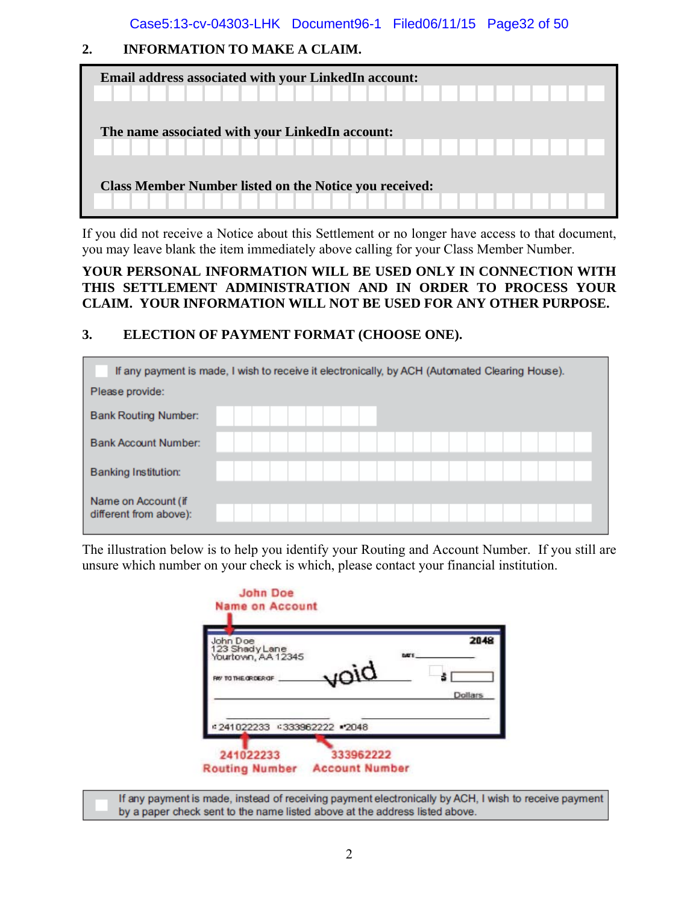## 2. INFORMATION TO MAKE A CLAIM.

**Email address associated with your LinkedIn account:**

**The name associated with your LinkedIn account:**

**Class Member Number listed on the Notice you received:**

If you did not receive a Notice about this Settlement or no longer have access to that document, you may leave blank the item immediately above calling for your Class Member Number.

**YOUR PERSONAL INFORMATION WILL BE USED ONLY IN CONNECTION WITH THIS SETTLEMENT ADMINISTRATION AND IN ORDER TO PROCESS YOUR CLAIM. YOUR INFORMATION WILL NOT BE USED FOR ANY OTHER PURPOSE.**

## 3. ELECTION OF PAYMENT FORMAT (CHOOSE ONE).

☐ If any payment is made, I wish to receive it electronically, by ACH (Automated Clearing House).

Please provide:

Bank Routing Number:

Bank Account Number:

Banking Institution:

Name on Account (if different from above):

The illustration below is to help you identify your Routing and Account Number. If you still are unsure which number on your check is which, please contact your financial institution.

John Doe
Name on Account

John Doe
123 Shady Lane
Yourtown, AA 12345

2048

DATE

PAY TO THE ORDER OF void $

Dollars

⑆241022233 ⑆333962222 ⑈2048

241022233
Routing Number

333962222
Account Number

☐ If any payment is made, instead of receiving payment electronically by ACH, I wish to receive payment by a paper check sent to the name listed above at the address listed above.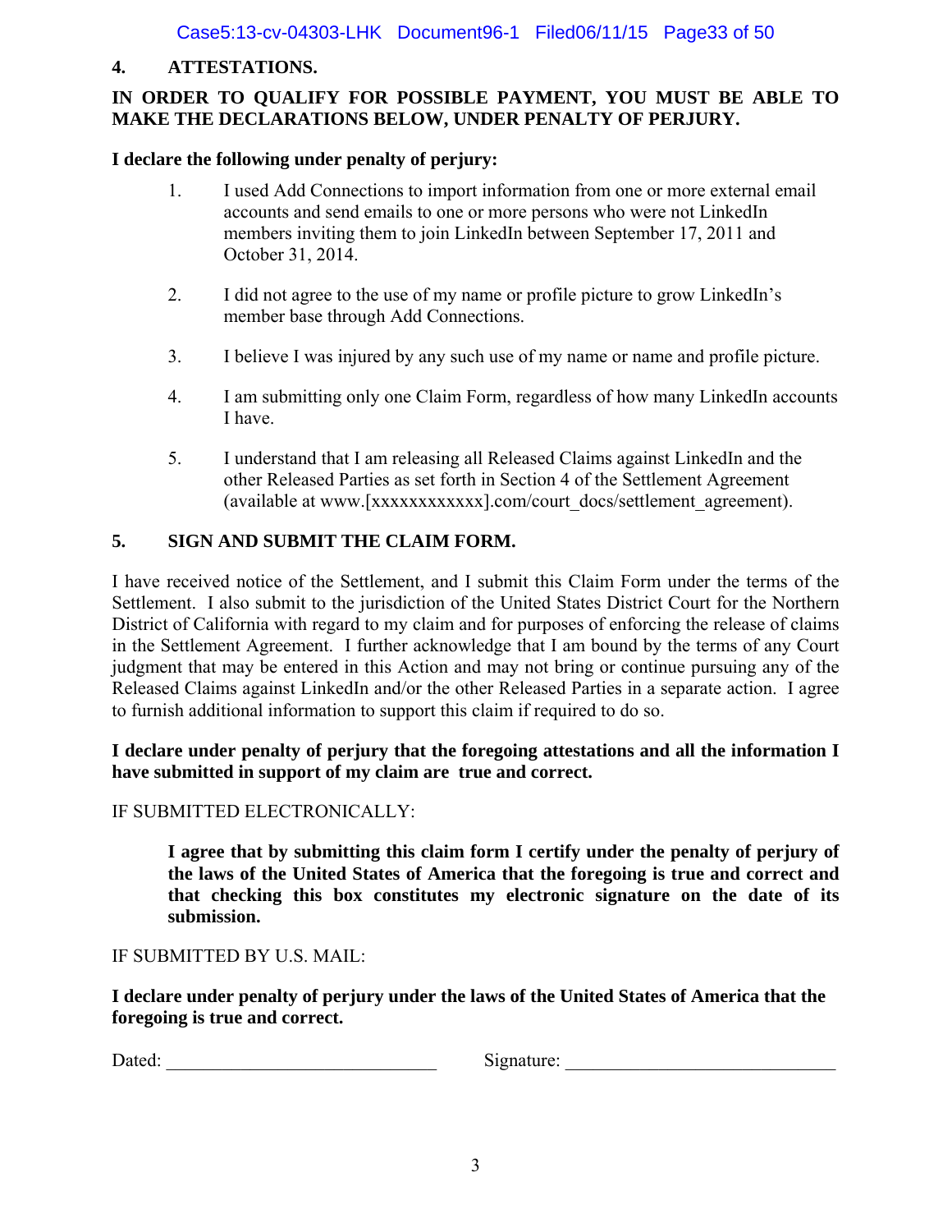## 4. ATTESTATIONS.

**IN ORDER TO QUALIFY FOR POSSIBLE PAYMENT, YOU MUST BE ABLE TO MAKE THE DECLARATIONS BELOW, UNDER PENALTY OF PERJURY.**

**I declare the following under penalty of perjury:**

1. I used Add Connections to import information from one or more external email accounts and send emails to one or more persons who were not LinkedIn members inviting them to join LinkedIn between September 17, 2011 and October 31, 2014.

2. I did not agree to the use of my name or profile picture to grow LinkedIn's member base through Add Connections.

3. I believe I was injured by any such use of my name or name and profile picture.

4. I am submitting only one Claim Form, regardless of how many LinkedIn accounts I have.

5. I understand that I am releasing all Released Claims against LinkedIn and the other Released Parties as set forth in Section 4 of the Settlement Agreement (available at www.[xxxxxxxxxxxx].com/court_docs/settlement_agreement).

## 5. SIGN AND SUBMIT THE CLAIM FORM.

I have received notice of the Settlement, and I submit this Claim Form under the terms of the Settlement. I also submit to the jurisdiction of the United States District Court for the Northern District of California with regard to my claim and for purposes of enforcing the release of claims in the Settlement Agreement. I further acknowledge that I am bound by the terms of any Court judgment that may be entered in this Action and may not bring or continue pursuing any of the Released Claims against LinkedIn and/or the other Released Parties in a separate action. I agree to furnish additional information to support this claim if required to do so.

**I declare under penalty of perjury that the foregoing attestations and all the information I have submitted in support of my claim are true and correct.**

IF SUBMITTED ELECTRONICALLY:

> **I agree that by submitting this claim form I certify under the penalty of perjury of the laws of the United States of America that the foregoing is true and correct and that checking this box constitutes my electronic signature on the date of its submission.**

IF SUBMITTED BY U.S. MAIL:

**I declare under penalty of perjury under the laws of the United States of America that the foregoing is true and correct.**

Dated: ____________________________ Signature: ____________________________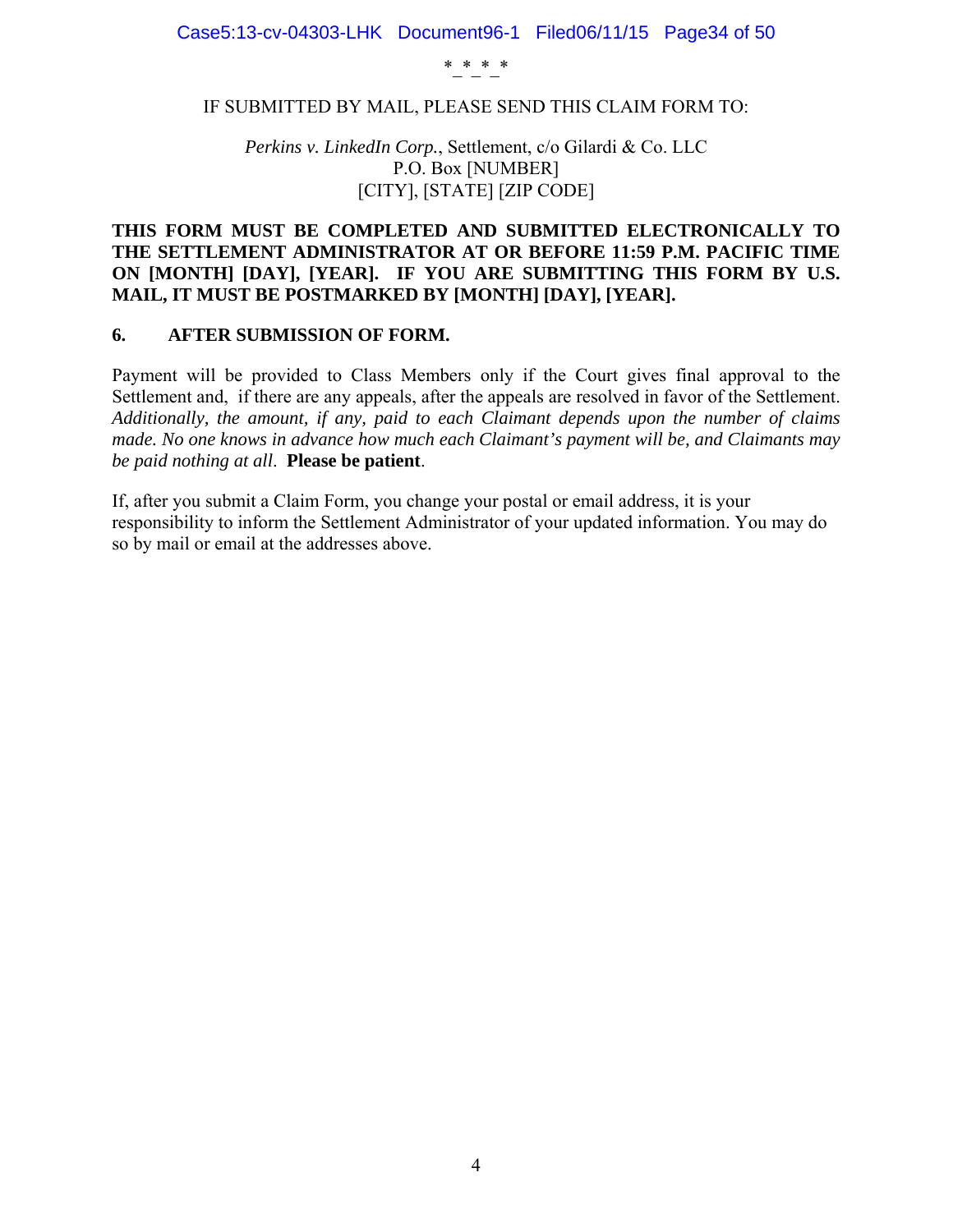*_*_*_*

IF SUBMITTED BY MAIL, PLEASE SEND THIS CLAIM FORM TO:

*Perkins v. LinkedIn Corp.*, Settlement, c/o Gilardi & Co. LLC
P.O. Box [NUMBER]
[CITY], [STATE] [ZIP CODE]

**THIS FORM MUST BE COMPLETED AND SUBMITTED ELECTRONICALLY TO THE SETTLEMENT ADMINISTRATOR AT OR BEFORE 11:59 P.M. PACIFIC TIME ON [MONTH] [DAY], [YEAR]. IF YOU ARE SUBMITTING THIS FORM BY U.S. MAIL, IT MUST BE POSTMARKED BY [MONTH] [DAY], [YEAR].**

## 6. AFTER SUBMISSION OF FORM.

Payment will be provided to Class Members only if the Court gives final approval to the Settlement and, if there are any appeals, after the appeals are resolved in favor of the Settlement. *Additionally, the amount, if any, paid to each Claimant depends upon the number of claims made. No one knows in advance how much each Claimant's payment will be, and Claimants may be paid nothing at all*. **Please be patient**.

If, after you submit a Claim Form, you change your postal or email address, it is your responsibility to inform the Settlement Administrator of your updated information. You may do so by mail or email at the addresses above.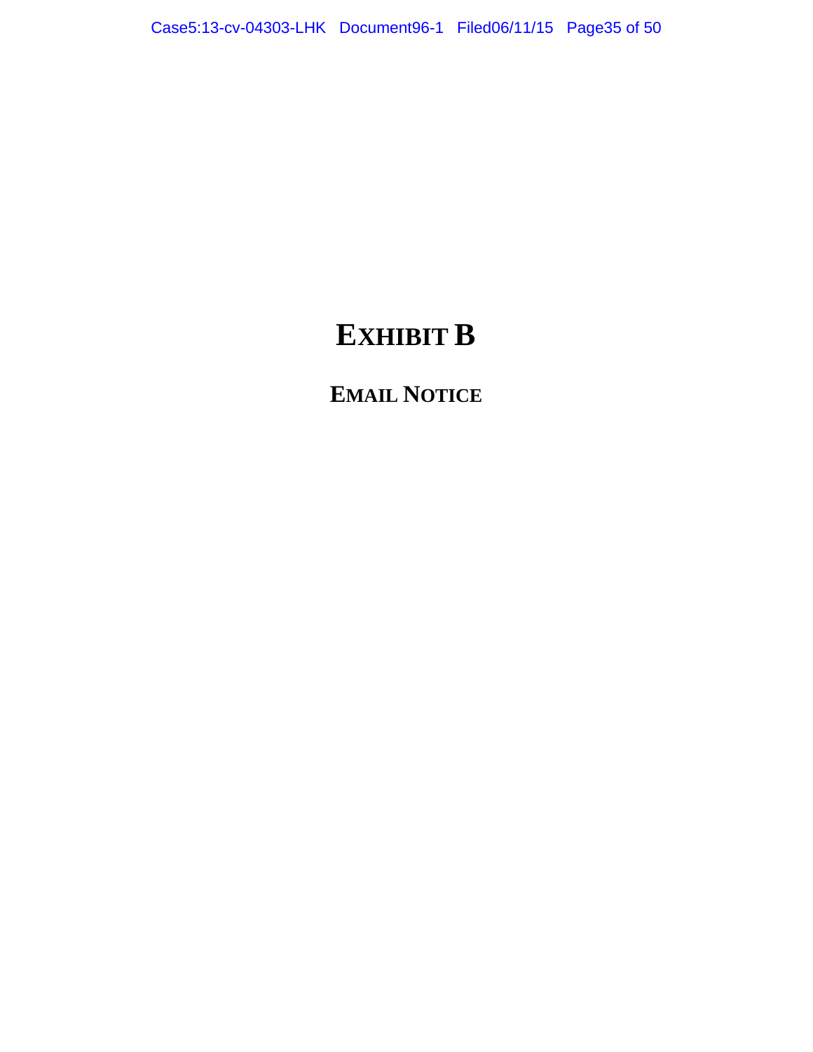# EXHIBIT B

## EMAIL NOTICE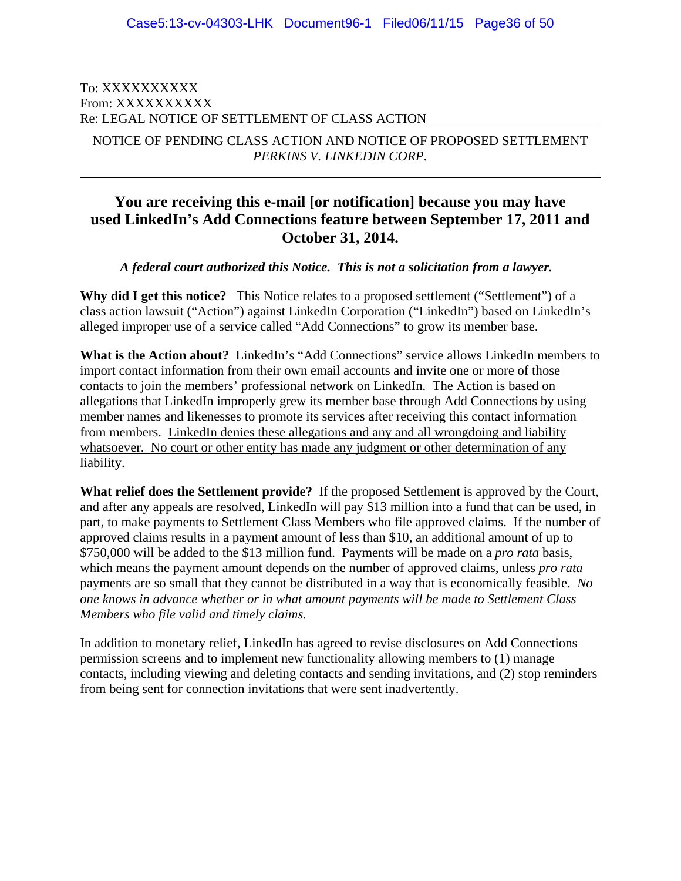To: XXXXXXXXXX
From: XXXXXXXXXX
Re: LEGAL NOTICE OF SETTLEMENT OF CLASS ACTION

NOTICE OF PENDING CLASS ACTION AND NOTICE OF PROPOSED SETTLEMENT
*PERKINS V. LINKEDIN CORP*.

---

## You are receiving this e-mail [or notification] because you may have used LinkedIn's Add Connections feature between September 17, 2011 and October 31, 2014.

***A federal court authorized this Notice. This is not a solicitation from a lawyer.***

**Why did I get this notice?** This Notice relates to a proposed settlement ("Settlement") of a class action lawsuit ("Action") against LinkedIn Corporation ("LinkedIn") based on LinkedIn's alleged improper use of a service called "Add Connections" to grow its member base.

**What is the Action about?** LinkedIn's "Add Connections" service allows LinkedIn members to import contact information from their own email accounts and invite one or more of those contacts to join the members' professional network on LinkedIn. The Action is based on allegations that LinkedIn improperly grew its member base through Add Connections by using member names and likenesses to promote its services after receiving this contact information from members. LinkedIn denies these allegations and any and all wrongdoing and liability whatsoever. No court or other entity has made any judgment or other determination of any liability.

**What relief does the Settlement provide?** If the proposed Settlement is approved by the Court, and after any appeals are resolved, LinkedIn will pay $13 million into a fund that can be used, in part, to make payments to Settlement Class Members who file approved claims. If the number of approved claims results in a payment amount of less than $10, an additional amount of up to $750,000 will be added to the $13 million fund. Payments will be made on a *pro rata* basis, which means the payment amount depends on the number of approved claims, unless *pro rata* payments are so small that they cannot be distributed in a way that is economically feasible. *No one knows in advance whether or in what amount payments will be made to Settlement Class Members who file valid and timely claims.*

In addition to monetary relief, LinkedIn has agreed to revise disclosures on Add Connections permission screens and to implement new functionality allowing members to (1) manage contacts, including viewing and deleting contacts and sending invitations, and (2) stop reminders from being sent for connection invitations that were sent inadvertently.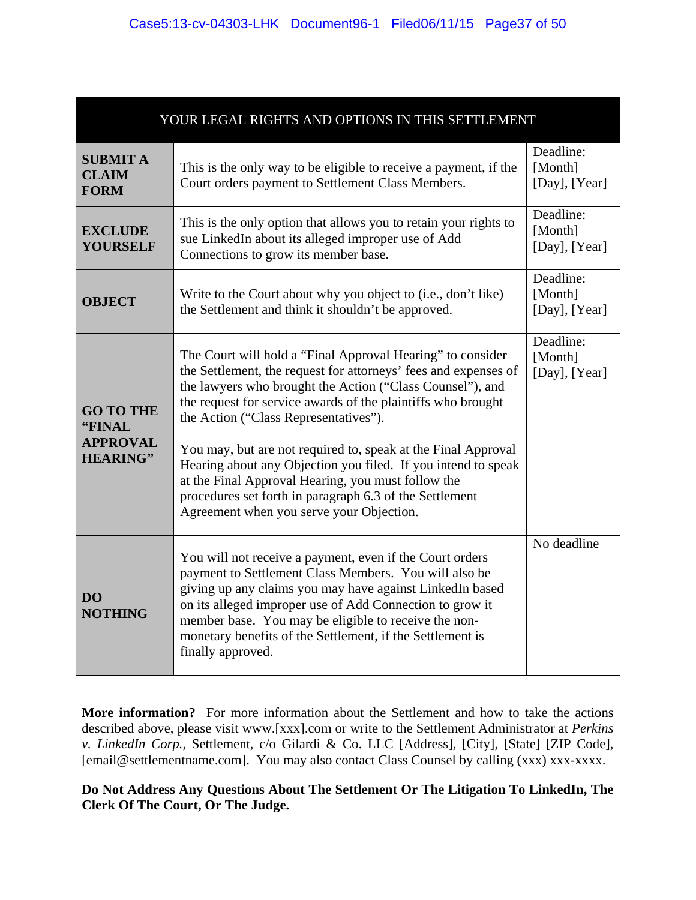| YOUR LEGAL RIGHTS AND OPTIONS IN THIS SETTLEMENT | | |
|---|---|---|
| **SUBMIT A CLAIM FORM** | This is the only way to be eligible to receive a payment, if the Court orders payment to Settlement Class Members. | Deadline: [Month] [Day], [Year] |
| **EXCLUDE YOURSELF** | This is the only option that allows you to retain your rights to sue LinkedIn about its alleged improper use of Add Connections to grow its member base. | Deadline: [Month] [Day], [Year] |
| **OBJECT** | Write to the Court about why you object to (i.e., don't like) the Settlement and think it shouldn't be approved. | Deadline: [Month] [Day], [Year] |
| **GO TO THE "FINAL APPROVAL HEARING"** | The Court will hold a "Final Approval Hearing" to consider the Settlement, the request for attorneys' fees and expenses of the lawyers who brought the Action ("Class Counsel"), and the request for service awards of the plaintiffs who brought the Action ("Class Representatives").<br><br>You may, but are not required to, speak at the Final Approval Hearing about any Objection you filed. If you intend to speak at the Final Approval Hearing, you must follow the procedures set forth in paragraph 6.3 of the Settlement Agreement when you serve your Objection. | Deadline: [Month] [Day], [Year] |
| **DO NOTHING** | You will not receive a payment, even if the Court orders payment to Settlement Class Members. You will also be giving up any claims you may have against LinkedIn based on its alleged improper use of Add Connection to grow it member base. You may be eligible to receive the non-monetary benefits of the Settlement, if the Settlement is finally approved. | No deadline |

**More information?** For more information about the Settlement and how to take the actions described above, please visit www.[xxx].com or write to the Settlement Administrator at *Perkins v. LinkedIn Corp.*, Settlement, c/o Gilardi & Co. LLC [Address], [City], [State] [ZIP Code], [email@settlementname.com]. You may also contact Class Counsel by calling (xxx) xxx-xxxx.

**Do Not Address Any Questions About The Settlement Or The Litigation To LinkedIn, The Clerk Of The Court, Or The Judge.**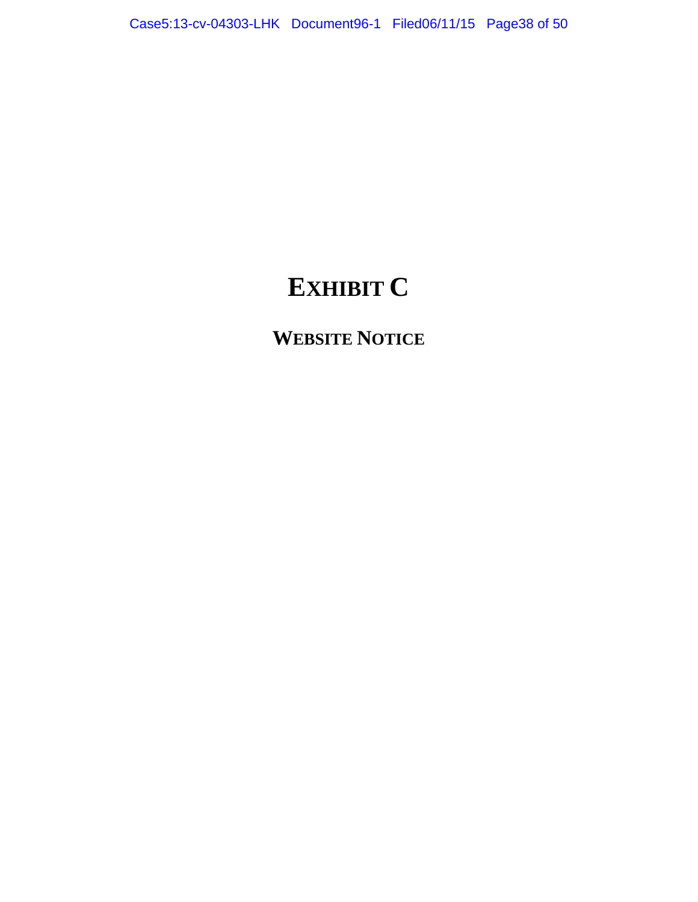# EXHIBIT C

## WEBSITE NOTICE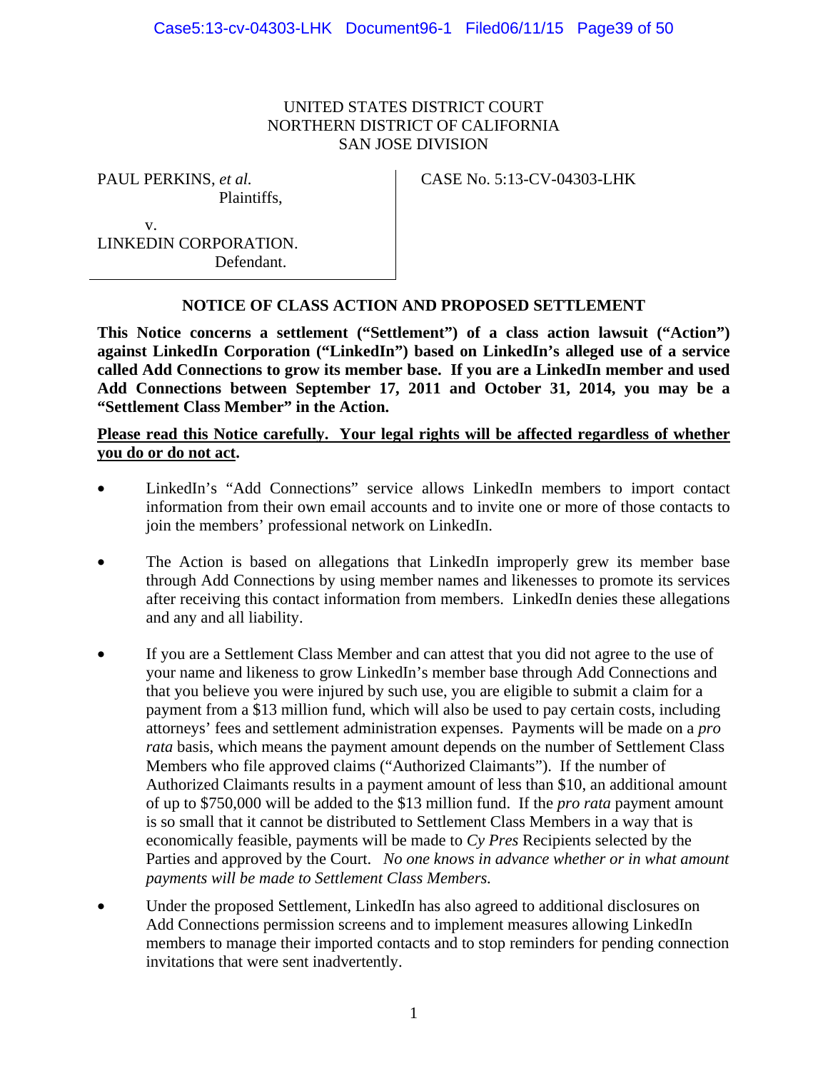UNITED STATES DISTRICT COURT
NORTHERN DISTRICT OF CALIFORNIA
SAN JOSE DIVISION

| | |
|---|---|
| PAUL PERKINS, *et al.*<br>Plaintiffs,<br><br>v.<br>LINKEDIN CORPORATION.<br>Defendant. | CASE No. 5:13-CV-04303-LHK |

## NOTICE OF CLASS ACTION AND PROPOSED SETTLEMENT

**This Notice concerns a settlement ("Settlement") of a class action lawsuit ("Action") against LinkedIn Corporation ("LinkedIn") based on LinkedIn's alleged use of a service called Add Connections to grow its member base. If you are a LinkedIn member and used Add Connections between September 17, 2011 and October 31, 2014, you may be a "Settlement Class Member" in the Action.**

**Please read this Notice carefully. Your legal rights will be affected regardless of whether you do or do not act.**

- LinkedIn's "Add Connections" service allows LinkedIn members to import contact information from their own email accounts and to invite one or more of those contacts to join the members' professional network on LinkedIn.

- The Action is based on allegations that LinkedIn improperly grew its member base through Add Connections by using member names and likenesses to promote its services after receiving this contact information from members. LinkedIn denies these allegations and any and all liability.

- If you are a Settlement Class Member and can attest that you did not agree to the use of your name and likeness to grow LinkedIn's member base through Add Connections and that you believe you were injured by such use, you are eligible to submit a claim for a payment from a $13 million fund, which will also be used to pay certain costs, including attorneys' fees and settlement administration expenses. Payments will be made on a *pro rata* basis, which means the payment amount depends on the number of Settlement Class Members who file approved claims ("Authorized Claimants"). If the number of Authorized Claimants results in a payment amount of less than $10, an additional amount of up to $750,000 will be added to the $13 million fund. If the *pro rata* payment amount is so small that it cannot be distributed to Settlement Class Members in a way that is economically feasible, payments will be made to *Cy Pres* Recipients selected by the Parties and approved by the Court. *No one knows in advance whether or in what amount payments will be made to Settlement Class Members.*

- Under the proposed Settlement, LinkedIn has also agreed to additional disclosures on Add Connections permission screens and to implement measures allowing LinkedIn members to manage their imported contacts and to stop reminders for pending connection invitations that were sent inadvertently.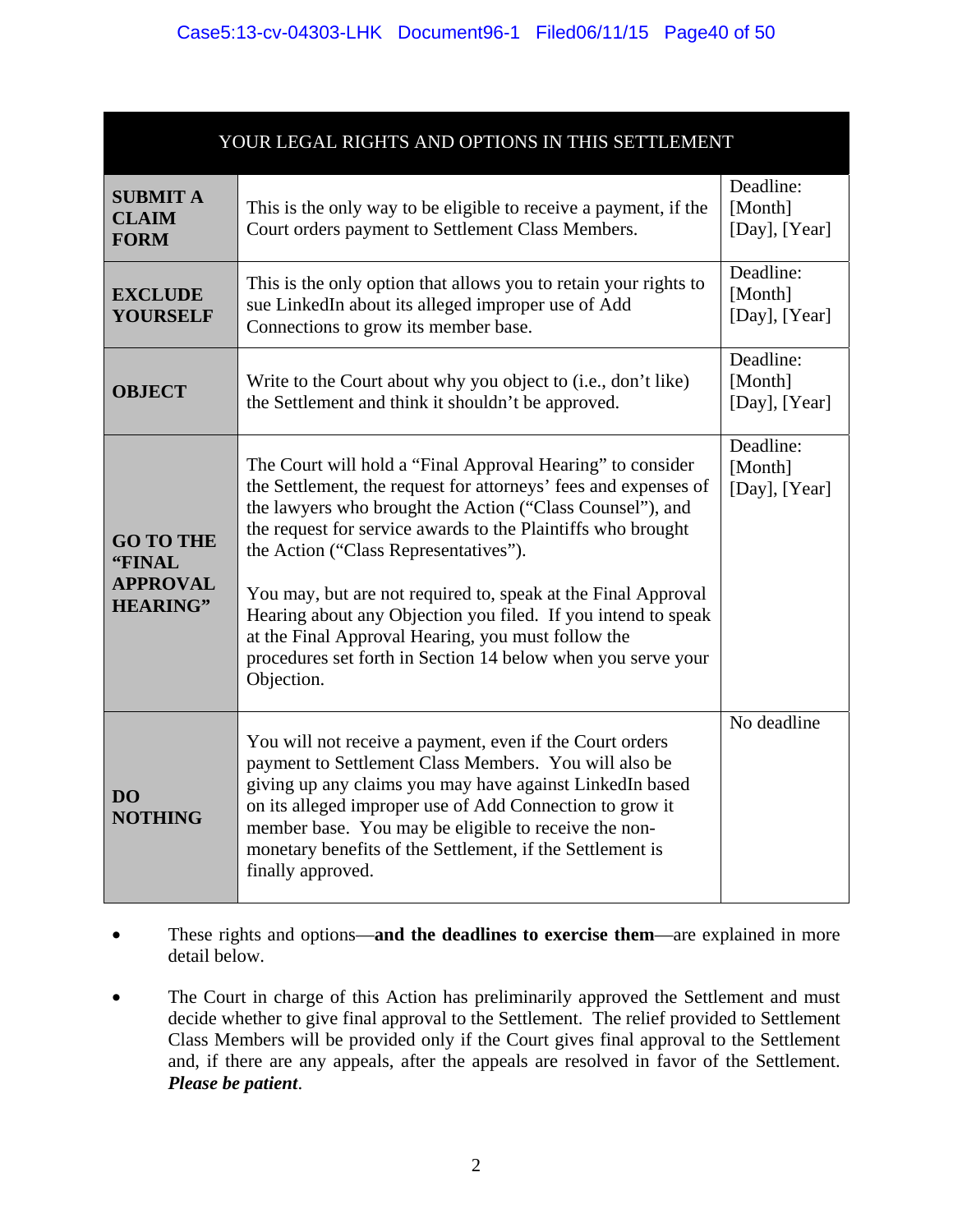| YOUR LEGAL RIGHTS AND OPTIONS IN THIS SETTLEMENT | | |
|---|---|---|
| **SUBMIT A CLAIM FORM** | This is the only way to be eligible to receive a payment, if the Court orders payment to Settlement Class Members. | Deadline: [Month] [Day], [Year] |
| **EXCLUDE YOURSELF** | This is the only option that allows you to retain your rights to sue LinkedIn about its alleged improper use of Add Connections to grow its member base. | Deadline: [Month] [Day], [Year] |
| **OBJECT** | Write to the Court about why you object to (i.e., don't like) the Settlement and think it shouldn't be approved. | Deadline: [Month] [Day], [Year] |
| **GO TO THE "FINAL APPROVAL HEARING"** | The Court will hold a "Final Approval Hearing" to consider the Settlement, the request for attorneys' fees and expenses of the lawyers who brought the Action ("Class Counsel"), and the request for service awards to the Plaintiffs who brought the Action ("Class Representatives").<br><br>You may, but are not required to, speak at the Final Approval Hearing about any Objection you filed. If you intend to speak at the Final Approval Hearing, you must follow the procedures set forth in Section 14 below when you serve your Objection. | Deadline: [Month] [Day], [Year] |
| **DO NOTHING** | You will not receive a payment, even if the Court orders payment to Settlement Class Members. You will also be giving up any claims you may have against LinkedIn based on its alleged improper use of Add Connection to grow it member base. You may be eligible to receive the non-monetary benefits of the Settlement, if the Settlement is finally approved. | No deadline |

- These rights and options—**and the deadlines to exercise them**—are explained in more detail below.

- The Court in charge of this Action has preliminarily approved the Settlement and must decide whether to give final approval to the Settlement. The relief provided to Settlement Class Members will be provided only if the Court gives final approval to the Settlement and, if there are any appeals, after the appeals are resolved in favor of the Settlement. ***Please be patient***.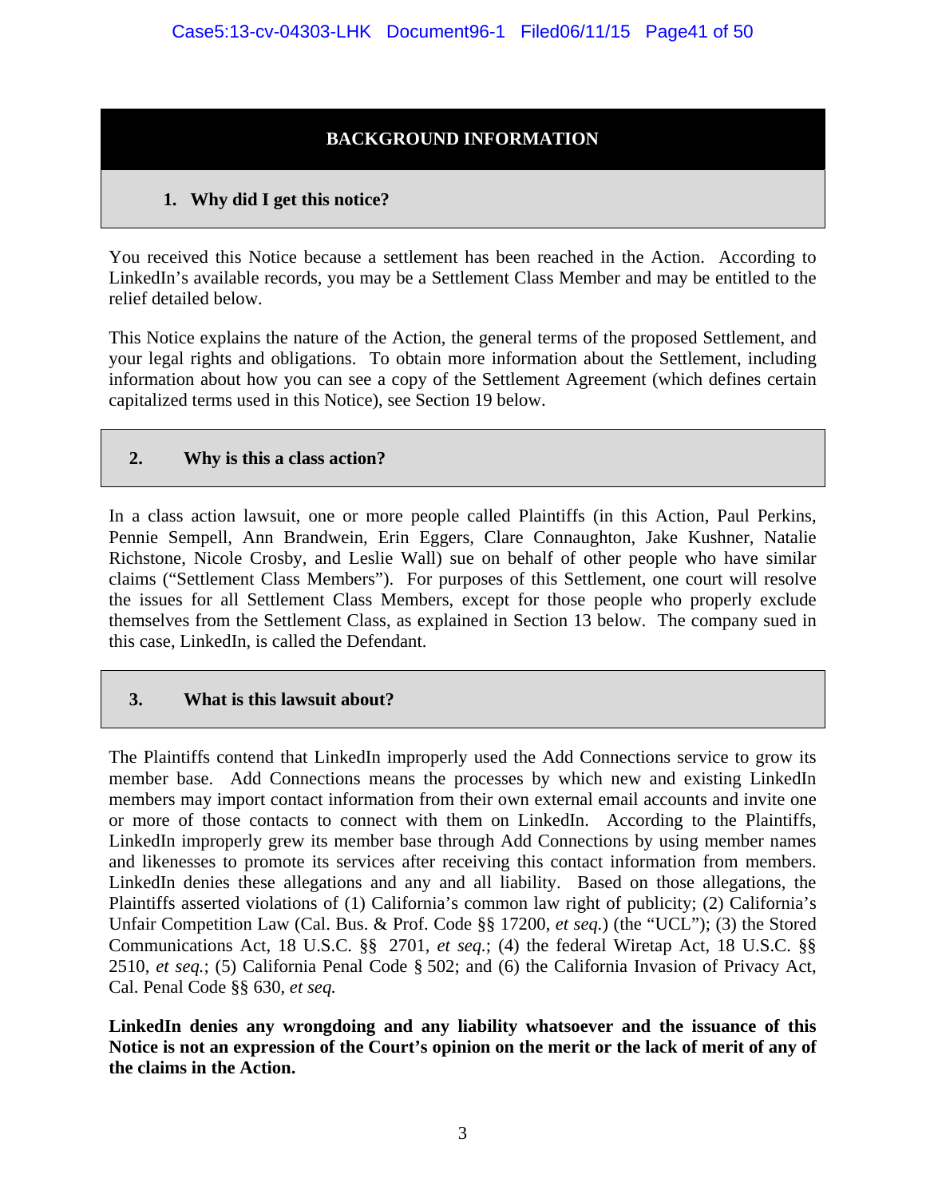## BACKGROUND INFORMATION

### 1. Why did I get this notice?

You received this Notice because a settlement has been reached in the Action. According to LinkedIn's available records, you may be a Settlement Class Member and may be entitled to the relief detailed below.

This Notice explains the nature of the Action, the general terms of the proposed Settlement, and your legal rights and obligations. To obtain more information about the Settlement, including information about how you can see a copy of the Settlement Agreement (which defines certain capitalized terms used in this Notice), see Section 19 below.

### 2. Why is this a class action?

In a class action lawsuit, one or more people called Plaintiffs (in this Action, Paul Perkins, Pennie Sempell, Ann Brandwein, Erin Eggers, Clare Connaughton, Jake Kushner, Natalie Richstone, Nicole Crosby, and Leslie Wall) sue on behalf of other people who have similar claims ("Settlement Class Members"). For purposes of this Settlement, one court will resolve the issues for all Settlement Class Members, except for those people who properly exclude themselves from the Settlement Class, as explained in Section 13 below. The company sued in this case, LinkedIn, is called the Defendant.

### 3. What is this lawsuit about?

The Plaintiffs contend that LinkedIn improperly used the Add Connections service to grow its member base. Add Connections means the processes by which new and existing LinkedIn members may import contact information from their own external email accounts and invite one or more of those contacts to connect with them on LinkedIn. According to the Plaintiffs, LinkedIn improperly grew its member base through Add Connections by using member names and likenesses to promote its services after receiving this contact information from members. LinkedIn denies these allegations and any and all liability. Based on those allegations, the Plaintiffs asserted violations of (1) California's common law right of publicity; (2) California's Unfair Competition Law (Cal. Bus. & Prof. Code §§ 17200, *et seq.*) (the "UCL"); (3) the Stored Communications Act, 18 U.S.C. §§ 2701, *et seq.*; (4) the federal Wiretap Act, 18 U.S.C. §§ 2510, *et seq.*; (5) California Penal Code § 502; and (6) the California Invasion of Privacy Act, Cal. Penal Code §§ 630, *et seq.*

**LinkedIn denies any wrongdoing and any liability whatsoever and the issuance of this Notice is not an expression of the Court's opinion on the merit or the lack of merit of any of the claims in the Action.**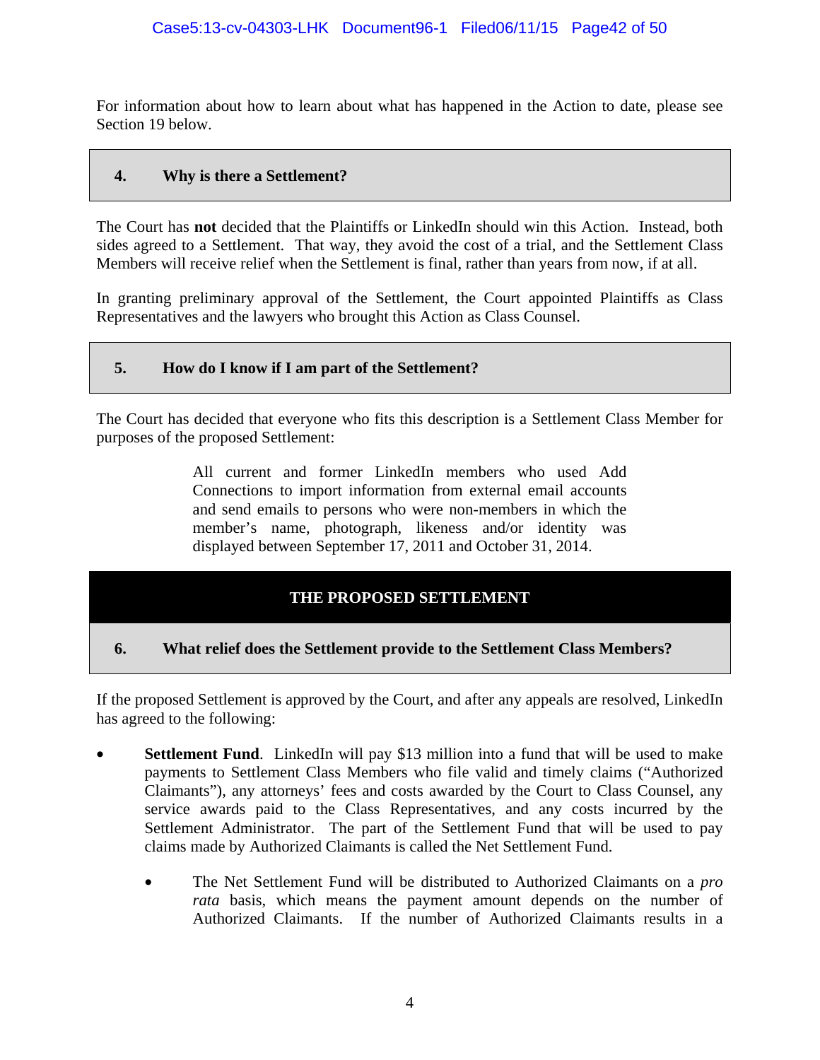For information about how to learn about what has happened in the Action to date, please see Section 19 below.

### 4. Why is there a Settlement?

The Court has **not** decided that the Plaintiffs or LinkedIn should win this Action. Instead, both sides agreed to a Settlement. That way, they avoid the cost of a trial, and the Settlement Class Members will receive relief when the Settlement is final, rather than years from now, if at all.

In granting preliminary approval of the Settlement, the Court appointed Plaintiffs as Class Representatives and the lawyers who brought this Action as Class Counsel.

### 5. How do I know if I am part of the Settlement?

The Court has decided that everyone who fits this description is a Settlement Class Member for purposes of the proposed Settlement:

> All current and former LinkedIn members who used Add Connections to import information from external email accounts and send emails to persons who were non-members in which the member's name, photograph, likeness and/or identity was displayed between September 17, 2011 and October 31, 2014.

## THE PROPOSED SETTLEMENT

### 6. What relief does the Settlement provide to the Settlement Class Members?

If the proposed Settlement is approved by the Court, and after any appeals are resolved, LinkedIn has agreed to the following:

- **Settlement Fund**. LinkedIn will pay $13 million into a fund that will be used to make payments to Settlement Class Members who file valid and timely claims ("Authorized Claimants"), any attorneys' fees and costs awarded by the Court to Class Counsel, any service awards paid to the Class Representatives, and any costs incurred by the Settlement Administrator. The part of the Settlement Fund that will be used to pay claims made by Authorized Claimants is called the Net Settlement Fund.
  - The Net Settlement Fund will be distributed to Authorized Claimants on a *pro rata* basis, which means the payment amount depends on the number of Authorized Claimants. If the number of Authorized Claimants results in a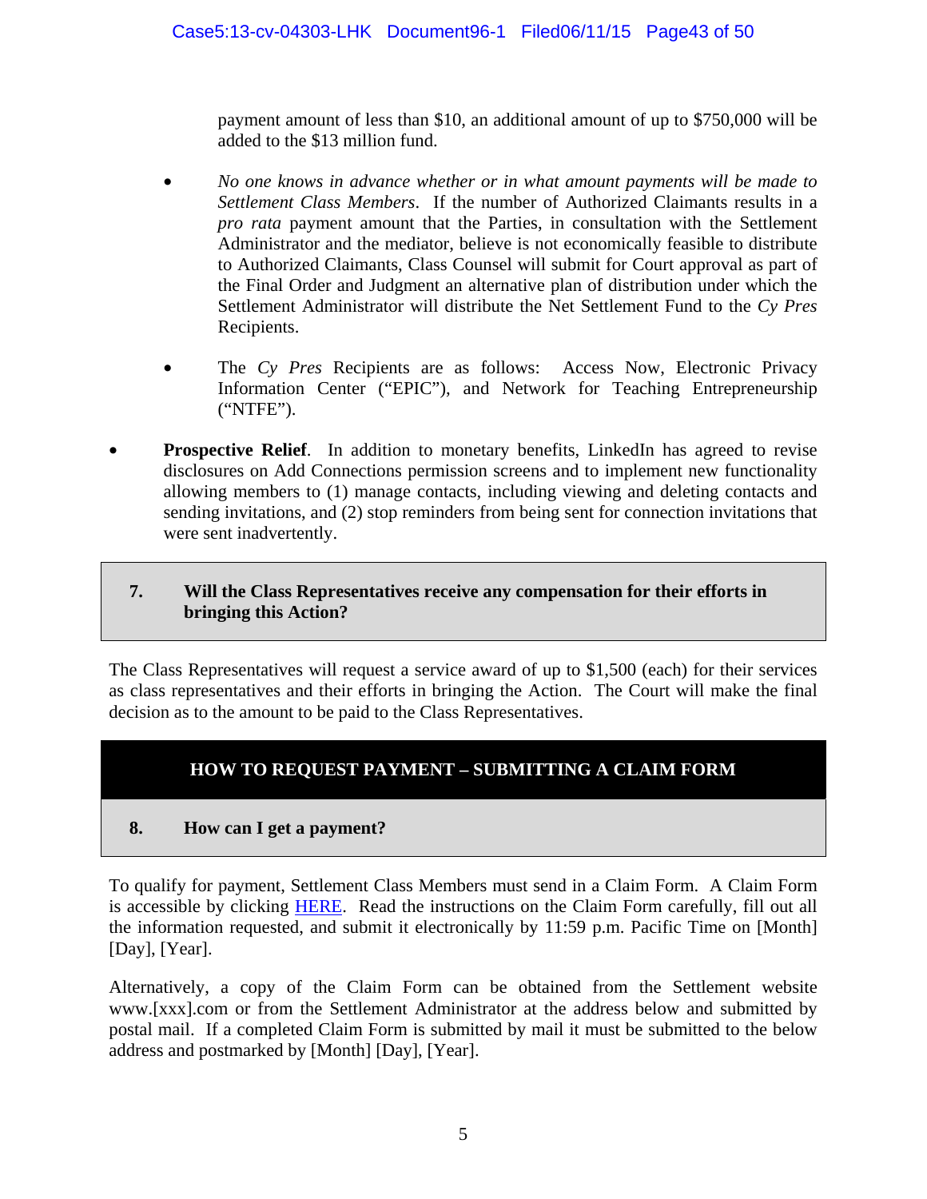payment amount of less than $10, an additional amount of up to $750,000 will be added to the $13 million fund.

  - *No one knows in advance whether or in what amount payments will be made to Settlement Class Members*. If the number of Authorized Claimants results in a *pro rata* payment amount that the Parties, in consultation with the Settlement Administrator and the mediator, believe is not economically feasible to distribute to Authorized Claimants, Class Counsel will submit for Court approval as part of the Final Order and Judgment an alternative plan of distribution under which the Settlement Administrator will distribute the Net Settlement Fund to the *Cy Pres* Recipients.

  - The *Cy Pres* Recipients are as follows: Access Now, Electronic Privacy Information Center ("EPIC"), and Network for Teaching Entrepreneurship ("NTFE").

- **Prospective Relief**. In addition to monetary benefits, LinkedIn has agreed to revise disclosures on Add Connections permission screens and to implement new functionality allowing members to (1) manage contacts, including viewing and deleting contacts and sending invitations, and (2) stop reminders from being sent for connection invitations that were sent inadvertently.

### 7. Will the Class Representatives receive any compensation for their efforts in bringing this Action?

The Class Representatives will request a service award of up to $1,500 (each) for their services as class representatives and their efforts in bringing the Action. The Court will make the final decision as to the amount to be paid to the Class Representatives.

## HOW TO REQUEST PAYMENT – SUBMITTING A CLAIM FORM

### 8. How can I get a payment?

To qualify for payment, Settlement Class Members must send in a Claim Form. A Claim Form is accessible by clicking HERE. Read the instructions on the Claim Form carefully, fill out all the information requested, and submit it electronically by 11:59 p.m. Pacific Time on [Month] [Day], [Year].

Alternatively, a copy of the Claim Form can be obtained from the Settlement website www.[xxx].com or from the Settlement Administrator at the address below and submitted by postal mail. If a completed Claim Form is submitted by mail it must be submitted to the below address and postmarked by [Month] [Day], [Year].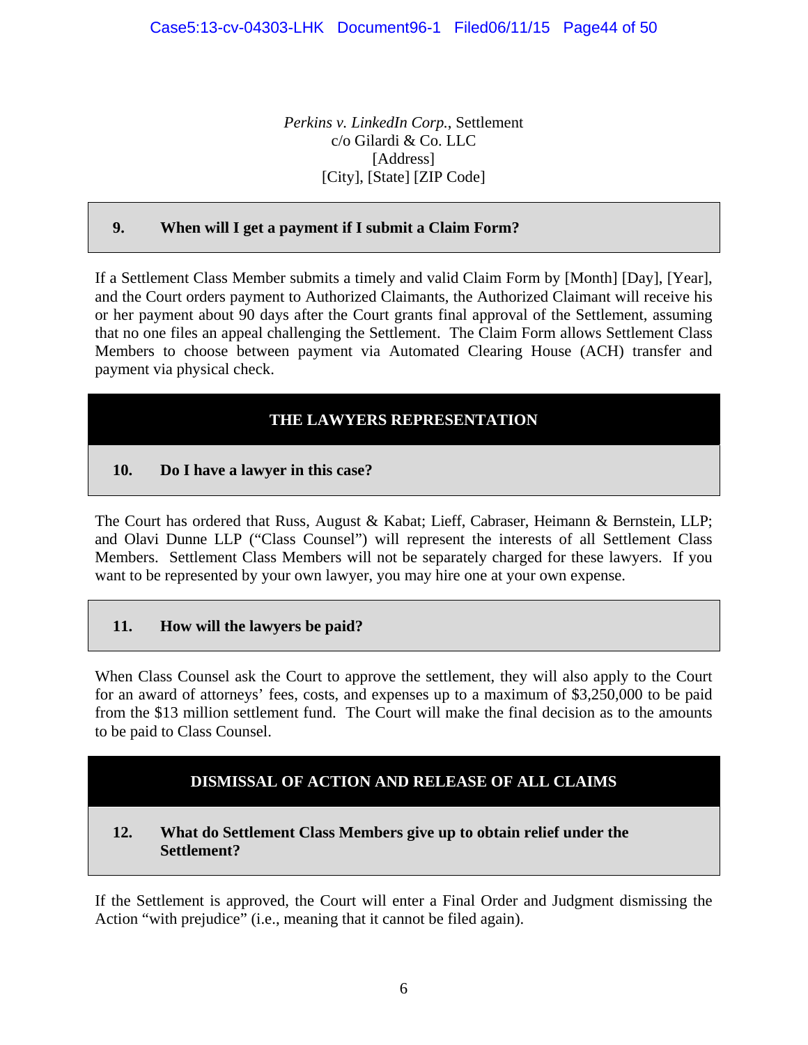*Perkins v. LinkedIn Corp.*, Settlement
c/o Gilardi & Co. LLC
[Address]
[City], [State] [ZIP Code]

### 9. When will I get a payment if I submit a Claim Form?

If a Settlement Class Member submits a timely and valid Claim Form by [Month] [Day], [Year], and the Court orders payment to Authorized Claimants, the Authorized Claimant will receive his or her payment about 90 days after the Court grants final approval of the Settlement, assuming that no one files an appeal challenging the Settlement. The Claim Form allows Settlement Class Members to choose between payment via Automated Clearing House (ACH) transfer and payment via physical check.

## THE LAWYERS REPRESENTATION

### 10. Do I have a lawyer in this case?

The Court has ordered that Russ, August & Kabat; Lieff, Cabraser, Heimann & Bernstein, LLP; and Olavi Dunne LLP ("Class Counsel") will represent the interests of all Settlement Class Members. Settlement Class Members will not be separately charged for these lawyers. If you want to be represented by your own lawyer, you may hire one at your own expense.

### 11. How will the lawyers be paid?

When Class Counsel ask the Court to approve the settlement, they will also apply to the Court for an award of attorneys' fees, costs, and expenses up to a maximum of $3,250,000 to be paid from the $13 million settlement fund. The Court will make the final decision as to the amounts to be paid to Class Counsel.

## DISMISSAL OF ACTION AND RELEASE OF ALL CLAIMS

### 12. What do Settlement Class Members give up to obtain relief under the Settlement?

If the Settlement is approved, the Court will enter a Final Order and Judgment dismissing the Action "with prejudice" (i.e., meaning that it cannot be filed again).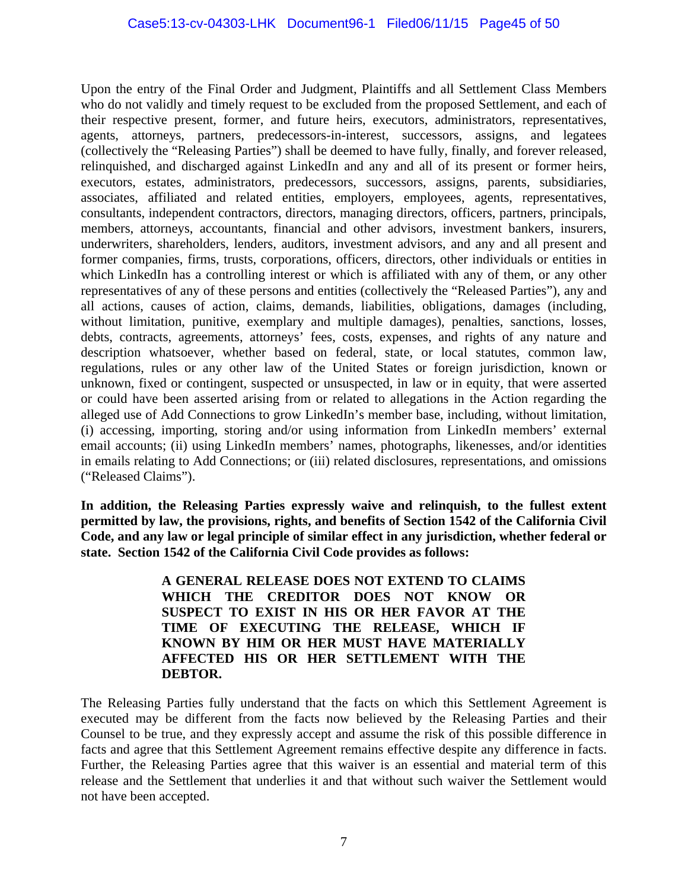Upon the entry of the Final Order and Judgment, Plaintiffs and all Settlement Class Members who do not validly and timely request to be excluded from the proposed Settlement, and each of their respective present, former, and future heirs, executors, administrators, representatives, agents, attorneys, partners, predecessors-in-interest, successors, assigns, and legatees (collectively the "Releasing Parties") shall be deemed to have fully, finally, and forever released, relinquished, and discharged against LinkedIn and any and all of its present or former heirs, executors, estates, administrators, predecessors, successors, assigns, parents, subsidiaries, associates, affiliated and related entities, employers, employees, agents, representatives, consultants, independent contractors, directors, managing directors, officers, partners, principals, members, attorneys, accountants, financial and other advisors, investment bankers, insurers, underwriters, shareholders, lenders, auditors, investment advisors, and any and all present and former companies, firms, trusts, corporations, officers, directors, other individuals or entities in which LinkedIn has a controlling interest or which is affiliated with any of them, or any other representatives of any of these persons and entities (collectively the "Released Parties"), any and all actions, causes of action, claims, demands, liabilities, obligations, damages (including, without limitation, punitive, exemplary and multiple damages), penalties, sanctions, losses, debts, contracts, agreements, attorneys' fees, costs, expenses, and rights of any nature and description whatsoever, whether based on federal, state, or local statutes, common law, regulations, rules or any other law of the United States or foreign jurisdiction, known or unknown, fixed or contingent, suspected or unsuspected, in law or in equity, that were asserted or could have been asserted arising from or related to allegations in the Action regarding the alleged use of Add Connections to grow LinkedIn's member base, including, without limitation, (i) accessing, importing, storing and/or using information from LinkedIn members' external email accounts; (ii) using LinkedIn members' names, photographs, likenesses, and/or identities in emails relating to Add Connections; or (iii) related disclosures, representations, and omissions ("Released Claims").

**In addition, the Releasing Parties expressly waive and relinquish, to the fullest extent permitted by law, the provisions, rights, and benefits of Section 1542 of the California Civil Code, and any law or legal principle of similar effect in any jurisdiction, whether federal or state. Section 1542 of the California Civil Code provides as follows:**

> **A GENERAL RELEASE DOES NOT EXTEND TO CLAIMS WHICH THE CREDITOR DOES NOT KNOW OR SUSPECT TO EXIST IN HIS OR HER FAVOR AT THE TIME OF EXECUTING THE RELEASE, WHICH IF KNOWN BY HIM OR HER MUST HAVE MATERIALLY AFFECTED HIS OR HER SETTLEMENT WITH THE DEBTOR.**

The Releasing Parties fully understand that the facts on which this Settlement Agreement is executed may be different from the facts now believed by the Releasing Parties and their Counsel to be true, and they expressly accept and assume the risk of this possible difference in facts and agree that this Settlement Agreement remains effective despite any difference in facts. Further, the Releasing Parties agree that this waiver is an essential and material term of this release and the Settlement that underlies it and that without such waiver the Settlement would not have been accepted.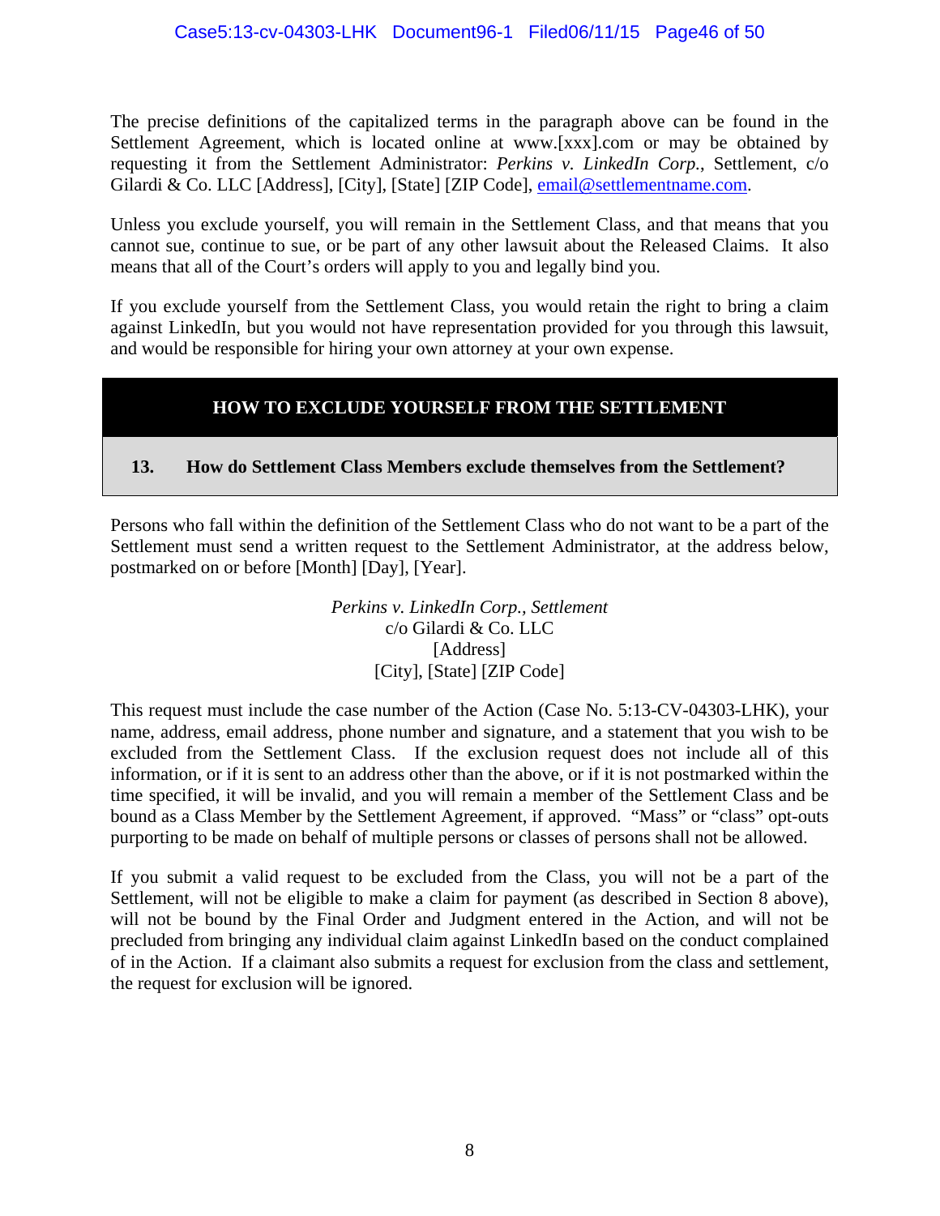The precise definitions of the capitalized terms in the paragraph above can be found in the Settlement Agreement, which is located online at www.[xxx].com or may be obtained by requesting it from the Settlement Administrator: *Perkins v. LinkedIn Corp.*, Settlement, c/o Gilardi & Co. LLC [Address], [City], [State] [ZIP Code], email@settlementname.com.

Unless you exclude yourself, you will remain in the Settlement Class, and that means that you cannot sue, continue to sue, or be part of any other lawsuit about the Released Claims. It also means that all of the Court's orders will apply to you and legally bind you.

If you exclude yourself from the Settlement Class, you would retain the right to bring a claim against LinkedIn, but you would not have representation provided for you through this lawsuit, and would be responsible for hiring your own attorney at your own expense.

## HOW TO EXCLUDE YOURSELF FROM THE SETTLEMENT

### 13. How do Settlement Class Members exclude themselves from the Settlement?

Persons who fall within the definition of the Settlement Class who do not want to be a part of the Settlement must send a written request to the Settlement Administrator, at the address below, postmarked on or before [Month] [Day], [Year].

*Perkins v. LinkedIn Corp., Settlement*
c/o Gilardi & Co. LLC
[Address]
[City], [State] [ZIP Code]

This request must include the case number of the Action (Case No. 5:13-CV-04303-LHK), your name, address, email address, phone number and signature, and a statement that you wish to be excluded from the Settlement Class. If the exclusion request does not include all of this information, or if it is sent to an address other than the above, or if it is not postmarked within the time specified, it will be invalid, and you will remain a member of the Settlement Class and be bound as a Class Member by the Settlement Agreement, if approved. "Mass" or "class" opt-outs purporting to be made on behalf of multiple persons or classes of persons shall not be allowed.

If you submit a valid request to be excluded from the Class, you will not be a part of the Settlement, will not be eligible to make a claim for payment (as described in Section 8 above), will not be bound by the Final Order and Judgment entered in the Action, and will not be precluded from bringing any individual claim against LinkedIn based on the conduct complained of in the Action. If a claimant also submits a request for exclusion from the class and settlement, the request for exclusion will be ignored.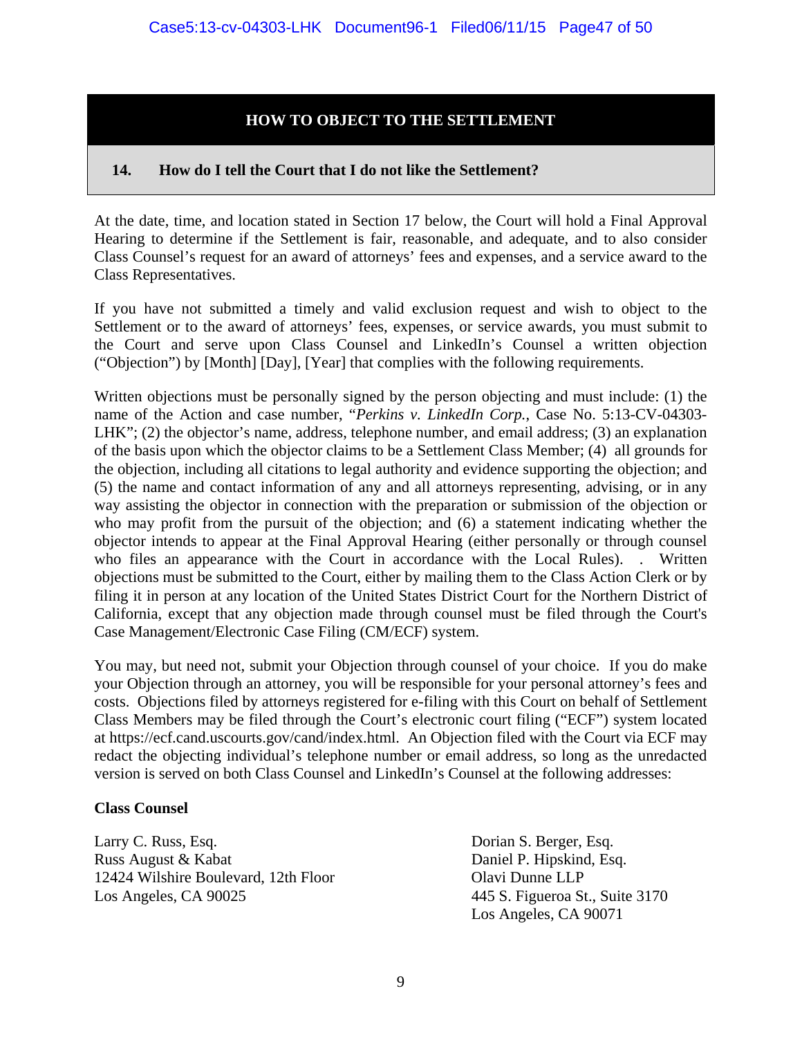## HOW TO OBJECT TO THE SETTLEMENT

### 14. How do I tell the Court that I do not like the Settlement?

At the date, time, and location stated in Section 17 below, the Court will hold a Final Approval Hearing to determine if the Settlement is fair, reasonable, and adequate, and to also consider Class Counsel's request for an award of attorneys' fees and expenses, and a service award to the Class Representatives.

If you have not submitted a timely and valid exclusion request and wish to object to the Settlement or to the award of attorneys' fees, expenses, or service awards, you must submit to the Court and serve upon Class Counsel and LinkedIn's Counsel a written objection ("Objection") by [Month] [Day], [Year] that complies with the following requirements.

Written objections must be personally signed by the person objecting and must include: (1) the name of the Action and case number, "*Perkins v. LinkedIn Corp.*, Case No. 5:13-CV-04303-LHK"; (2) the objector's name, address, telephone number, and email address; (3) an explanation of the basis upon which the objector claims to be a Settlement Class Member; (4) all grounds for the objection, including all citations to legal authority and evidence supporting the objection; and (5) the name and contact information of any and all attorneys representing, advising, or in any way assisting the objector in connection with the preparation or submission of the objection or who may profit from the pursuit of the objection; and (6) a statement indicating whether the objector intends to appear at the Final Approval Hearing (either personally or through counsel who files an appearance with the Court in accordance with the Local Rules). . Written objections must be submitted to the Court, either by mailing them to the Class Action Clerk or by filing it in person at any location of the United States District Court for the Northern District of California, except that any objection made through counsel must be filed through the Court's Case Management/Electronic Case Filing (CM/ECF) system.

You may, but need not, submit your Objection through counsel of your choice. If you do make your Objection through an attorney, you will be responsible for your personal attorney's fees and costs. Objections filed by attorneys registered for e-filing with this Court on behalf of Settlement Class Members may be filed through the Court's electronic court filing ("ECF") system located at https://ecf.cand.uscourts.gov/cand/index.html. An Objection filed with the Court via ECF may redact the objecting individual's telephone number or email address, so long as the unredacted version is served on both Class Counsel and LinkedIn's Counsel at the following addresses:

**Class Counsel**

Larry C. Russ, Esq.
Russ August & Kabat
12424 Wilshire Boulevard, 12th Floor
Los Angeles, CA 90025

Dorian S. Berger, Esq.
Daniel P. Hipskind, Esq.
Olavi Dunne LLP
445 S. Figueroa St., Suite 3170
Los Angeles, CA 90071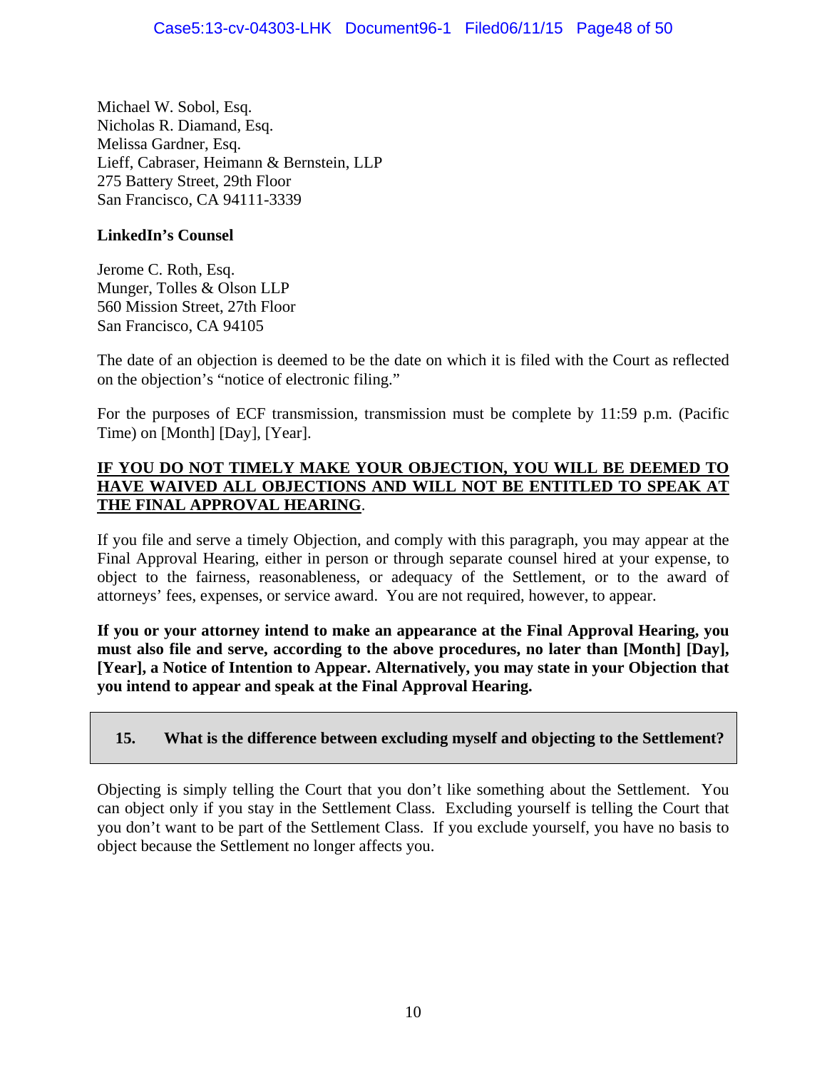Michael W. Sobol, Esq.
Nicholas R. Diamand, Esq.
Melissa Gardner, Esq.
Lieff, Cabraser, Heimann & Bernstein, LLP
275 Battery Street, 29th Floor
San Francisco, CA 94111-3339

**LinkedIn's Counsel**

Jerome C. Roth, Esq.
Munger, Tolles & Olson LLP
560 Mission Street, 27th Floor
San Francisco, CA 94105

The date of an objection is deemed to be the date on which it is filed with the Court as reflected on the objection's "notice of electronic filing."

For the purposes of ECF transmission, transmission must be complete by 11:59 p.m. (Pacific Time) on [Month] [Day], [Year].

**IF YOU DO NOT TIMELY MAKE YOUR OBJECTION, YOU WILL BE DEEMED TO HAVE WAIVED ALL OBJECTIONS AND WILL NOT BE ENTITLED TO SPEAK AT THE FINAL APPROVAL HEARING**.

If you file and serve a timely Objection, and comply with this paragraph, you may appear at the Final Approval Hearing, either in person or through separate counsel hired at your expense, to object to the fairness, reasonableness, or adequacy of the Settlement, or to the award of attorneys' fees, expenses, or service award. You are not required, however, to appear.

**If you or your attorney intend to make an appearance at the Final Approval Hearing, you must also file and serve, according to the above procedures, no later than [Month] [Day], [Year], a Notice of Intention to Appear. Alternatively, you may state in your Objection that you intend to appear and speak at the Final Approval Hearing.**

## 15. What is the difference between excluding myself and objecting to the Settlement?

Objecting is simply telling the Court that you don't like something about the Settlement. You can object only if you stay in the Settlement Class. Excluding yourself is telling the Court that you don't want to be part of the Settlement Class. If you exclude yourself, you have no basis to object because the Settlement no longer affects you.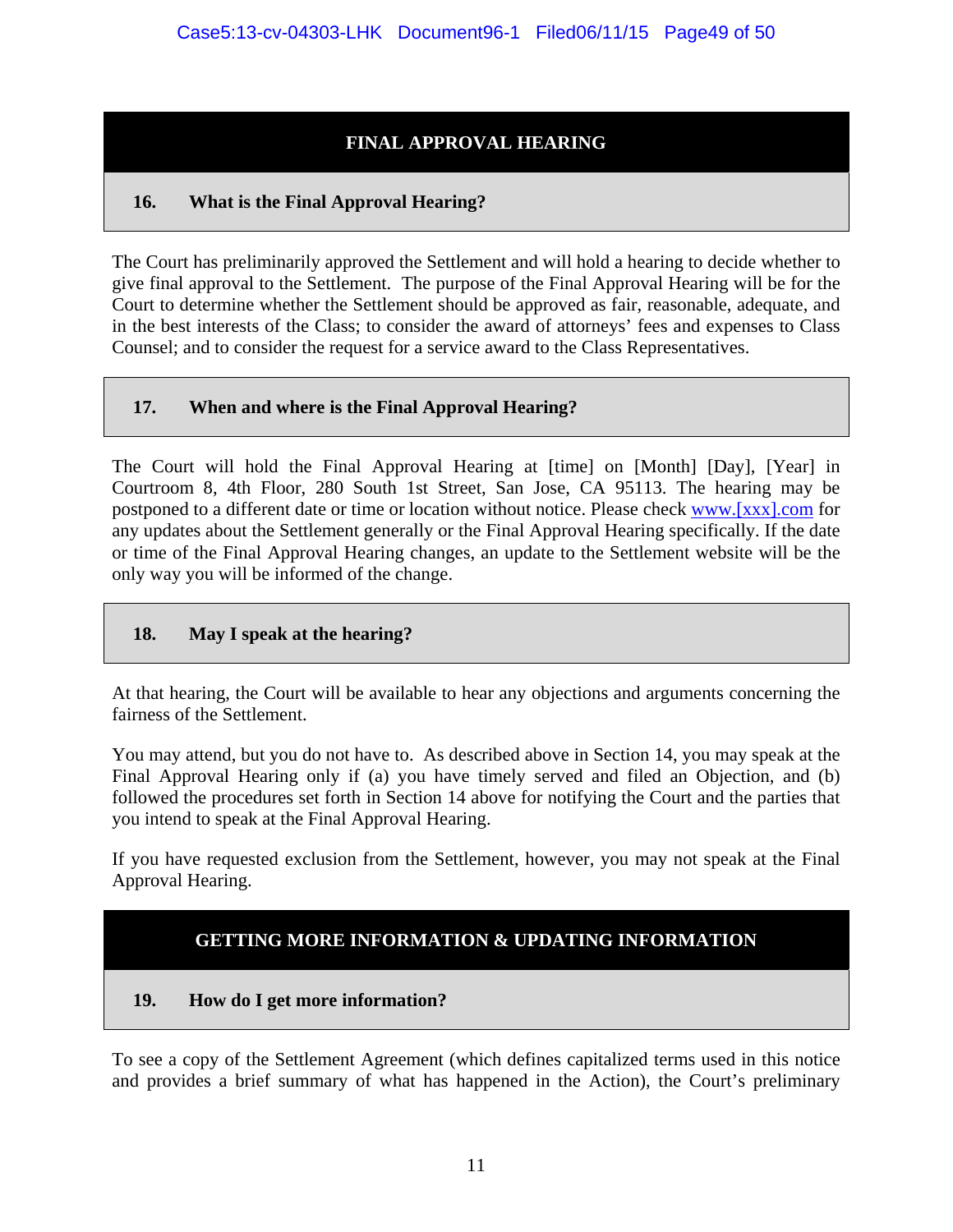## FINAL APPROVAL HEARING

### 16. What is the Final Approval Hearing?

The Court has preliminarily approved the Settlement and will hold a hearing to decide whether to give final approval to the Settlement. The purpose of the Final Approval Hearing will be for the Court to determine whether the Settlement should be approved as fair, reasonable, adequate, and in the best interests of the Class; to consider the award of attorneys' fees and expenses to Class Counsel; and to consider the request for a service award to the Class Representatives.

### 17. When and where is the Final Approval Hearing?

The Court will hold the Final Approval Hearing at [time] on [Month] [Day], [Year] in Courtroom 8, 4th Floor, 280 South 1st Street, San Jose, CA 95113. The hearing may be postponed to a different date or time or location without notice. Please check www.[xxx].com for any updates about the Settlement generally or the Final Approval Hearing specifically. If the date or time of the Final Approval Hearing changes, an update to the Settlement website will be the only way you will be informed of the change.

### 18. May I speak at the hearing?

At that hearing, the Court will be available to hear any objections and arguments concerning the fairness of the Settlement.

You may attend, but you do not have to. As described above in Section 14, you may speak at the Final Approval Hearing only if (a) you have timely served and filed an Objection, and (b) followed the procedures set forth in Section 14 above for notifying the Court and the parties that you intend to speak at the Final Approval Hearing.

If you have requested exclusion from the Settlement, however, you may not speak at the Final Approval Hearing.

## GETTING MORE INFORMATION & UPDATING INFORMATION

### 19. How do I get more information?

To see a copy of the Settlement Agreement (which defines capitalized terms used in this notice and provides a brief summary of what has happened in the Action), the Court's preliminary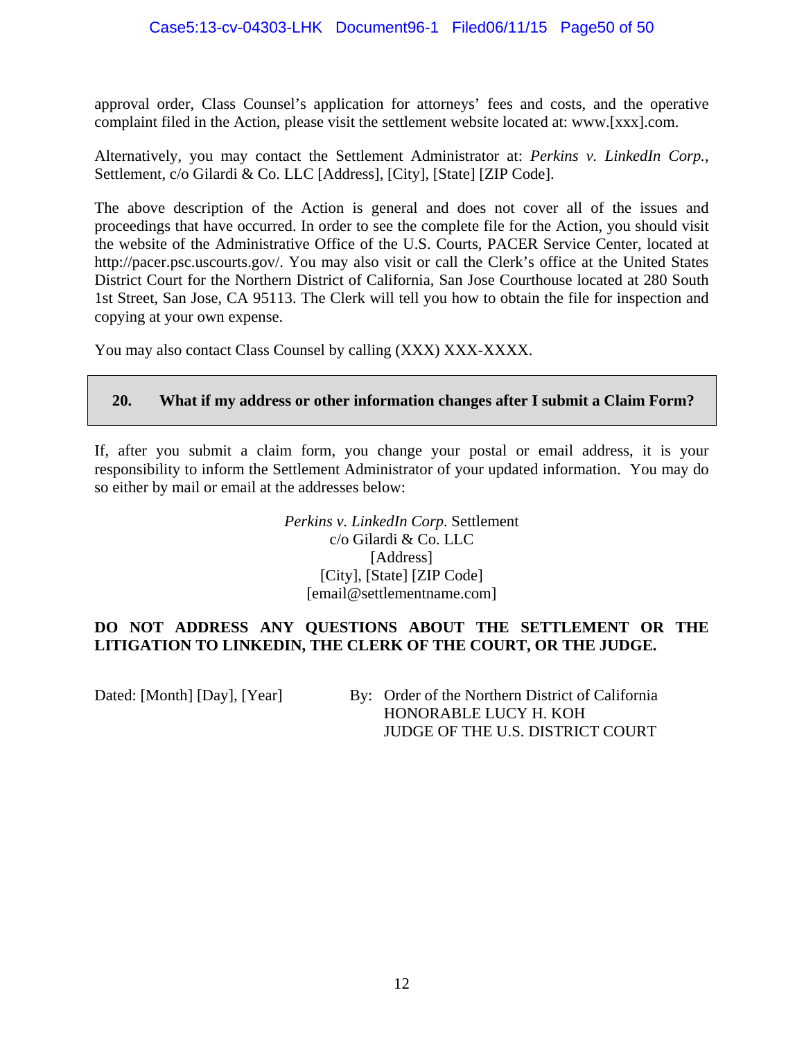approval order, Class Counsel's application for attorneys' fees and costs, and the operative complaint filed in the Action, please visit the settlement website located at: www.[xxx].com.

Alternatively, you may contact the Settlement Administrator at: *Perkins v. LinkedIn Corp.*, Settlement, c/o Gilardi & Co. LLC [Address], [City], [State] [ZIP Code].

The above description of the Action is general and does not cover all of the issues and proceedings that have occurred. In order to see the complete file for the Action, you should visit the website of the Administrative Office of the U.S. Courts, PACER Service Center, located at http://pacer.psc.uscourts.gov/. You may also visit or call the Clerk's office at the United States District Court for the Northern District of California, San Jose Courthouse located at 280 South 1st Street, San Jose, CA 95113. The Clerk will tell you how to obtain the file for inspection and copying at your own expense.

You may also contact Class Counsel by calling (XXX) XXX-XXXX.

## 20. What if my address or other information changes after I submit a Claim Form?

If, after you submit a claim form, you change your postal or email address, it is your responsibility to inform the Settlement Administrator of your updated information. You may do so either by mail or email at the addresses below:

*Perkins v. LinkedIn Corp*. Settlement
c/o Gilardi & Co. LLC
[Address]
[City], [State] [ZIP Code]
[email@settlementname.com]

**DO NOT ADDRESS ANY QUESTIONS ABOUT THE SETTLEMENT OR THE LITIGATION TO LINKEDIN, THE CLERK OF THE COURT, OR THE JUDGE.**

Dated: [Month] [Day], [Year]

By: Order of the Northern District of California
HONORABLE LUCY H. KOH
JUDGE OF THE U.S. DISTRICT COURT